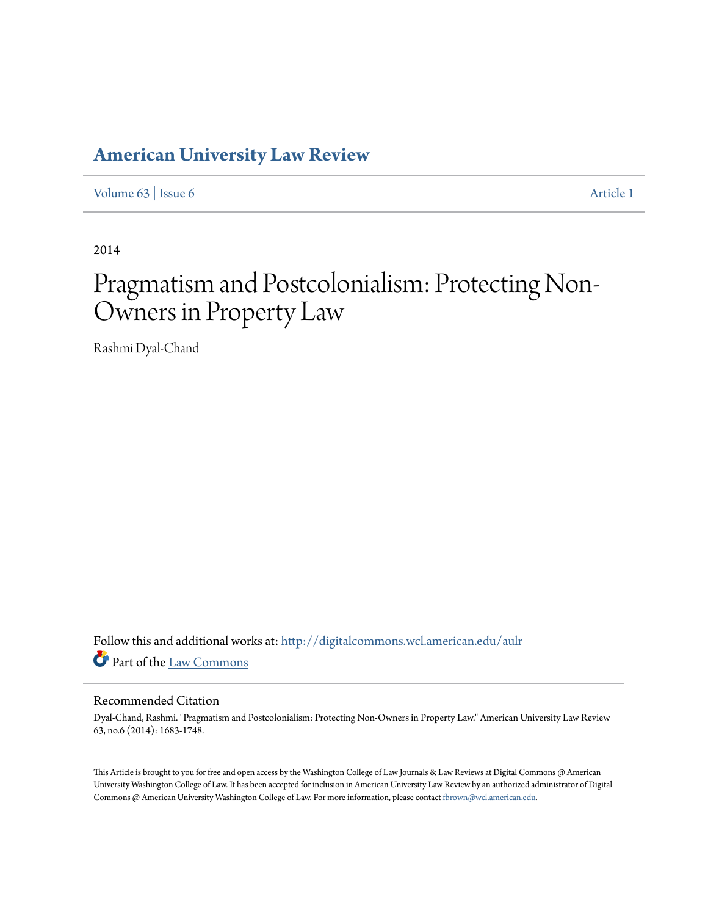# American University Law Review

Volume 63 | Issue 6 Article 1

2014

# Pragmatism and Postcolonialism: Protecting Non-Owners in Property Law

Rashmi Dyal-Chand

Follow this and additional works at: http://digitalcommons.wcl.american.edu/aulr

Part of the Law Commons

## Recommended Citation

Dyal-Chand, Rashmi. "Pragmatism and Postcolonialism: Protecting Non-Owners in Property Law." American University Law Review 63, no.6 (2014): 1683-1748.

This Article is brought to you for free and open access by the Washington College of Law Journals & Law Reviews at Digital Commons @ American University Washington College of Law. It has been accepted for inclusion in American University Law Review by an authorized administrator of Digital Commons @ American University Washington College of Law. For more information, please contact fbrown@wcl.american.edu.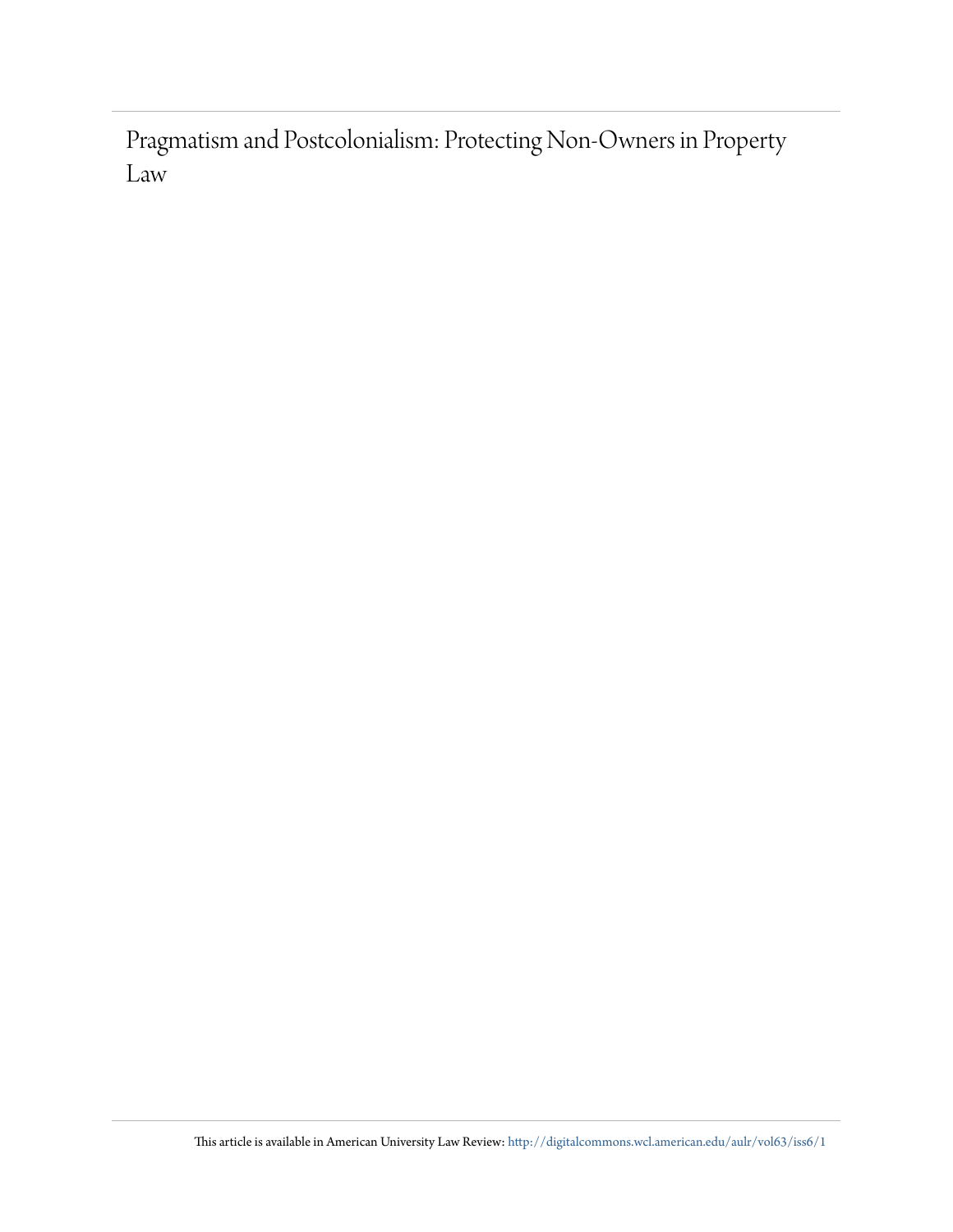# Pragmatism and Postcolonialism: Protecting Non-Owners in Property Law

This article is available in American University Law Review: http://digitalcommons.wcl.american.edu/aulr/vol63/iss6/1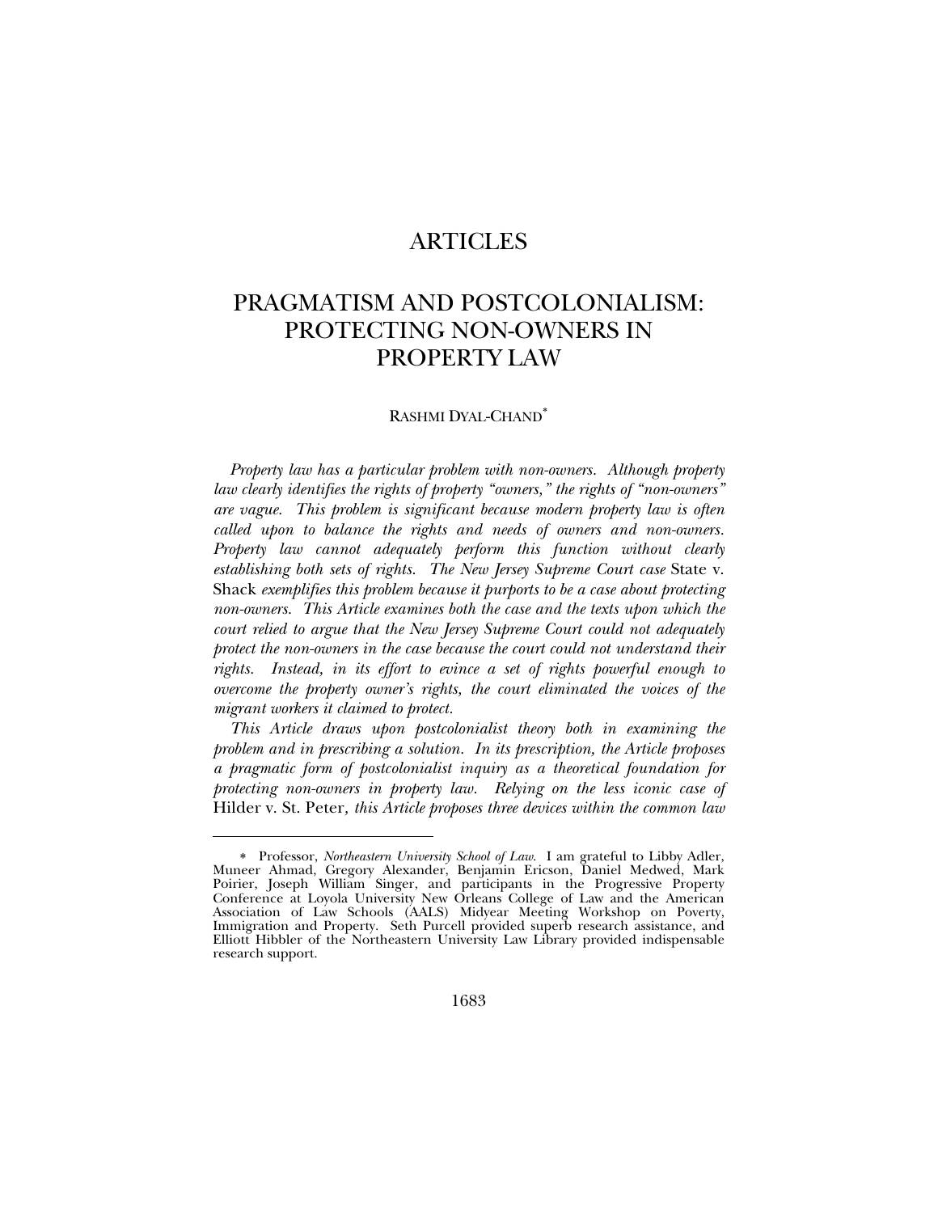# ARTICLES

# PRAGMATISM AND POSTCOLONIALISM: PROTECTING NON-OWNERS IN PROPERTY LAW

RASHMI DYAL-CHAND*

*Property law has a particular problem with non-owners. Although property law clearly identifies the rights of property "owners," the rights of "non-owners" are vague. This problem is significant because modern property law is often called upon to balance the rights and needs of owners and non-owners. Property law cannot adequately perform this function without clearly establishing both sets of rights. The New Jersey Supreme Court case* State v. Shack *exemplifies this problem because it purports to be a case about protecting non-owners. This Article examines both the case and the texts upon which the court relied to argue that the New Jersey Supreme Court could not adequately protect the non-owners in the case because the court could not understand their rights. Instead, in its effort to evince a set of rights powerful enough to overcome the property owner's rights, the court eliminated the voices of the migrant workers it claimed to protect.*

*This Article draws upon postcolonialist theory both in examining the problem and in prescribing a solution. In its prescription, the Article proposes a pragmatic form of postcolonialist inquiry as a theoretical foundation for protecting non-owners in property law. Relying on the less iconic case of* Hilder v. St. Peter*, this Article proposes three devices within the common law*

---

\* Professor, *Northeastern University School of Law*. I am grateful to Libby Adler, Muneer Ahmad, Gregory Alexander, Benjamin Ericson, Daniel Medwed, Mark Poirier, Joseph William Singer, and participants in the Progressive Property Conference at Loyola University New Orleans College of Law and the American Association of Law Schools (AALS) Midyear Meeting Workshop on Poverty, Immigration and Property. Seth Purcell provided superb research assistance, and Elliott Hibbler of the Northeastern University Law Library provided indispensable research support.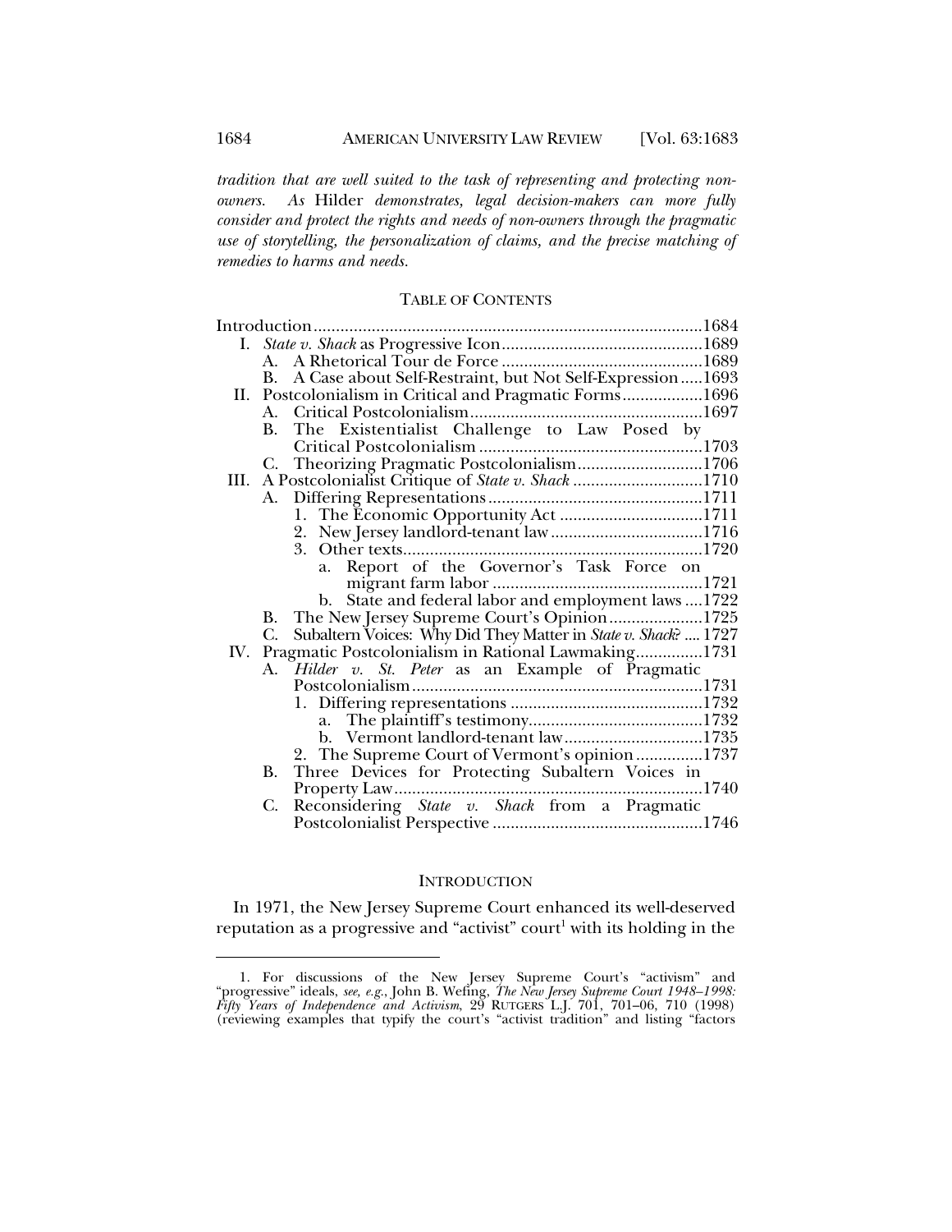*tradition that are well suited to the task of representing and protecting non-owners. As* Hilder *demonstrates, legal decision-makers can more fully consider and protect the rights and needs of non-owners through the pragmatic use of storytelling, the personalization of claims, and the precise matching of remedies to harms and needs.*

## TABLE OF CONTENTS

Introduction ........ 1684

- I. *State v. Shack* as Progressive Icon ........ 1689
  - A. A Rhetorical Tour de Force ........ 1689
  - B. A Case about Self-Restraint, but Not Self-Expression ........ 1693
- II. Postcolonialism in Critical and Pragmatic Forms ........ 1696
  - A. Critical Postcolonialism ........ 1697
  - B. The Existentialist Challenge to Law Posed by Critical Postcolonialism ........ 1703
  - C. Theorizing Pragmatic Postcolonialism ........ 1706
- III. A Postcolonialist Critique of *State v. Shack* ........ 1710
  - A. Differing Representations ........ 1711
    - 1. The Economic Opportunity Act ........ 1711
    - 2. New Jersey landlord-tenant law ........ 1716
    - 3. Other texts ........ 1720
      - a. Report of the Governor's Task Force on migrant farm labor ........ 1721
      - b. State and federal labor and employment laws ........ 1722
  - B. The New Jersey Supreme Court's Opinion ........ 1725
  - C. Subaltern Voices: Why Did They Matter in *State v. Shack*? ........ 1727
- IV. Pragmatic Postcolonialism in Rational Lawmaking ........ 1731
  - A. *Hilder v. St. Peter* as an Example of Pragmatic Postcolonialism ........ 1731
    - 1. Differing representations ........ 1732
      - a. The plaintiff's testimony ........ 1732
      - b. Vermont landlord-tenant law ........ 1735
    - 2. The Supreme Court of Vermont's opinion ........ 1737
  - B. Three Devices for Protecting Subaltern Voices in Property Law ........ 1740
  - C. Reconsidering *State v. Shack* from a Pragmatic Postcolonialist Perspective ........ 1746

## INTRODUCTION

In 1971, the New Jersey Supreme Court enhanced its well-deserved reputation as a progressive and "activist" court[1] with its holding in the

---

1. For discussions of the New Jersey Supreme Court's "activism" and "progressive" ideals, *see, e.g.*, John B. Wefing, *The New Jersey Supreme Court 1948–1998: Fifty Years of Independence and Activism*, 29 RUTGERS L.J. 701, 701–06, 710 (1998) (reviewing examples that typify the court's "activist tradition" and listing "factors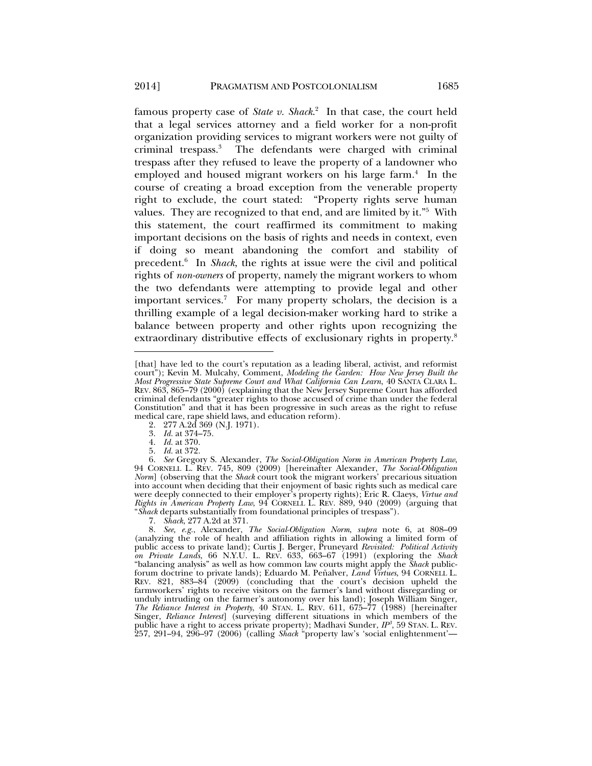famous property case of *State v. Shack*.[2] In that case, the court held that a legal services attorney and a field worker for a non-profit organization providing services to migrant workers were not guilty of criminal trespass.[3] The defendants were charged with criminal trespass after they refused to leave the property of a landowner who employed and housed migrant workers on his large farm.[4] In the course of creating a broad exception from the venerable property right to exclude, the court stated: "Property rights serve human values. They are recognized to that end, and are limited by it."[5] With this statement, the court reaffirmed its commitment to making important decisions on the basis of rights and needs in context, even if doing so meant abandoning the comfort and stability of precedent.[6] In *Shack*, the rights at issue were the civil and political rights of *non-owners* of property, namely the migrant workers to whom the two defendants were attempting to provide legal and other important services.[7] For many property scholars, the decision is a thrilling example of a legal decision-maker working hard to strike a balance between property and other rights upon recognizing the extraordinary distributive effects of exclusionary rights in property.[8]

---

[that] have led to the court's reputation as a leading liberal, activist, and reformist court"); Kevin M. Mulcahy, Comment, *Modeling the Garden: How New Jersey Built the Most Progressive State Supreme Court and What California Can Learn*, 40 SANTA CLARA L. REV. 863, 865–79 (2000) (explaining that the New Jersey Supreme Court has afforded criminal defendants "greater rights to those accused of crime than under the federal Constitution" and that it has been progressive in such areas as the right to refuse medical care, rape shield laws, and education reform).

2. 277 A.2d 369 (N.J. 1971).

3. *Id.* at 374–75.

4. *Id.* at 370.

5. *Id.* at 372.

6. *See* Gregory S. Alexander, *The Social-Obligation Norm in American Property Law*, 94 CORNELL L. REV. 745, 809 (2009) [hereinafter Alexander, *The Social-Obligation Norm*] (observing that the *Shack* court took the migrant workers' precarious situation into account when deciding that their enjoyment of basic rights such as medical care were deeply connected to their employer's property rights); Eric R. Claeys, *Virtue and Rights in American Property Law*, 94 CORNELL L. REV. 889, 940 (2009) (arguing that "*Shack* departs substantially from foundational principles of trespass").

7. *Shack*, 277 A.2d at 371.

8. *See, e.g.*, Alexander, *The Social-Obligation Norm*, *supra* note 6, at 808–09 (analyzing the role of health and affiliation rights in allowing a limited form of public access to private land); Curtis J. Berger, Pruneyard *Revisited: Political Activity on Private Lands*, 66 N.Y.U. L. REV. 633, 663–67 (1991) (exploring the *Shack* "balancing analysis" as well as how common law courts might apply the *Shack* public-forum doctrine to private lands); Eduardo M. Peñalver, *Land Virtues*, 94 CORNELL L. REV. 821, 883–84 (2009) (concluding that the court's decision upheld the farmworkers' rights to receive visitors on the farmer's land without disregarding or unduly intruding on the farmer's autonomy over his land); Joseph William Singer, *The Reliance Interest in Property*, 40 STAN. L. REV. 611, 675–77 (1988) [hereinafter Singer, *Reliance Interest*] (surveying different situations in which members of the public have a right to access private property); Madhavi Sunder, *IP³*, 59 STAN. L. REV. 257, 291–94, 296–97 (2006) (calling *Shack* "property law's 'social enlightenment'—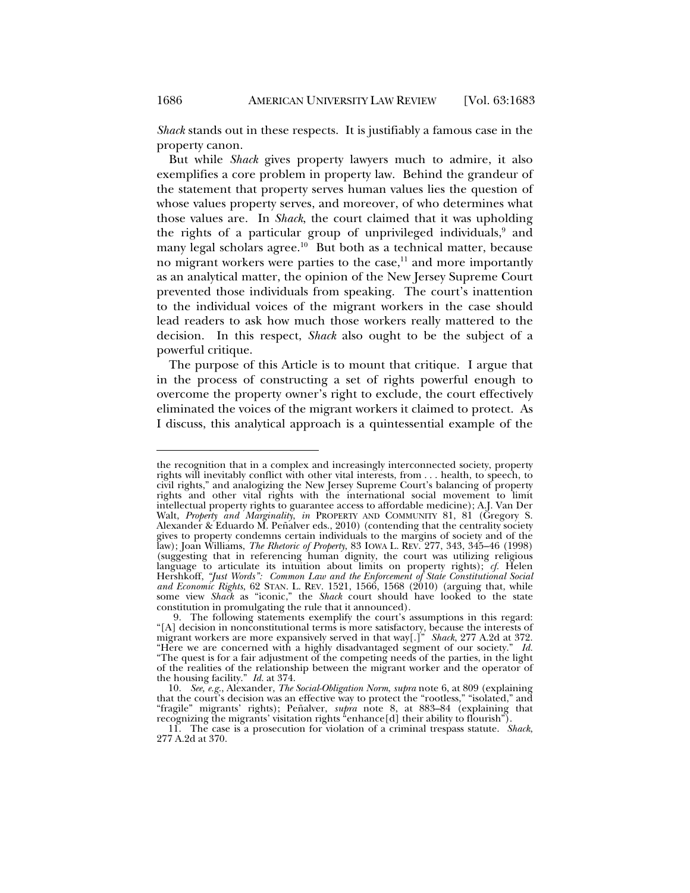*Shack* stands out in these respects. It is justifiably a famous case in the property canon.

But while *Shack* gives property lawyers much to admire, it also exemplifies a core problem in property law. Behind the grandeur of the statement that property serves human values lies the question of whose values property serves, and moreover, of who determines what those values are. In *Shack*, the court claimed that it was upholding the rights of a particular group of unprivileged individuals,[9] and many legal scholars agree.[10] But both as a technical matter, because no migrant workers were parties to the case,[11] and more importantly as an analytical matter, the opinion of the New Jersey Supreme Court prevented those individuals from speaking. The court's inattention to the individual voices of the migrant workers in the case should lead readers to ask how much those workers really mattered to the decision. In this respect, *Shack* also ought to be the subject of a powerful critique.

The purpose of this Article is to mount that critique. I argue that in the process of constructing a set of rights powerful enough to overcome the property owner's right to exclude, the court effectively eliminated the voices of the migrant workers it claimed to protect. As I discuss, this analytical approach is a quintessential example of the

---

the recognition that in a complex and increasingly interconnected society, property rights will inevitably conflict with other vital interests, from . . . health, to speech, to civil rights," and analogizing the New Jersey Supreme Court's balancing of property rights and other vital rights with the international social movement to limit intellectual property rights to guarantee access to affordable medicine); A.J. Van Der Walt, *Property and Marginality*, *in* PROPERTY AND COMMUNITY 81, 81 (Gregory S. Alexander & Eduardo M. Peñalver eds., 2010) (contending that the centrality society gives to property condemns certain individuals to the margins of society and of the law); Joan Williams, *The Rhetoric of Property*, 83 IOWA L. REV. 277, 343, 345–46 (1998) (suggesting that in referencing human dignity, the court was utilizing religious language to articulate its intuition about limits on property rights); *cf.* Helen Hershkoff, *"Just Words": Common Law and the Enforcement of State Constitutional Social and Economic Rights*, 62 STAN. L. REV. 1521, 1566, 1568 (2010) (arguing that, while some view *Shack* as "iconic," the *Shack* court should have looked to the state constitution in promulgating the rule that it announced).

9. The following statements exemplify the court's assumptions in this regard: "[A] decision in nonconstitutional terms is more satisfactory, because the interests of migrant workers are more expansively served in that way[.]" *Shack*, 277 A.2d at 372. "Here we are concerned with a highly disadvantaged segment of our society." *Id.* "The quest is for a fair adjustment of the competing needs of the parties, in the light of the realities of the relationship between the migrant worker and the operator of the housing facility." *Id.* at 374.

10. *See, e.g.*, Alexander, *The Social-Obligation Norm*, *supra* note 6, at 809 (explaining that the court's decision was an effective way to protect the "rootless," "isolated," and "fragile" migrants' rights); Peñalver, *supra* note 8, at 883–84 (explaining that recognizing the migrants' visitation rights "enhance[d] their ability to flourish").

11. The case is a prosecution for violation of a criminal trespass statute. *Shack*, 277 A.2d at 370.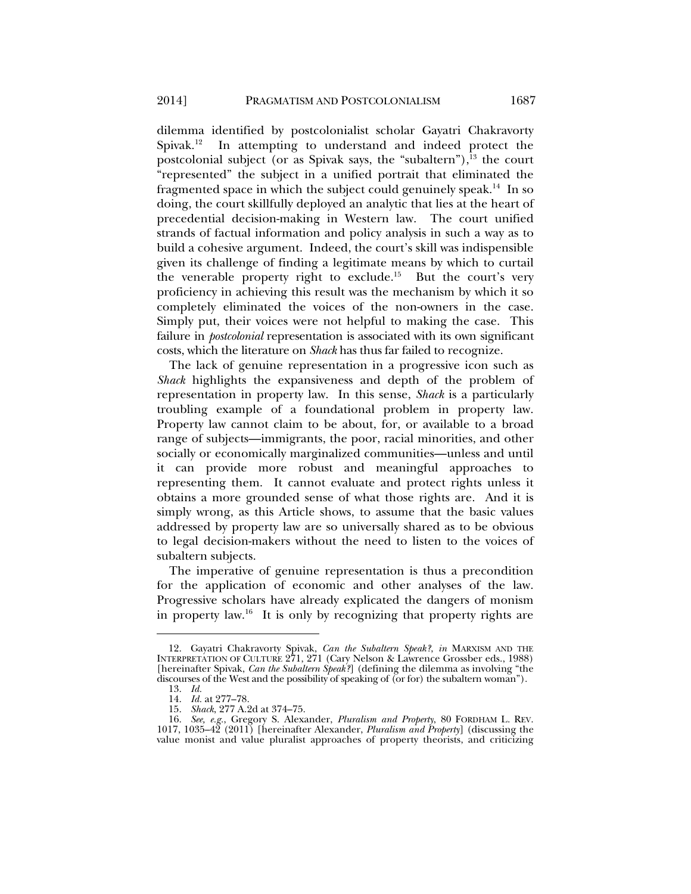dilemma identified by postcolonialist scholar Gayatri Chakravorty Spivak.[12] In attempting to understand and indeed protect the postcolonial subject (or as Spivak says, the "subaltern"),[13] the court "represented" the subject in a unified portrait that eliminated the fragmented space in which the subject could genuinely speak.[14] In so doing, the court skillfully deployed an analytic that lies at the heart of precedential decision-making in Western law. The court unified strands of factual information and policy analysis in such a way as to build a cohesive argument. Indeed, the court's skill was indispensible given its challenge of finding a legitimate means by which to curtail the venerable property right to exclude.[15] But the court's very proficiency in achieving this result was the mechanism by which it so completely eliminated the voices of the non-owners in the case. Simply put, their voices were not helpful to making the case. This failure in *postcolonial* representation is associated with its own significant costs, which the literature on *Shack* has thus far failed to recognize.

The lack of genuine representation in a progressive icon such as *Shack* highlights the expansiveness and depth of the problem of representation in property law. In this sense, *Shack* is a particularly troubling example of a foundational problem in property law. Property law cannot claim to be about, for, or available to a broad range of subjects—immigrants, the poor, racial minorities, and other socially or economically marginalized communities—unless and until it can provide more robust and meaningful approaches to representing them. It cannot evaluate and protect rights unless it obtains a more grounded sense of what those rights are. And it is simply wrong, as this Article shows, to assume that the basic values addressed by property law are so universally shared as to be obvious to legal decision-makers without the need to listen to the voices of subaltern subjects.

The imperative of genuine representation is thus a precondition for the application of economic and other analyses of the law. Progressive scholars have already explicated the dangers of monism in property law.[16] It is only by recognizing that property rights are

---

12. Gayatri Chakravorty Spivak, *Can the Subaltern Speak?*, *in* MARXISM AND THE INTERPRETATION OF CULTURE 271, 271 (Cary Nelson & Lawrence Grossber eds., 1988) [hereinafter Spivak, *Can the Subaltern Speak?*] (defining the dilemma as involving "the discourses of the West and the possibility of speaking of (or for) the subaltern woman").

13. *Id.*

14. *Id.* at 277–78.

15. *Shack*, 277 A.2d at 374–75.

16. *See, e.g.*, Gregory S. Alexander, *Pluralism and Property*, 80 FORDHAM L. REV. 1017, 1035–42 (2011) [hereinafter Alexander, *Pluralism and Property*] (discussing the value monist and value pluralist approaches of property theorists, and criticizing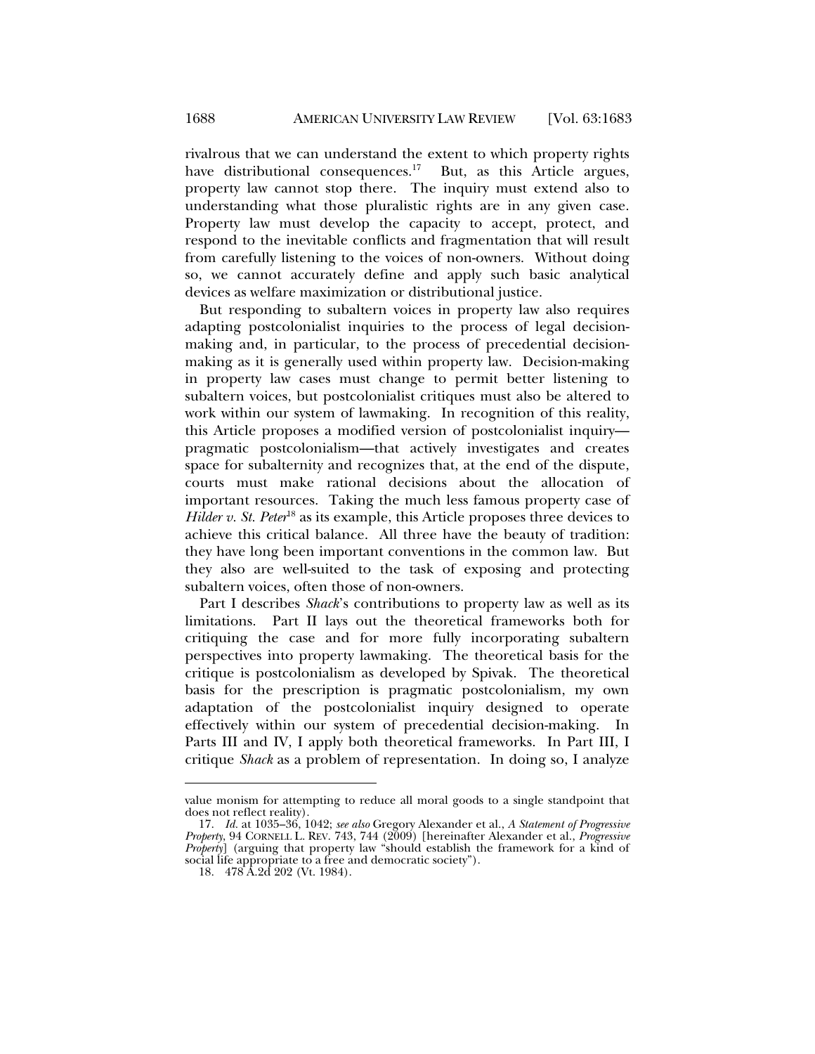rivalrous that we can understand the extent to which property rights have distributional consequences.[17] But, as this Article argues, property law cannot stop there. The inquiry must extend also to understanding what those pluralistic rights are in any given case. Property law must develop the capacity to accept, protect, and respond to the inevitable conflicts and fragmentation that will result from carefully listening to the voices of non-owners. Without doing so, we cannot accurately define and apply such basic analytical devices as welfare maximization or distributional justice.

But responding to subaltern voices in property law also requires adapting postcolonialist inquiries to the process of legal decision-making and, in particular, to the process of precedential decision-making as it is generally used within property law. Decision-making in property law cases must change to permit better listening to subaltern voices, but postcolonialist critiques must also be altered to work within our system of lawmaking. In recognition of this reality, this Article proposes a modified version of postcolonialist inquiry—pragmatic postcolonialism—that actively investigates and creates space for subalternity and recognizes that, at the end of the dispute, courts must make rational decisions about the allocation of important resources. Taking the much less famous property case of *Hilder v. St. Peter*[18] as its example, this Article proposes three devices to achieve this critical balance. All three have the beauty of tradition: they have long been important conventions in the common law. But they also are well-suited to the task of exposing and protecting subaltern voices, often those of non-owners.

Part I describes *Shack*'s contributions to property law as well as its limitations. Part II lays out the theoretical frameworks both for critiquing the case and for more fully incorporating subaltern perspectives into property lawmaking. The theoretical basis for the critique is postcolonialism as developed by Spivak. The theoretical basis for the prescription is pragmatic postcolonialism, my own adaptation of the postcolonialist inquiry designed to operate effectively within our system of precedential decision-making. In Parts III and IV, I apply both theoretical frameworks. In Part III, I critique *Shack* as a problem of representation. In doing so, I analyze

---

value monism for attempting to reduce all moral goods to a single standpoint that does not reflect reality).

17. *Id.* at 1035–36, 1042; *see also* Gregory Alexander et al., *A Statement of Progressive Property*, 94 CORNELL L. REV. 743, 744 (2009) [hereinafter Alexander et al., *Progressive Property*] (arguing that property law "should establish the framework for a kind of social life appropriate to a free and democratic society").

18. 478 A.2d 202 (Vt. 1984).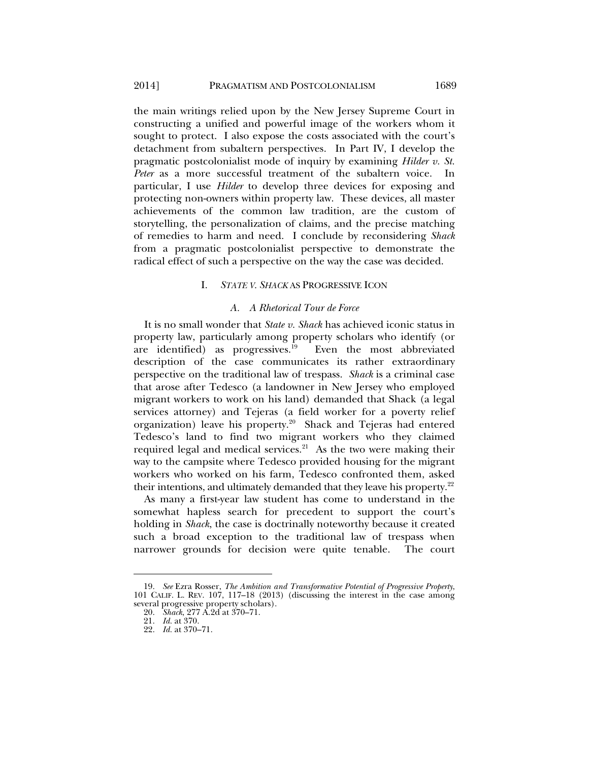the main writings relied upon by the New Jersey Supreme Court in constructing a unified and powerful image of the workers whom it sought to protect. I also expose the costs associated with the court's detachment from subaltern perspectives. In Part IV, I develop the pragmatic postcolonialist mode of inquiry by examining *Hilder v. St. Peter* as a more successful treatment of the subaltern voice. In particular, I use *Hilder* to develop three devices for exposing and protecting non-owners within property law. These devices, all master achievements of the common law tradition, are the custom of storytelling, the personalization of claims, and the precise matching of remedies to harm and need. I conclude by reconsidering *Shack* from a pragmatic postcolonialist perspective to demonstrate the radical effect of such a perspective on the way the case was decided.

## I. *STATE V. SHACK* AS PROGRESSIVE ICON

### A. *A Rhetorical Tour de Force*

It is no small wonder that *State v. Shack* has achieved iconic status in property law, particularly among property scholars who identify (or are identified) as progressives.[19] Even the most abbreviated description of the case communicates its rather extraordinary perspective on the traditional law of trespass. *Shack* is a criminal case that arose after Tedesco (a landowner in New Jersey who employed migrant workers to work on his land) demanded that Shack (a legal services attorney) and Tejeras (a field worker for a poverty relief organization) leave his property.[20] Shack and Tejeras had entered Tedesco's land to find two migrant workers who they claimed required legal and medical services.[21] As the two were making their way to the campsite where Tedesco provided housing for the migrant workers who worked on his farm, Tedesco confronted them, asked their intentions, and ultimately demanded that they leave his property.[22]

As many a first-year law student has come to understand in the somewhat hapless search for precedent to support the court's holding in *Shack*, the case is doctrinally noteworthy because it created such a broad exception to the traditional law of trespass when narrower grounds for decision were quite tenable. The court

---

19. *See* Ezra Rosser, *The Ambition and Transformative Potential of Progressive Property*, 101 CALIF. L. REV. 107, 117–18 (2013) (discussing the interest in the case among several progressive property scholars).

20. *Shack*, 277 A.2d at 370–71.

21. *Id.* at 370.

22. *Id.* at 370–71.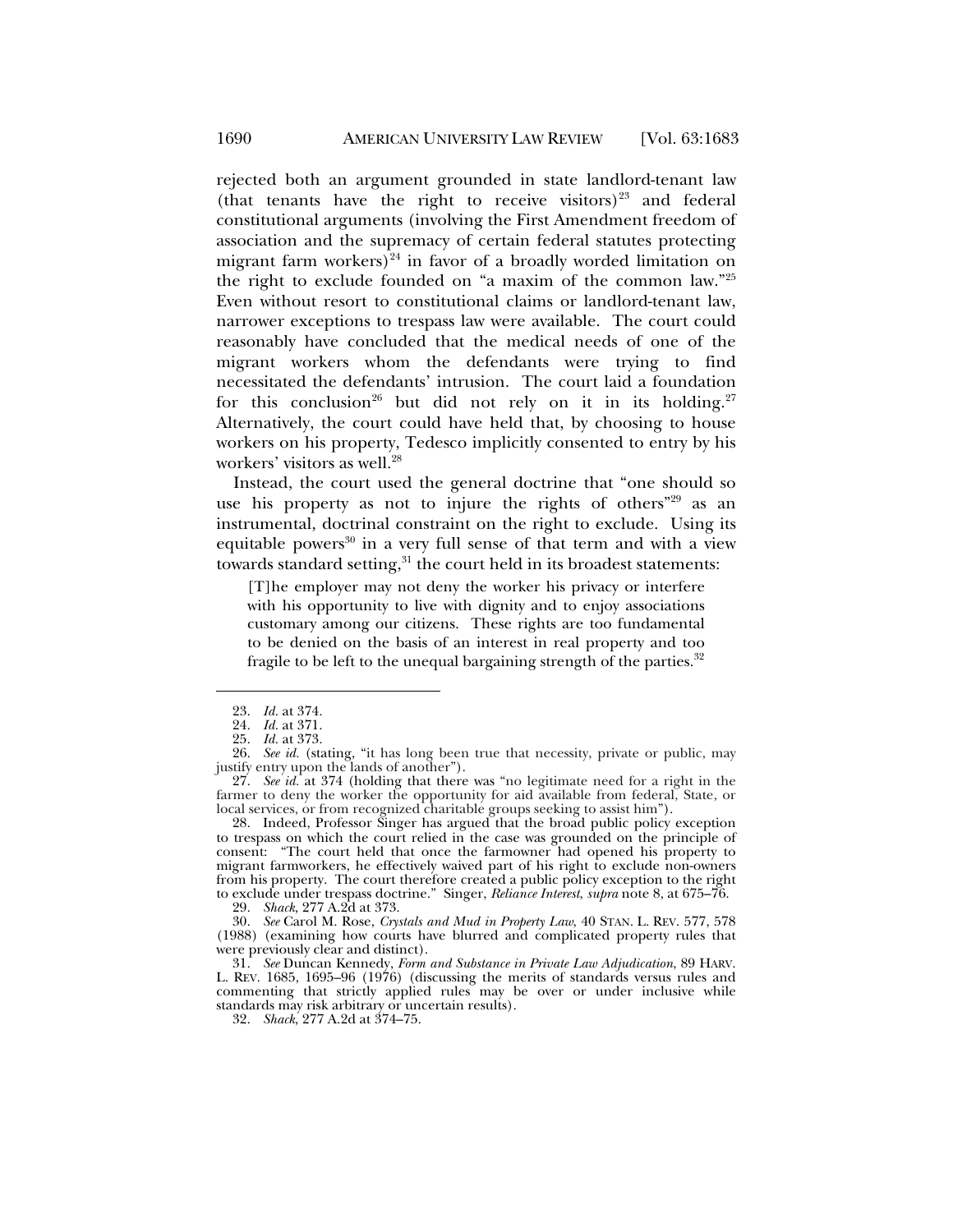rejected both an argument grounded in state landlord-tenant law (that tenants have the right to receive visitors)[23] and federal constitutional arguments (involving the First Amendment freedom of association and the supremacy of certain federal statutes protecting migrant farm workers)[24] in favor of a broadly worded limitation on the right to exclude founded on "a maxim of the common law."[25] Even without resort to constitutional claims or landlord-tenant law, narrower exceptions to trespass law were available. The court could reasonably have concluded that the medical needs of one of the migrant workers whom the defendants were trying to find necessitated the defendants' intrusion. The court laid a foundation for this conclusion[26] but did not rely on it in its holding.[27] Alternatively, the court could have held that, by choosing to house workers on his property, Tedesco implicitly consented to entry by his workers' visitors as well.[28]

Instead, the court used the general doctrine that "one should so use his property as not to injure the rights of others"[29] as an instrumental, doctrinal constraint on the right to exclude. Using its equitable powers[30] in a very full sense of that term and with a view towards standard setting,[31] the court held in its broadest statements:

> [T]he employer may not deny the worker his privacy or interfere with his opportunity to live with dignity and to enjoy associations customary among our citizens. These rights are too fundamental to be denied on the basis of an interest in real property and too fragile to be left to the unequal bargaining strength of the parties.[32]

---

23. *Id.* at 374.
24. *Id.* at 371.
25. *Id.* at 373.
26. *See id.* (stating, "it has long been true that necessity, private or public, may justify entry upon the lands of another").
27. *See id.* at 374 (holding that there was "no legitimate need for a right in the farmer to deny the worker the opportunity for aid available from federal, State, or local services, or from recognized charitable groups seeking to assist him").
28. Indeed, Professor Singer has argued that the broad public policy exception to trespass on which the court relied in the case was grounded on the principle of consent: "The court held that once the farmowner had opened his property to migrant farmworkers, he effectively waived part of his right to exclude non-owners from his property. The court therefore created a public policy exception to the right to exclude under trespass doctrine." Singer, *Reliance Interest*, *supra* note 8, at 675–76.
29. *Shack*, 277 A.2d at 373.
30. *See* Carol M. Rose, *Crystals and Mud in Property Law*, 40 STAN. L. REV. 577, 578 (1988) (examining how courts have blurred and complicated property rules that were previously clear and distinct).
31. *See* Duncan Kennedy, *Form and Substance in Private Law Adjudication*, 89 HARV. L. REV. 1685, 1695–96 (1976) (discussing the merits of standards versus rules and commenting that strictly applied rules may be over or under inclusive while standards may risk arbitrary or uncertain results).
32. *Shack*, 277 A.2d at 374–75.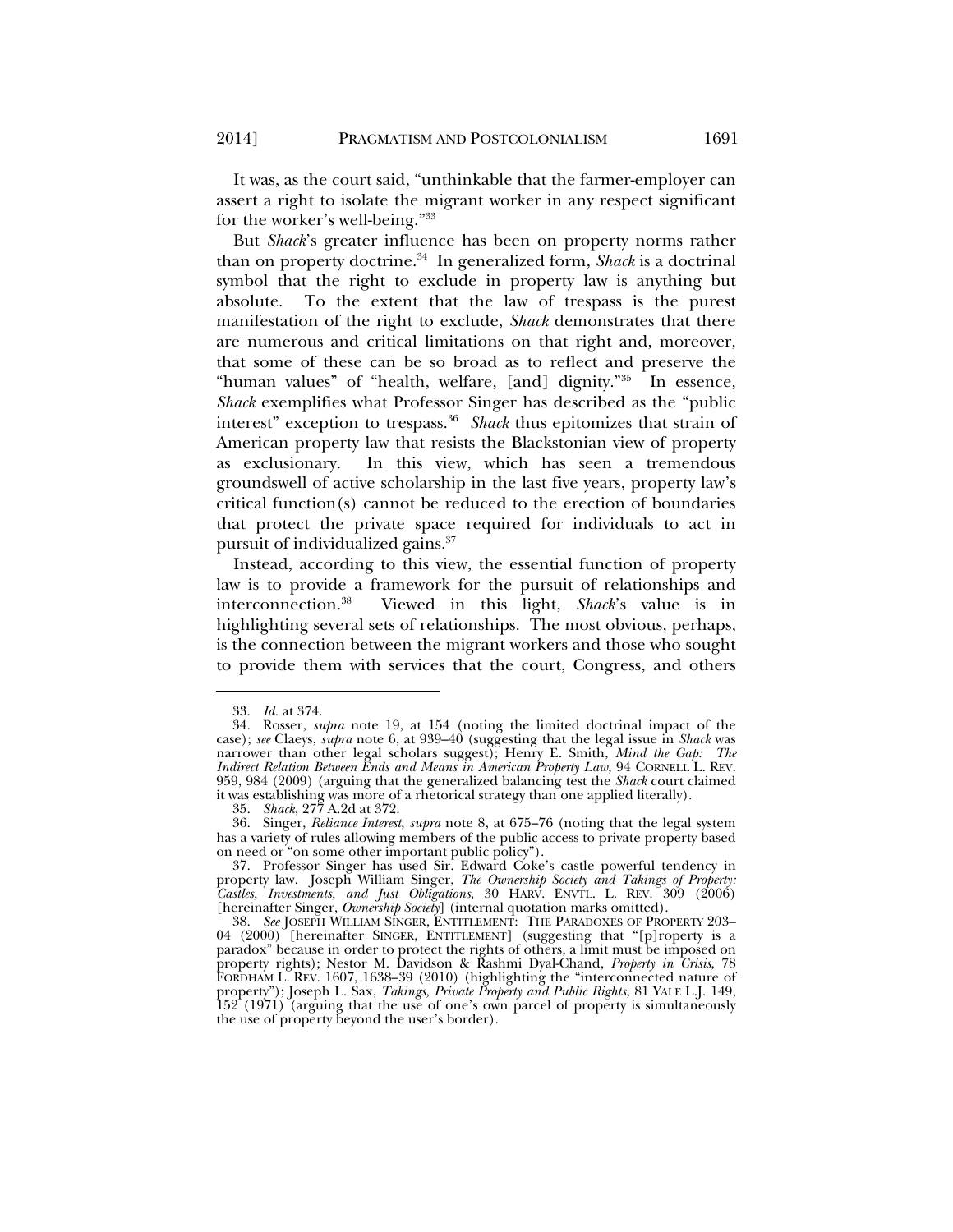It was, as the court said, "unthinkable that the farmer-employer can assert a right to isolate the migrant worker in any respect significant for the worker's well-being."[33]

But *Shack*'s greater influence has been on property norms rather than on property doctrine.[34] In generalized form, *Shack* is a doctrinal symbol that the right to exclude in property law is anything but absolute. To the extent that the law of trespass is the purest manifestation of the right to exclude, *Shack* demonstrates that there are numerous and critical limitations on that right and, moreover, that some of these can be so broad as to reflect and preserve the "human values" of "health, welfare, [and] dignity."[35] In essence, *Shack* exemplifies what Professor Singer has described as the "public interest" exception to trespass.[36] *Shack* thus epitomizes that strain of American property law that resists the Blackstonian view of property as exclusionary. In this view, which has seen a tremendous groundswell of active scholarship in the last five years, property law's critical function(s) cannot be reduced to the erection of boundaries that protect the private space required for individuals to act in pursuit of individualized gains.[37]

Instead, according to this view, the essential function of property law is to provide a framework for the pursuit of relationships and interconnection.[38] Viewed in this light, *Shack*'s value is in highlighting several sets of relationships. The most obvious, perhaps, is the connection between the migrant workers and those who sought to provide them with services that the court, Congress, and others

---

33. *Id.* at 374.

34. Rosser, *supra* note 19, at 154 (noting the limited doctrinal impact of the case); *see* Claeys, *supra* note 6, at 939–40 (suggesting that the legal issue in *Shack* was narrower than other legal scholars suggest); Henry E. Smith, *Mind the Gap: The Indirect Relation Between Ends and Means in American Property Law*, 94 CORNELL L. REV. 959, 984 (2009) (arguing that the generalized balancing test the *Shack* court claimed it was establishing was more of a rhetorical strategy than one applied literally).

35. *Shack*, 277 A.2d at 372.

36. Singer, *Reliance Interest*, *supra* note 8, at 675–76 (noting that the legal system has a variety of rules allowing members of the public access to private property based on need or "on some other important public policy").

37. Professor Singer has used Sir. Edward Coke's castle powerful tendency in property law. Joseph William Singer, *The Ownership Society and Takings of Property: Castles, Investments, and Just Obligations*, 30 HARV. ENVTL. L. REV. 309 (2006) [hereinafter Singer, *Ownership Society*] (internal quotation marks omitted).

38. *See* JOSEPH WILLIAM SINGER, ENTITLEMENT: THE PARADOXES OF PROPERTY 203–04 (2000) [hereinafter SINGER, ENTITLEMENT] (suggesting that "[p]roperty is a paradox" because in order to protect the rights of others, a limit must be imposed on property rights); Nestor M. Davidson & Rashmi Dyal-Chand, *Property in Crisis*, 78 FORDHAM L. REV. 1607, 1638–39 (2010) (highlighting the "interconnected nature of property"); Joseph L. Sax, *Takings, Private Property and Public Rights*, 81 YALE L.J. 149, 152 (1971) (arguing that the use of one's own parcel of property is simultaneously the use of property beyond the user's border).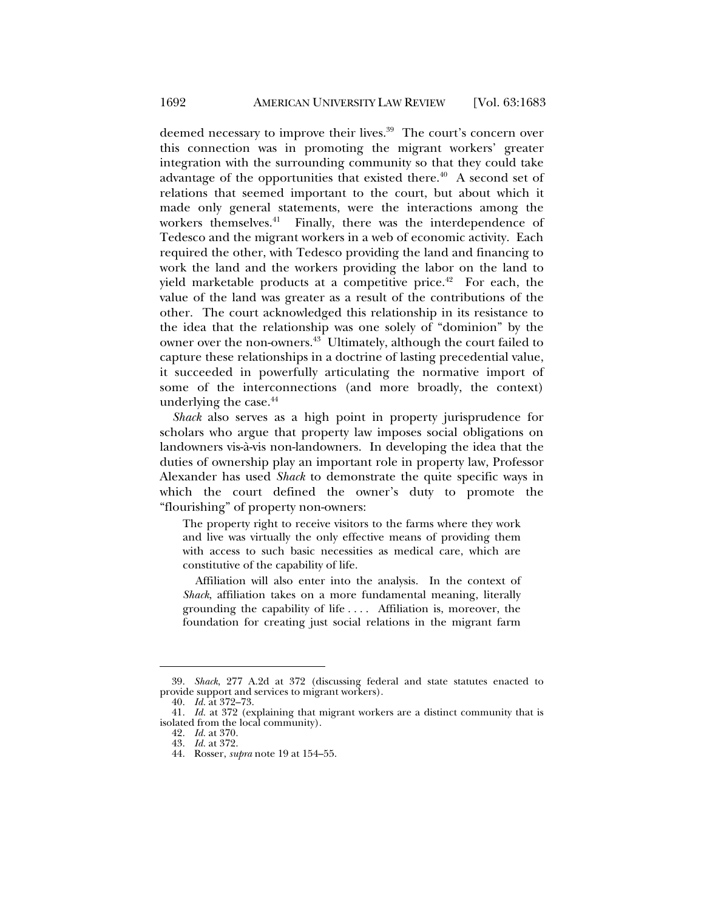deemed necessary to improve their lives.[39] The court's concern over this connection was in promoting the migrant workers' greater integration with the surrounding community so that they could take advantage of the opportunities that existed there.[40] A second set of relations that seemed important to the court, but about which it made only general statements, were the interactions among the workers themselves.[41] Finally, there was the interdependence of Tedesco and the migrant workers in a web of economic activity. Each required the other, with Tedesco providing the land and financing to work the land and the workers providing the labor on the land to yield marketable products at a competitive price.[42] For each, the value of the land was greater as a result of the contributions of the other. The court acknowledged this relationship in its resistance to the idea that the relationship was one solely of "dominion" by the owner over the non-owners.[43] Ultimately, although the court failed to capture these relationships in a doctrine of lasting precedential value, it succeeded in powerfully articulating the normative import of some of the interconnections (and more broadly, the context) underlying the case.[44]

*Shack* also serves as a high point in property jurisprudence for scholars who argue that property law imposes social obligations on landowners vis-à-vis non-landowners. In developing the idea that the duties of ownership play an important role in property law, Professor Alexander has used *Shack* to demonstrate the quite specific ways in which the court defined the owner's duty to promote the "flourishing" of property non-owners:

> The property right to receive visitors to the farms where they work and live was virtually the only effective means of providing them with access to such basic necessities as medical care, which are constitutive of the capability of life.
>
> Affiliation will also enter into the analysis. In the context of *Shack*, affiliation takes on a more fundamental meaning, literally grounding the capability of life . . . . Affiliation is, moreover, the foundation for creating just social relations in the migrant farm

---

39. *Shack*, 277 A.2d at 372 (discussing federal and state statutes enacted to provide support and services to migrant workers).

40. *Id.* at 372–73.

41. *Id.* at 372 (explaining that migrant workers are a distinct community that is isolated from the local community).

42. *Id.* at 370.

43. *Id.* at 372.

44. Rosser, *supra* note 19 at 154–55.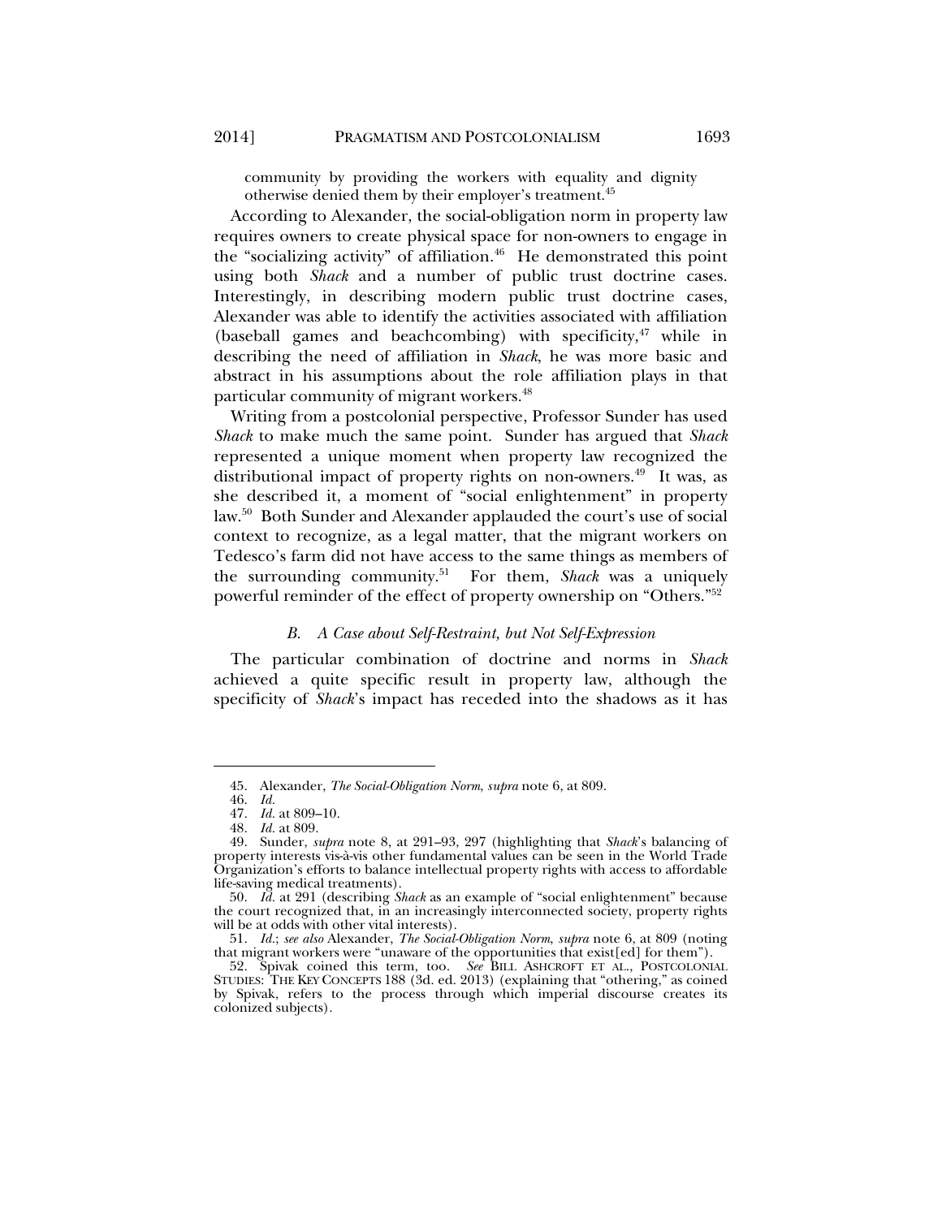community by providing the workers with equality and dignity otherwise denied them by their employer's treatment.[45]

According to Alexander, the social-obligation norm in property law requires owners to create physical space for non-owners to engage in the "socializing activity" of affiliation.[46] He demonstrated this point using both *Shack* and a number of public trust doctrine cases. Interestingly, in describing modern public trust doctrine cases, Alexander was able to identify the activities associated with affiliation (baseball games and beachcombing) with specificity,[47] while in describing the need of affiliation in *Shack*, he was more basic and abstract in his assumptions about the role affiliation plays in that particular community of migrant workers.[48]

Writing from a postcolonial perspective, Professor Sunder has used *Shack* to make much the same point. Sunder has argued that *Shack* represented a unique moment when property law recognized the distributional impact of property rights on non-owners.[49] It was, as she described it, a moment of "social enlightenment" in property law.[50] Both Sunder and Alexander applauded the court's use of social context to recognize, as a legal matter, that the migrant workers on Tedesco's farm did not have access to the same things as members of the surrounding community.[51] For them, *Shack* was a uniquely powerful reminder of the effect of property ownership on "Others."[52]

### *B. A Case about Self-Restraint, but Not Self-Expression*

The particular combination of doctrine and norms in *Shack* achieved a quite specific result in property law, although the specificity of *Shack*'s impact has receded into the shadows as it has

---

45. Alexander, *The Social-Obligation Norm*, *supra* note 6, at 809.

46. *Id.*

47. *Id.* at 809–10.

48. *Id.* at 809.

49. Sunder, *supra* note 8, at 291–93, 297 (highlighting that *Shack*'s balancing of property interests vis-à-vis other fundamental values can be seen in the World Trade Organization's efforts to balance intellectual property rights with access to affordable life-saving medical treatments).

50. *Id.* at 291 (describing *Shack* as an example of "social enlightenment" because the court recognized that, in an increasingly interconnected society, property rights will be at odds with other vital interests).

51. *Id.*; *see also* Alexander, *The Social-Obligation Norm*, *supra* note 6, at 809 (noting that migrant workers were "unaware of the opportunities that exist[ed] for them").

52. Spivak coined this term, too. *See* BILL ASHCROFT ET AL., POSTCOLONIAL STUDIES: THE KEY CONCEPTS 188 (3d. ed. 2013) (explaining that "othering," as coined by Spivak, refers to the process through which imperial discourse creates its colonized subjects).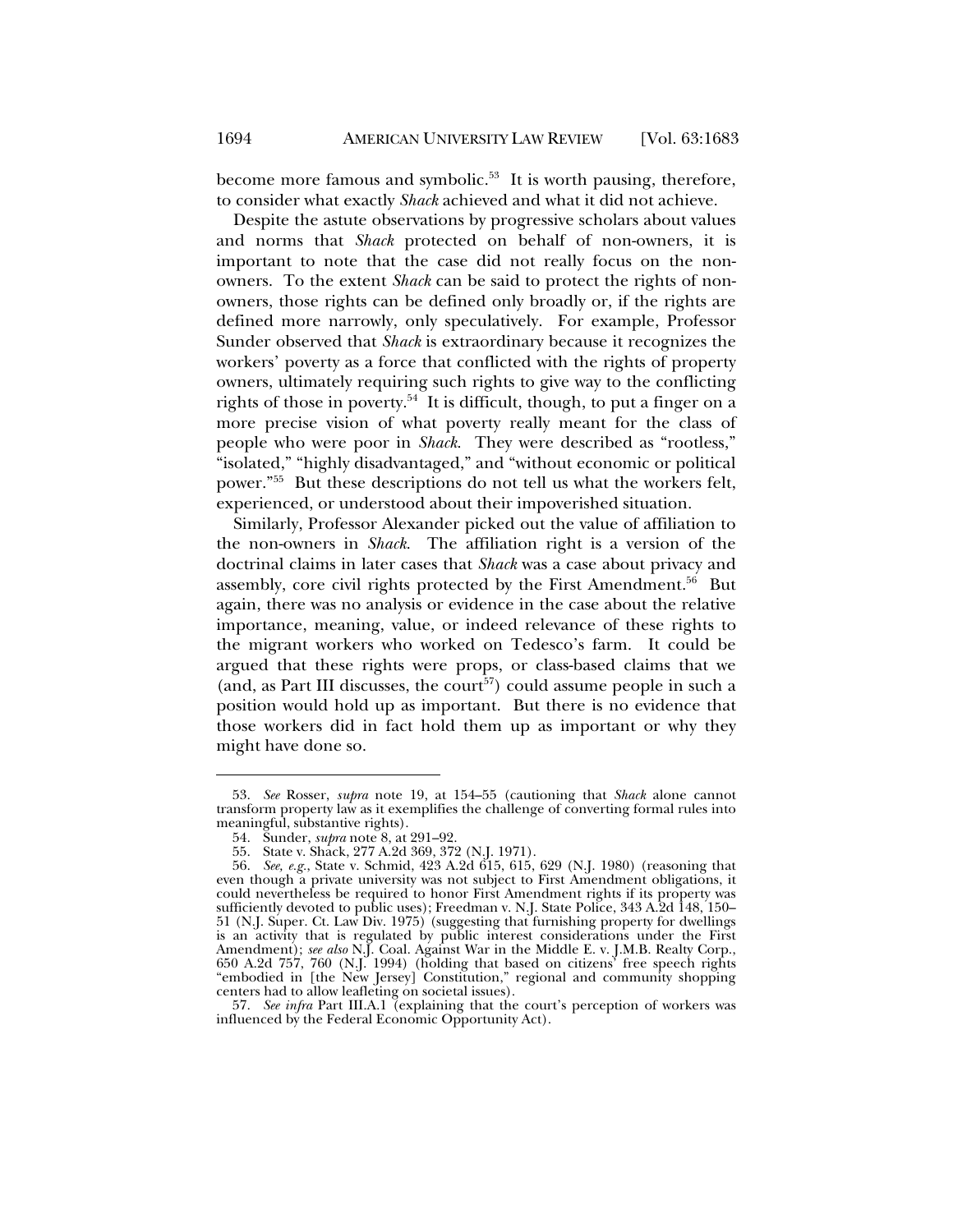become more famous and symbolic.[53] It is worth pausing, therefore, to consider what exactly *Shack* achieved and what it did not achieve.

Despite the astute observations by progressive scholars about values and norms that *Shack* protected on behalf of non-owners, it is important to note that the case did not really focus on the non-owners. To the extent *Shack* can be said to protect the rights of non-owners, those rights can be defined only broadly or, if the rights are defined more narrowly, only speculatively. For example, Professor Sunder observed that *Shack* is extraordinary because it recognizes the workers' poverty as a force that conflicted with the rights of property owners, ultimately requiring such rights to give way to the conflicting rights of those in poverty.[54] It is difficult, though, to put a finger on a more precise vision of what poverty really meant for the class of people who were poor in *Shack*. They were described as "rootless," "isolated," "highly disadvantaged," and "without economic or political power."[55] But these descriptions do not tell us what the workers felt, experienced, or understood about their impoverished situation.

Similarly, Professor Alexander picked out the value of affiliation to the non-owners in *Shack*. The affiliation right is a version of the doctrinal claims in later cases that *Shack* was a case about privacy and assembly, core civil rights protected by the First Amendment.[56] But again, there was no analysis or evidence in the case about the relative importance, meaning, value, or indeed relevance of these rights to the migrant workers who worked on Tedesco's farm. It could be argued that these rights were props, or class-based claims that we (and, as Part III discusses, the court[57]) could assume people in such a position would hold up as important. But there is no evidence that those workers did in fact hold them up as important or why they might have done so.

---

53. *See* Rosser, *supra* note 19, at 154–55 (cautioning that *Shack* alone cannot transform property law as it exemplifies the challenge of converting formal rules into meaningful, substantive rights).

54. Sunder, *supra* note 8, at 291–92.

55. State v. Shack, 277 A.2d 369, 372 (N.J. 1971).

56. *See, e.g.*, State v. Schmid, 423 A.2d 615, 615, 629 (N.J. 1980) (reasoning that even though a private university was not subject to First Amendment obligations, it could nevertheless be required to honor First Amendment rights if its property was sufficiently devoted to public uses); Freedman v. N.J. State Police, 343 A.2d 148, 150–51 (N.J. Super. Ct. Law Div. 1975) (suggesting that furnishing property for dwellings is an activity that is regulated by public interest considerations under the First Amendment); *see also* N.J. Coal. Against War in the Middle E. v. J.M.B. Realty Corp., 650 A.2d 757, 760 (N.J. 1994) (holding that based on citizens' free speech rights "embodied in [the New Jersey] Constitution," regional and community shopping centers had to allow leafleting on societal issues).

57. *See infra* Part III.A.1 (explaining that the court's perception of workers was influenced by the Federal Economic Opportunity Act).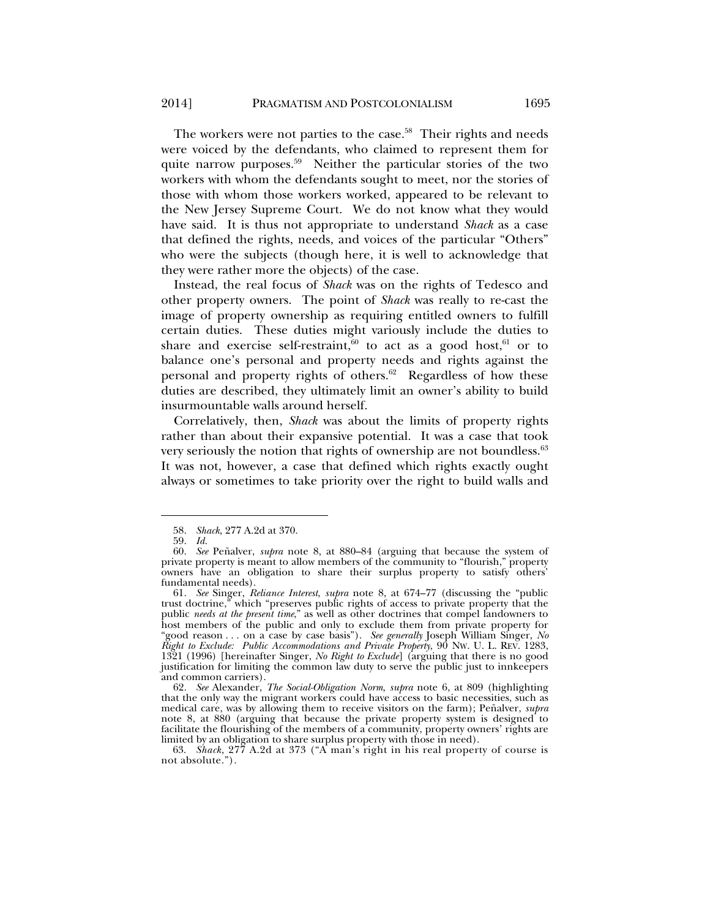The workers were not parties to the case.[58] Their rights and needs were voiced by the defendants, who claimed to represent them for quite narrow purposes.[59] Neither the particular stories of the two workers with whom the defendants sought to meet, nor the stories of those with whom those workers worked, appeared to be relevant to the New Jersey Supreme Court. We do not know what they would have said. It is thus not appropriate to understand *Shack* as a case that defined the rights, needs, and voices of the particular "Others" who were the subjects (though here, it is well to acknowledge that they were rather more the objects) of the case.

Instead, the real focus of *Shack* was on the rights of Tedesco and other property owners. The point of *Shack* was really to re-cast the image of property ownership as requiring entitled owners to fulfill certain duties. These duties might variously include the duties to share and exercise self-restraint,[60] to act as a good host,[61] or to balance one's personal and property needs and rights against the personal and property rights of others.[62] Regardless of how these duties are described, they ultimately limit an owner's ability to build insurmountable walls around herself.

Correlatively, then, *Shack* was about the limits of property rights rather than about their expansive potential. It was a case that took very seriously the notion that rights of ownership are not boundless.[63] It was not, however, a case that defined which rights exactly ought always or sometimes to take priority over the right to build walls and

---

58. *Shack*, 277 A.2d at 370.

59. *Id.*

60. *See* Peñalver, *supra* note 8, at 880–84 (arguing that because the system of private property is meant to allow members of the community to "flourish," property owners have an obligation to share their surplus property to satisfy others' fundamental needs).

61. *See* Singer, *Reliance Interest*, *supra* note 8, at 674–77 (discussing the "public trust doctrine," which "preserves public rights of access to private property that the public *needs at the present time*," as well as other doctrines that compel landowners to host members of the public and only to exclude them from private property for "good reason . . . on a case by case basis"). *See generally* Joseph William Singer, *No Right to Exclude: Public Accommodations and Private Property*, 90 NW. U. L. REV. 1283, 1321 (1996) [hereinafter Singer, *No Right to Exclude*] (arguing that there is no good justification for limiting the common law duty to serve the public just to innkeepers and common carriers).

62. *See* Alexander, *The Social-Obligation Norm*, *supra* note 6, at 809 (highlighting that the only way the migrant workers could have access to basic necessities, such as medical care, was by allowing them to receive visitors on the farm); Peñalver, *supra* note 8, at 880 (arguing that because the private property system is designed to facilitate the flourishing of the members of a community, property owners' rights are limited by an obligation to share surplus property with those in need).

63. *Shack*, 277 A.2d at 373 ("A man's right in his real property of course is not absolute.").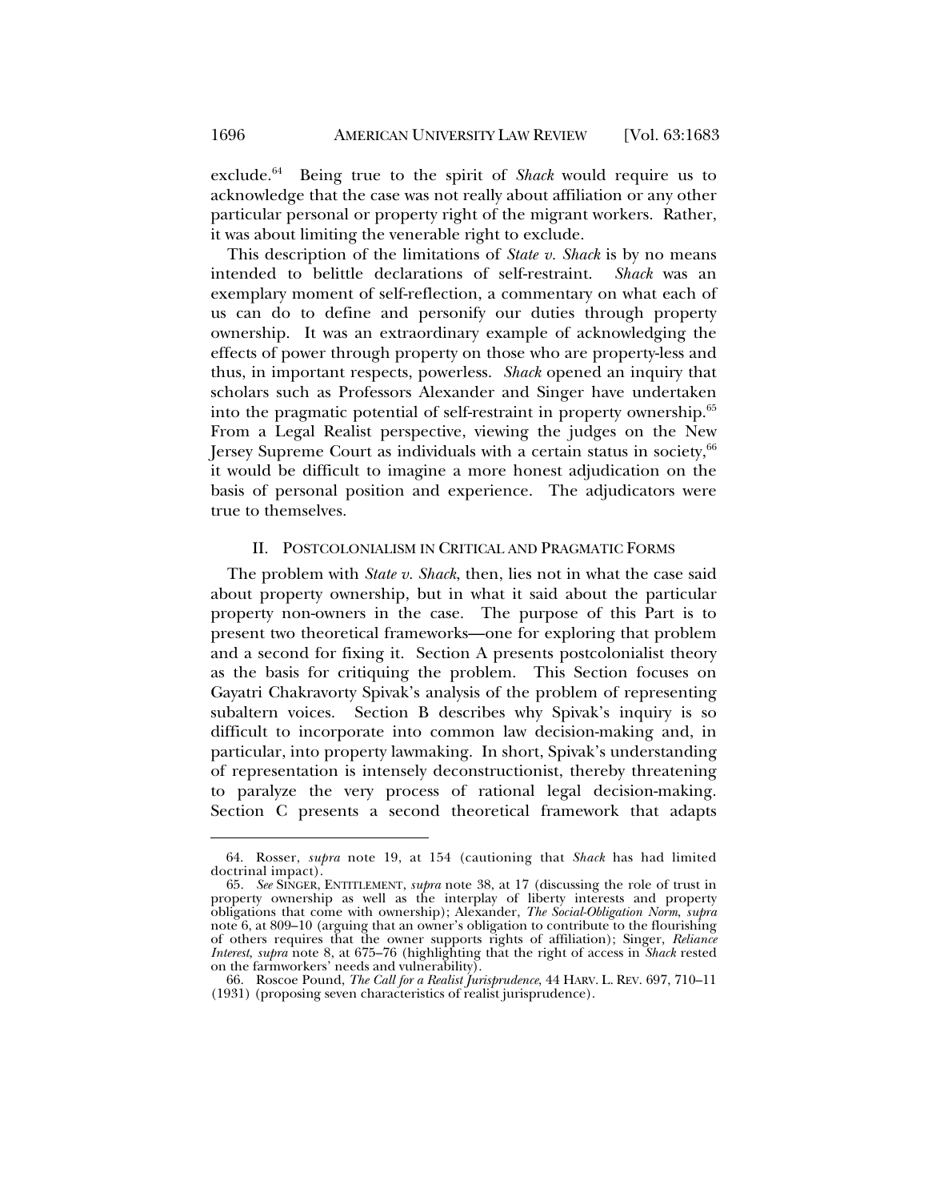exclude.[64] Being true to the spirit of *Shack* would require us to acknowledge that the case was not really about affiliation or any other particular personal or property right of the migrant workers. Rather, it was about limiting the venerable right to exclude.

This description of the limitations of *State v. Shack* is by no means intended to belittle declarations of self-restraint. *Shack* was an exemplary moment of self-reflection, a commentary on what each of us can do to define and personify our duties through property ownership. It was an extraordinary example of acknowledging the effects of power through property on those who are property-less and thus, in important respects, powerless. *Shack* opened an inquiry that scholars such as Professors Alexander and Singer have undertaken into the pragmatic potential of self-restraint in property ownership.[65] From a Legal Realist perspective, viewing the judges on the New Jersey Supreme Court as individuals with a certain status in society,[66] it would be difficult to imagine a more honest adjudication on the basis of personal position and experience. The adjudicators were true to themselves.

## II. POSTCOLONIALISM IN CRITICAL AND PRAGMATIC FORMS

The problem with *State v. Shack*, then, lies not in what the case said about property ownership, but in what it said about the particular property non-owners in the case. The purpose of this Part is to present two theoretical frameworks—one for exploring that problem and a second for fixing it. Section A presents postcolonialist theory as the basis for critiquing the problem. This Section focuses on Gayatri Chakravorty Spivak's analysis of the problem of representing subaltern voices. Section B describes why Spivak's inquiry is so difficult to incorporate into common law decision-making and, in particular, into property lawmaking. In short, Spivak's understanding of representation is intensely deconstructionist, thereby threatening to paralyze the very process of rational legal decision-making. Section C presents a second theoretical framework that adapts

---

64. Rosser, *supra* note 19, at 154 (cautioning that *Shack* has had limited doctrinal impact).

65. *See* SINGER, ENTITLEMENT, *supra* note 38, at 17 (discussing the role of trust in property ownership as well as the interplay of liberty interests and property obligations that come with ownership); Alexander, *The Social-Obligation Norm*, *supra* note 6, at 809–10 (arguing that an owner's obligation to contribute to the flourishing of others requires that the owner supports rights of affiliation); Singer, *Reliance Interest*, *supra* note 8, at 675–76 (highlighting that the right of access in *Shack* rested on the farmworkers' needs and vulnerability).

66. Roscoe Pound, *The Call for a Realist Jurisprudence*, 44 HARV. L. REV. 697, 710–11 (1931) (proposing seven characteristics of realist jurisprudence).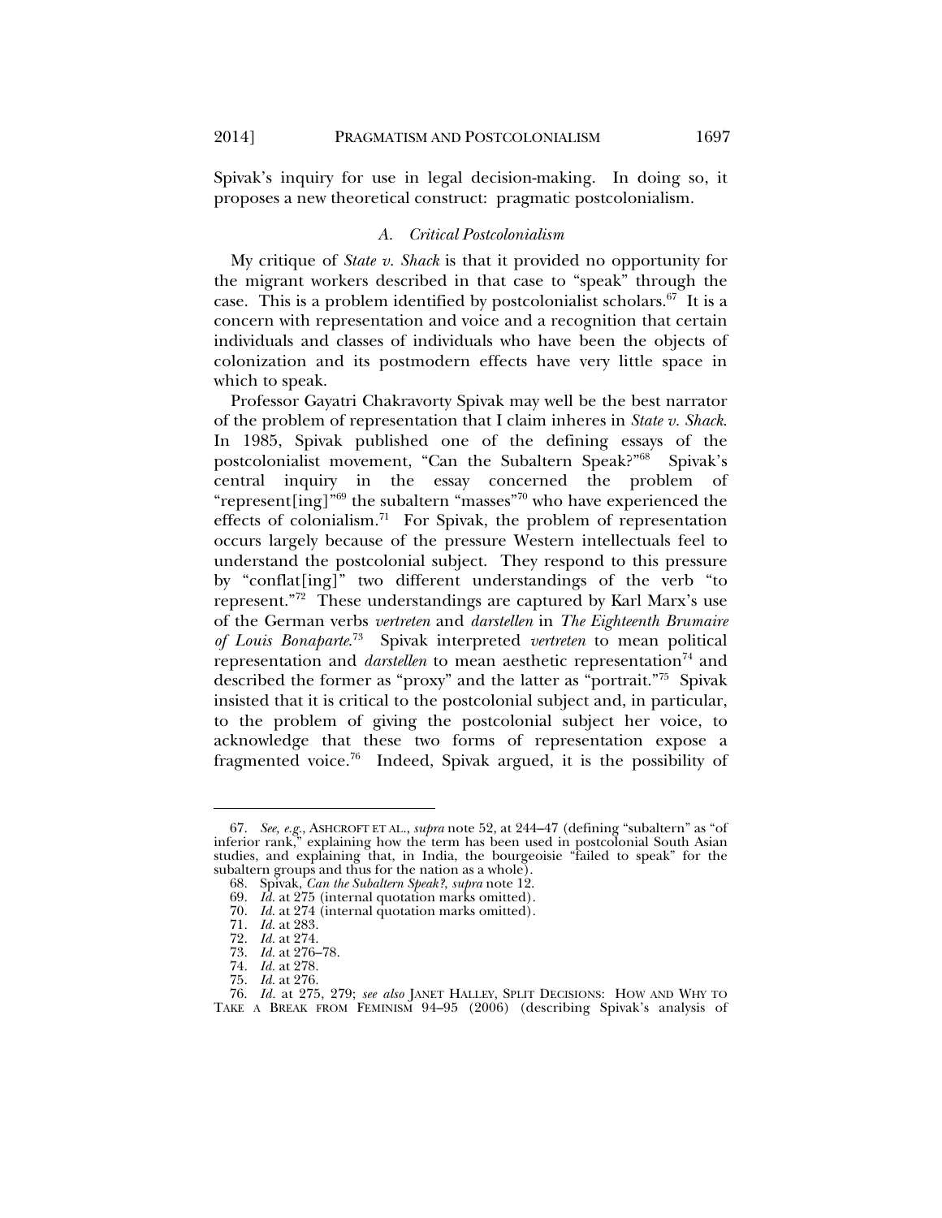Spivak's inquiry for use in legal decision-making. In doing so, it proposes a new theoretical construct: pragmatic postcolonialism.

### A. *Critical Postcolonialism*

My critique of *State v. Shack* is that it provided no opportunity for the migrant workers described in that case to "speak" through the case. This is a problem identified by postcolonialist scholars.[67] It is a concern with representation and voice and a recognition that certain individuals and classes of individuals who have been the objects of colonization and its postmodern effects have very little space in which to speak.

Professor Gayatri Chakravorty Spivak may well be the best narrator of the problem of representation that I claim inheres in *State v. Shack*. In 1985, Spivak published one of the defining essays of the postcolonialist movement, "Can the Subaltern Speak?"[68] Spivak's central inquiry in the essay concerned the problem of "represent[ing]"[69] the subaltern "masses"[70] who have experienced the effects of colonialism.[71] For Spivak, the problem of representation occurs largely because of the pressure Western intellectuals feel to understand the postcolonial subject. They respond to this pressure by "conflat[ing]" two different understandings of the verb "to represent."[72] These understandings are captured by Karl Marx's use of the German verbs *vertreten* and *darstellen* in *The Eighteenth Brumaire of Louis Bonaparte*.[73] Spivak interpreted *vertreten* to mean political representation and *darstellen* to mean aesthetic representation[74] and described the former as "proxy" and the latter as "portrait."[75] Spivak insisted that it is critical to the postcolonial subject and, in particular, to the problem of giving the postcolonial subject her voice, to acknowledge that these two forms of representation expose a fragmented voice.[76] Indeed, Spivak argued, it is the possibility of

---

67. *See, e.g.*, ASHCROFT ET AL., *supra* note 52, at 244–47 (defining "subaltern" as "of inferior rank," explaining how the term has been used in postcolonial South Asian studies, and explaining that, in India, the bourgeoisie "failed to speak" for the subaltern groups and thus for the nation as a whole).

68. Spivak, *Can the Subaltern Speak?*, *supra* note 12.

69. *Id.* at 275 (internal quotation marks omitted).

70. *Id.* at 274 (internal quotation marks omitted).

71. *Id.* at 283.

72. *Id.* at 274.

73. *Id.* at 276–78.

74. *Id.* at 278.

75. *Id.* at 276.

76. *Id.* at 275, 279; *see also* JANET HALLEY, SPLIT DECISIONS: HOW AND WHY TO TAKE A BREAK FROM FEMINISM 94–95 (2006) (describing Spivak's analysis of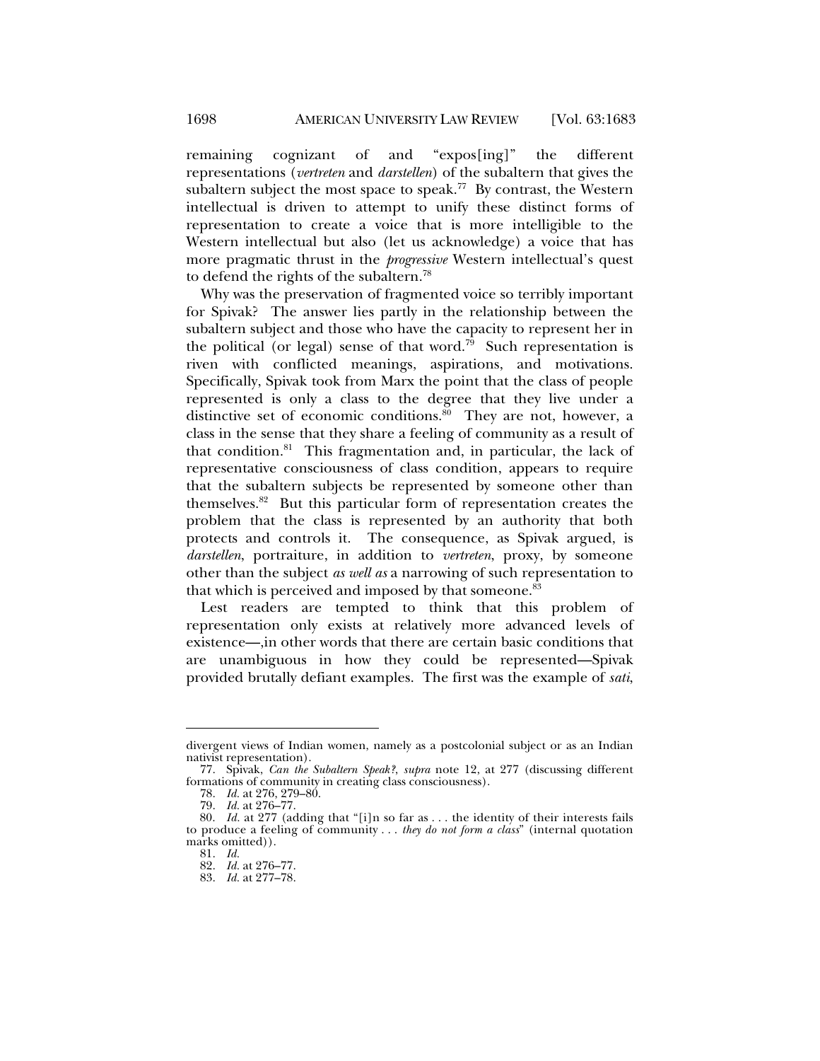remaining cognizant of and "expos[ing]" the different representations (*vertreten* and *darstellen*) of the subaltern that gives the subaltern subject the most space to speak.[77] By contrast, the Western intellectual is driven to attempt to unify these distinct forms of representation to create a voice that is more intelligible to the Western intellectual but also (let us acknowledge) a voice that has more pragmatic thrust in the *progressive* Western intellectual's quest to defend the rights of the subaltern.[78]

Why was the preservation of fragmented voice so terribly important for Spivak? The answer lies partly in the relationship between the subaltern subject and those who have the capacity to represent her in the political (or legal) sense of that word.[79] Such representation is riven with conflicted meanings, aspirations, and motivations. Specifically, Spivak took from Marx the point that the class of people represented is only a class to the degree that they live under a distinctive set of economic conditions.[80] They are not, however, a class in the sense that they share a feeling of community as a result of that condition.[81] This fragmentation and, in particular, the lack of representative consciousness of class condition, appears to require that the subaltern subjects be represented by someone other than themselves.[82] But this particular form of representation creates the problem that the class is represented by an authority that both protects and controls it. The consequence, as Spivak argued, is *darstellen*, portraiture, in addition to *vertreten*, proxy, by someone other than the subject *as well as* a narrowing of such representation to that which is perceived and imposed by that someone.[83]

Lest readers are tempted to think that this problem of representation only exists at relatively more advanced levels of existence—,in other words that there are certain basic conditions that are unambiguous in how they could be represented—Spivak provided brutally defiant examples. The first was the example of *sati*,

---

divergent views of Indian women, namely as a postcolonial subject or as an Indian nativist representation).

77. Spivak, *Can the Subaltern Speak?*, *supra* note 12, at 277 (discussing different formations of community in creating class consciousness).

78. *Id.* at 276, 279–80.

79. *Id.* at 276–77.

80. *Id.* at 277 (adding that "[i]n so far as . . . the identity of their interests fails to produce a feeling of community . . . *they do not form a class*" (internal quotation marks omitted)).

81. *Id.*

82. *Id.* at 276–77.

83. *Id.* at 277–78.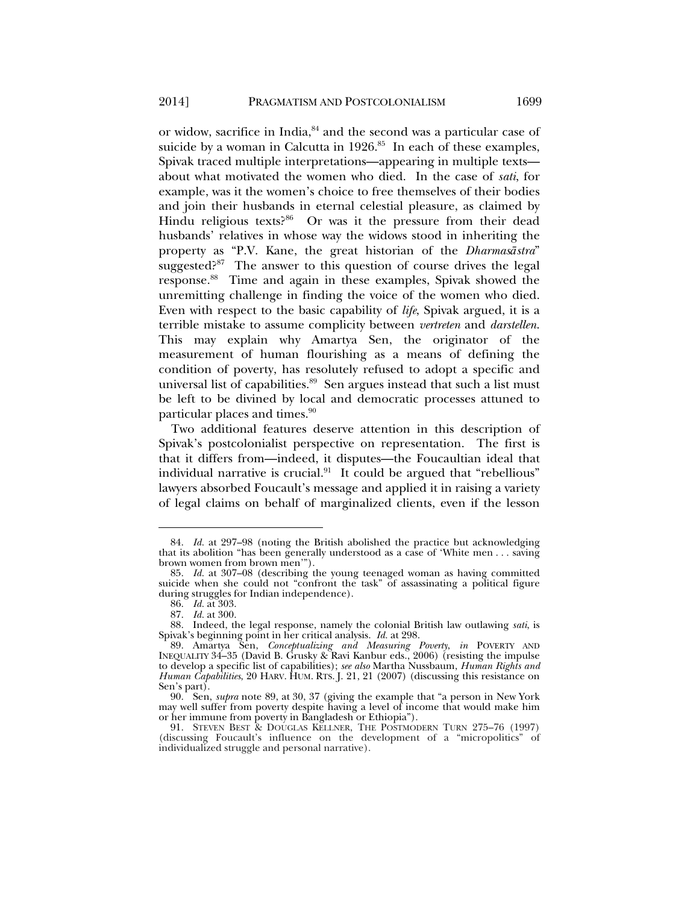or widow, sacrifice in India,[84] and the second was a particular case of suicide by a woman in Calcutta in 1926.[85] In each of these examples, Spivak traced multiple interpretations—appearing in multiple texts—about what motivated the women who died. In the case of *sati*, for example, was it the women's choice to free themselves of their bodies and join their husbands in eternal celestial pleasure, as claimed by Hindu religious texts?[86] Or was it the pressure from their dead husbands' relatives in whose way the widows stood in inheriting the property as "P.V. Kane, the great historian of the *Dharmasāstra*" suggested?[87] The answer to this question of course drives the legal response.[88] Time and again in these examples, Spivak showed the unremitting challenge in finding the voice of the women who died. Even with respect to the basic capability of *life*, Spivak argued, it is a terrible mistake to assume complicity between *vertreten* and *darstellen*. This may explain why Amartya Sen, the originator of the measurement of human flourishing as a means of defining the condition of poverty, has resolutely refused to adopt a specific and universal list of capabilities.[89] Sen argues instead that such a list must be left to be divined by local and democratic processes attuned to particular places and times.[90]

Two additional features deserve attention in this description of Spivak's postcolonialist perspective on representation. The first is that it differs from—indeed, it disputes—the Foucaultian ideal that individual narrative is crucial.[91] It could be argued that "rebellious" lawyers absorbed Foucault's message and applied it in raising a variety of legal claims on behalf of marginalized clients, even if the lesson

---

84. *Id.* at 297–98 (noting the British abolished the practice but acknowledging that its abolition "has been generally understood as a case of 'White men . . . saving brown women from brown men'").

85. *Id.* at 307–08 (describing the young teenaged woman as having committed suicide when she could not "confront the task" of assassinating a political figure during struggles for Indian independence).

86. *Id.* at 303.

87. *Id.* at 300.

88. Indeed, the legal response, namely the colonial British law outlawing *sati*, is Spivak's beginning point in her critical analysis. *Id.* at 298.

89. Amartya Sen, *Conceptualizing and Measuring Poverty*, *in* POVERTY AND INEQUALITY 34–35 (David B. Grusky & Ravi Kanbur eds., 2006) (resisting the impulse to develop a specific list of capabilities); *see also* Martha Nussbaum, *Human Rights and Human Capabilities*, 20 HARV. HUM. RTS. J. 21, 21 (2007) (discussing this resistance on Sen's part).

90. Sen, *supra* note 89, at 30, 37 (giving the example that "a person in New York may well suffer from poverty despite having a level of income that would make him or her immune from poverty in Bangladesh or Ethiopia").

91. STEVEN BEST & DOUGLAS KELLNER, THE POSTMODERN TURN 275–76 (1997) (discussing Foucault's influence on the development of a "micropolitics" of individualized struggle and personal narrative).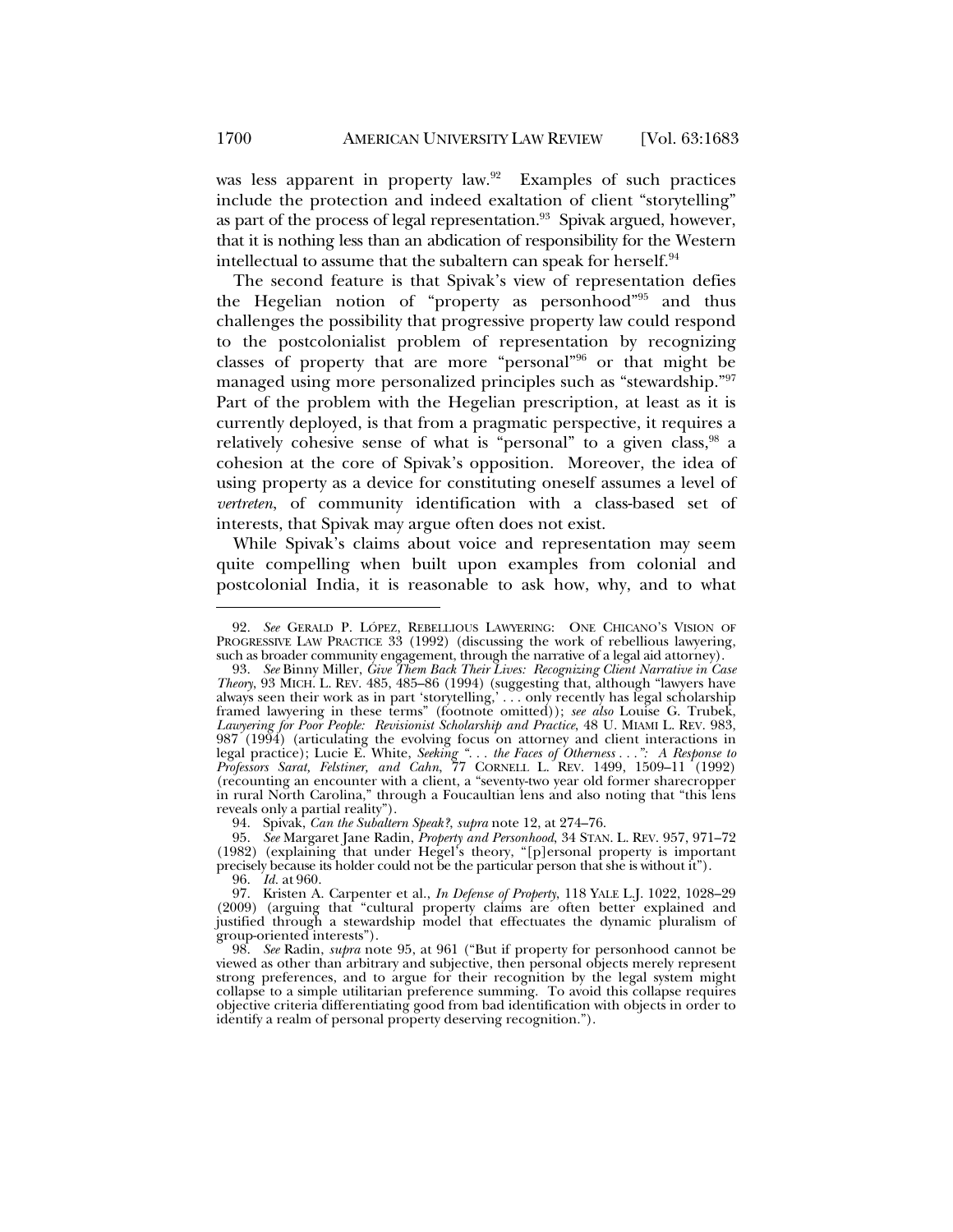was less apparent in property law.[92] Examples of such practices include the protection and indeed exaltation of client "storytelling" as part of the process of legal representation.[93] Spivak argued, however, that it is nothing less than an abdication of responsibility for the Western intellectual to assume that the subaltern can speak for herself.[94]

The second feature is that Spivak's view of representation defies the Hegelian notion of "property as personhood"[95] and thus challenges the possibility that progressive property law could respond to the postcolonialist problem of representation by recognizing classes of property that are more "personal"[96] or that might be managed using more personalized principles such as "stewardship."[97] Part of the problem with the Hegelian prescription, at least as it is currently deployed, is that from a pragmatic perspective, it requires a relatively cohesive sense of what is "personal" to a given class,[98] a cohesion at the core of Spivak's opposition. Moreover, the idea of using property as a device for constituting oneself assumes a level of *vertreten*, of community identification with a class-based set of interests, that Spivak may argue often does not exist.

While Spivak's claims about voice and representation may seem quite compelling when built upon examples from colonial and postcolonial India, it is reasonable to ask how, why, and to what

---

92. *See* GERALD P. LÓPEZ, REBELLIOUS LAWYERING: ONE CHICANO'S VISION OF PROGRESSIVE LAW PRACTICE 33 (1992) (discussing the work of rebellious lawyering, such as broader community engagement, through the narrative of a legal aid attorney).

93. *See* Binny Miller, *Give Them Back Their Lives: Recognizing Client Narrative in Case Theory*, 93 MICH. L. REV. 485, 485–86 (1994) (suggesting that, although "lawyers have always seen their work as in part 'storytelling,' . . . only recently has legal scholarship framed lawyering in these terms" (footnote omitted)); *see also* Louise G. Trubek, *Lawyering for Poor People: Revisionist Scholarship and Practice*, 48 U. MIAMI L. REV. 983, 987 (1994) (articulating the evolving focus on attorney and client interactions in legal practice); Lucie E. White, *Seeking ". . . the Faces of Otherness . . .": A Response to Professors Sarat, Felstiner, and Cahn*, 77 CORNELL L. REV. 1499, 1509–11 (1992) (recounting an encounter with a client, a "seventy-two year old former sharecropper in rural North Carolina," through a Foucaultian lens and also noting that "this lens reveals only a partial reality").

94. Spivak, *Can the Subaltern Speak?*, *supra* note 12, at 274–76.

95. *See* Margaret Jane Radin, *Property and Personhood*, 34 STAN. L. REV. 957, 971–72 (1982) (explaining that under Hegel's theory, "[p]ersonal property is important precisely because its holder could not be the particular person that she is without it").

96. *Id.* at 960.

97. Kristen A. Carpenter et al., *In Defense of Property*, 118 YALE L.J. 1022, 1028–29 (2009) (arguing that "cultural property claims are often better explained and justified through a stewardship model that effectuates the dynamic pluralism of group-oriented interests").

98. *See* Radin, *supra* note 95, at 961 ("But if property for personhood cannot be viewed as other than arbitrary and subjective, then personal objects merely represent strong preferences, and to argue for their recognition by the legal system might collapse to a simple utilitarian preference summing. To avoid this collapse requires objective criteria differentiating good from bad identification with objects in order to identify a realm of personal property deserving recognition.").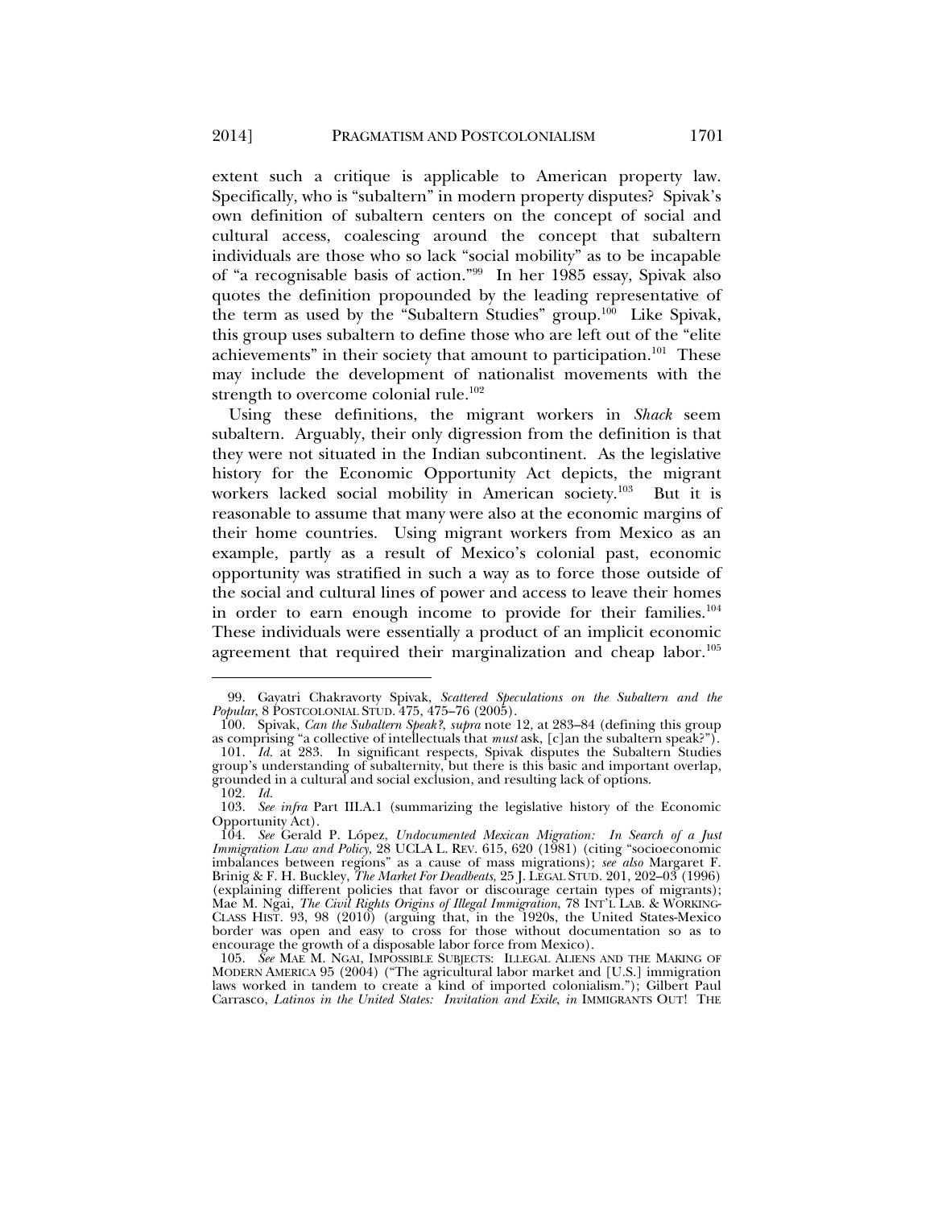extent such a critique is applicable to American property law. Specifically, who is "subaltern" in modern property disputes? Spivak's own definition of subaltern centers on the concept of social and cultural access, coalescing around the concept that subaltern individuals are those who so lack "social mobility" as to be incapable of "a recognisable basis of action."[99] In her 1985 essay, Spivak also quotes the definition propounded by the leading representative of the term as used by the "Subaltern Studies" group.[100] Like Spivak, this group uses subaltern to define those who are left out of the "elite achievements" in their society that amount to participation.[101] These may include the development of nationalist movements with the strength to overcome colonial rule.[102]

Using these definitions, the migrant workers in *Shack* seem subaltern. Arguably, their only digression from the definition is that they were not situated in the Indian subcontinent. As the legislative history for the Economic Opportunity Act depicts, the migrant workers lacked social mobility in American society.[103] But it is reasonable to assume that many were also at the economic margins of their home countries. Using migrant workers from Mexico as an example, partly as a result of Mexico's colonial past, economic opportunity was stratified in such a way as to force those outside of the social and cultural lines of power and access to leave their homes in order to earn enough income to provide for their families.[104] These individuals were essentially a product of an implicit economic agreement that required their marginalization and cheap labor.[105]

---

99. Gayatri Chakravorty Spivak, *Scattered Speculations on the Subaltern and the Popular*, 8 POSTCOLONIAL STUD. 475, 475–76 (2005).

100. Spivak, *Can the Subaltern Speak?*, *supra* note 12, at 283–84 (defining this group as comprising "a collective of intellectuals that *must* ask, [c]an the subaltern speak?").

101. *Id.* at 283. In significant respects, Spivak disputes the Subaltern Studies group's understanding of subalternity, but there is this basic and important overlap, grounded in a cultural and social exclusion, and resulting lack of options.

102. *Id.*

103. *See infra* Part III.A.1 (summarizing the legislative history of the Economic Opportunity Act).

104. *See* Gerald P. López, *Undocumented Mexican Migration: In Search of a Just Immigration Law and Policy*, 28 UCLA L. REV. 615, 620 (1981) (citing "socioeconomic imbalances between regions" as a cause of mass migrations); *see also* Margaret F. Brinig & F. H. Buckley, *The Market For Deadbeats*, 25 J. LEGAL STUD. 201, 202–03 (1996) (explaining different policies that favor or discourage certain types of migrants); Mae M. Ngai, *The Civil Rights Origins of Illegal Immigration*, 78 INT'L LAB. & WORKING-CLASS HIST. 93, 98 (2010) (arguing that, in the 1920s, the United States-Mexico border was open and easy to cross for those without documentation so as to encourage the growth of a disposable labor force from Mexico).

105. *See* MAE M. NGAI, IMPOSSIBLE SUBJECTS: ILLEGAL ALIENS AND THE MAKING OF MODERN AMERICA 95 (2004) ("The agricultural labor market and [U.S.] immigration laws worked in tandem to create a kind of imported colonialism."); Gilbert Paul Carrasco, *Latinos in the United States: Invitation and Exile*, *in* IMMIGRANTS OUT! THE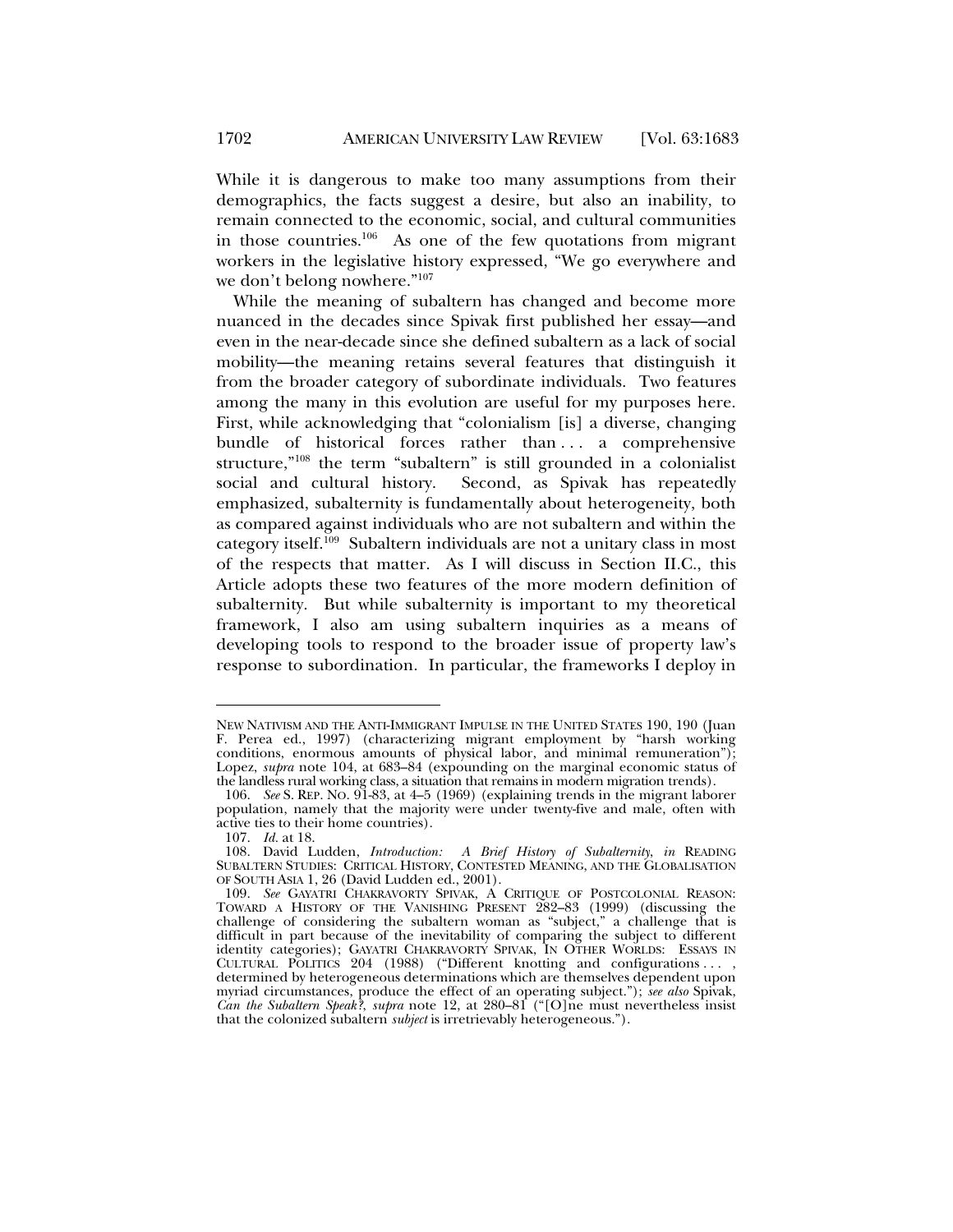While it is dangerous to make too many assumptions from their demographics, the facts suggest a desire, but also an inability, to remain connected to the economic, social, and cultural communities in those countries.[106] As one of the few quotations from migrant workers in the legislative history expressed, "We go everywhere and we don't belong nowhere."[107]

While the meaning of subaltern has changed and become more nuanced in the decades since Spivak first published her essay—and even in the near-decade since she defined subaltern as a lack of social mobility—the meaning retains several features that distinguish it from the broader category of subordinate individuals. Two features among the many in this evolution are useful for my purposes here. First, while acknowledging that "colonialism [is] a diverse, changing bundle of historical forces rather than . . . a comprehensive structure,"[108] the term "subaltern" is still grounded in a colonialist social and cultural history. Second, as Spivak has repeatedly emphasized, subalternity is fundamentally about heterogeneity, both as compared against individuals who are not subaltern and within the category itself.[109] Subaltern individuals are not a unitary class in most of the respects that matter. As I will discuss in Section II.C., this Article adopts these two features of the more modern definition of subalternity. But while subalternity is important to my theoretical framework, I also am using subaltern inquiries as a means of developing tools to respond to the broader issue of property law's response to subordination. In particular, the frameworks I deploy in

---

NEW NATIVISM AND THE ANTI-IMMIGRANT IMPULSE IN THE UNITED STATES 190, 190 (Juan F. Perea ed., 1997) (characterizing migrant employment by "harsh working conditions, enormous amounts of physical labor, and minimal remuneration"); Lopez, *supra* note 104, at 683–84 (expounding on the marginal economic status of the landless rural working class, a situation that remains in modern migration trends).

106. *See* S. REP. NO. 91-83, at 4–5 (1969) (explaining trends in the migrant laborer population, namely that the majority were under twenty-five and male, often with active ties to their home countries).

107. *Id.* at 18.

108. David Ludden, *Introduction: A Brief History of Subalternity*, *in* READING SUBALTERN STUDIES: CRITICAL HISTORY, CONTESTED MEANING, AND THE GLOBALISATION OF SOUTH ASIA 1, 26 (David Ludden ed., 2001).

109. *See* GAYATRI CHAKRAVORTY SPIVAK, A CRITIQUE OF POSTCOLONIAL REASON: TOWARD A HISTORY OF THE VANISHING PRESENT 282–83 (1999) (discussing the challenge of considering the subaltern woman as "subject," a challenge that is difficult in part because of the inevitability of comparing the subject to different identity categories); GAYATRI CHAKRAVORTY SPIVAK, IN OTHER WORLDS: ESSAYS IN CULTURAL POLITICS 204 (1988) ("Different knotting and configurations . . . , determined by heterogeneous determinations which are themselves dependent upon myriad circumstances, produce the effect of an operating subject."); *see also* Spivak, *Can the Subaltern Speak?*, *supra* note 12, at 280–81 ("[O]ne must nevertheless insist that the colonized subaltern *subject* is irretrievably heterogeneous.").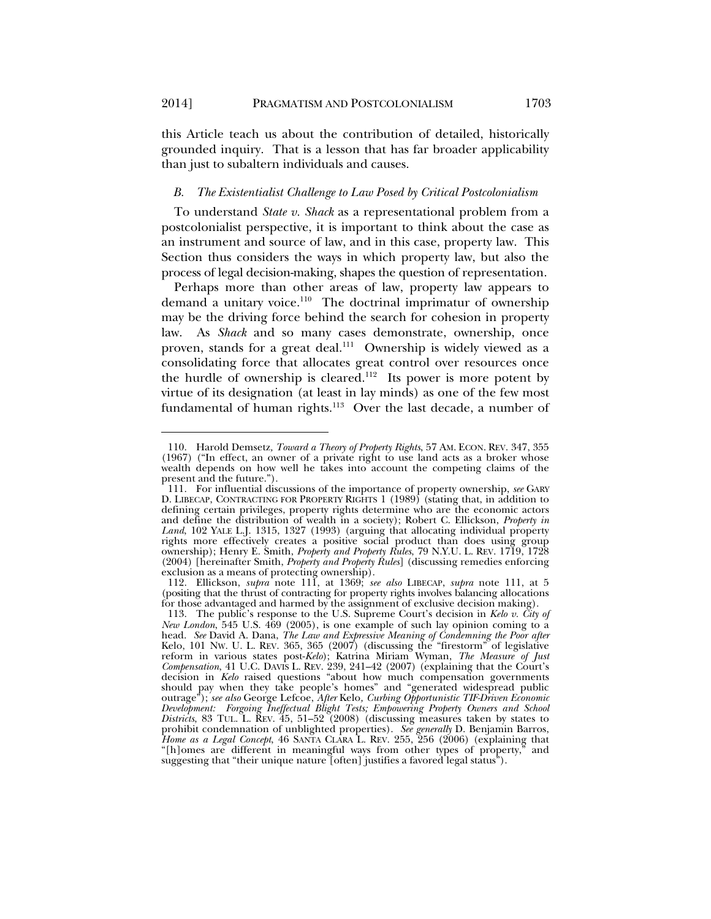this Article teach us about the contribution of detailed, historically grounded inquiry. That is a lesson that has far broader applicability than just to subaltern individuals and causes.

### *B. The Existentialist Challenge to Law Posed by Critical Postcolonialism*

To understand *State v. Shack* as a representational problem from a postcolonialist perspective, it is important to think about the case as an instrument and source of law, and in this case, property law. This Section thus considers the ways in which property law, but also the process of legal decision-making, shapes the question of representation.

Perhaps more than other areas of law, property law appears to demand a unitary voice.[110] The doctrinal imprimatur of ownership may be the driving force behind the search for cohesion in property law. As *Shack* and so many cases demonstrate, ownership, once proven, stands for a great deal.[111] Ownership is widely viewed as a consolidating force that allocates great control over resources once the hurdle of ownership is cleared.[112] Its power is more potent by virtue of its designation (at least in lay minds) as one of the few most fundamental of human rights.[113] Over the last decade, a number of

---

110. Harold Demsetz, *Toward a Theory of Property Rights*, 57 AM. ECON. REV. 347, 355 (1967) ("In effect, an owner of a private right to use land acts as a broker whose wealth depends on how well he takes into account the competing claims of the present and the future.").

111. For influential discussions of the importance of property ownership, *see* GARY D. LIBECAP, CONTRACTING FOR PROPERTY RIGHTS 1 (1989) (stating that, in addition to defining certain privileges, property rights determine who are the economic actors and define the distribution of wealth in a society); Robert C. Ellickson, *Property in Land*, 102 YALE L.J. 1315, 1327 (1993) (arguing that allocating individual property rights more effectively creates a positive social product than does using group ownership); Henry E. Smith, *Property and Property Rules*, 79 N.Y.U. L. REV. 1719, 1728 (2004) [hereinafter Smith, *Property and Property Rules*] (discussing remedies enforcing exclusion as a means of protecting ownership).

112. Ellickson, *supra* note 111, at 1369; *see also* LIBECAP, *supra* note 111, at 5 (positing that the thrust of contracting for property rights involves balancing allocations for those advantaged and harmed by the assignment of exclusive decision making).

113. The public's response to the U.S. Supreme Court's decision in *Kelo v. City of New London*, 545 U.S. 469 (2005), is one example of such lay opinion coming to a head. *See* David A. Dana, *The Law and Expressive Meaning of Condemning the Poor after* Kelo, 101 NW. U. L. REV. 365, 365 (2007) (discussing the "firestorm" of legislative reform in various states post-*Kelo*); Katrina Miriam Wyman, *The Measure of Just Compensation*, 41 U.C. DAVIS L. REV. 239, 241–42 (2007) (explaining that the Court's decision in *Kelo* raised questions "about how much compensation governments should pay when they take people's homes" and "generated widespread public outrage"); *see also* George Lefcoe, *After* Kelo*, Curbing Opportunistic TIF-Driven Economic Development: Forgoing Ineffectual Blight Tests; Empowering Property Owners and School Districts*, 83 TUL. L. REV. 45, 51–52 (2008) (discussing measures taken by states to prohibit condemnation of unblighted properties). *See generally* D. Benjamin Barros, *Home as a Legal Concept*, 46 SANTA CLARA L. REV. 255, 256 (2006) (explaining that "[h]omes are different in meaningful ways from other types of property," and suggesting that "their unique nature [often] justifies a favored legal status").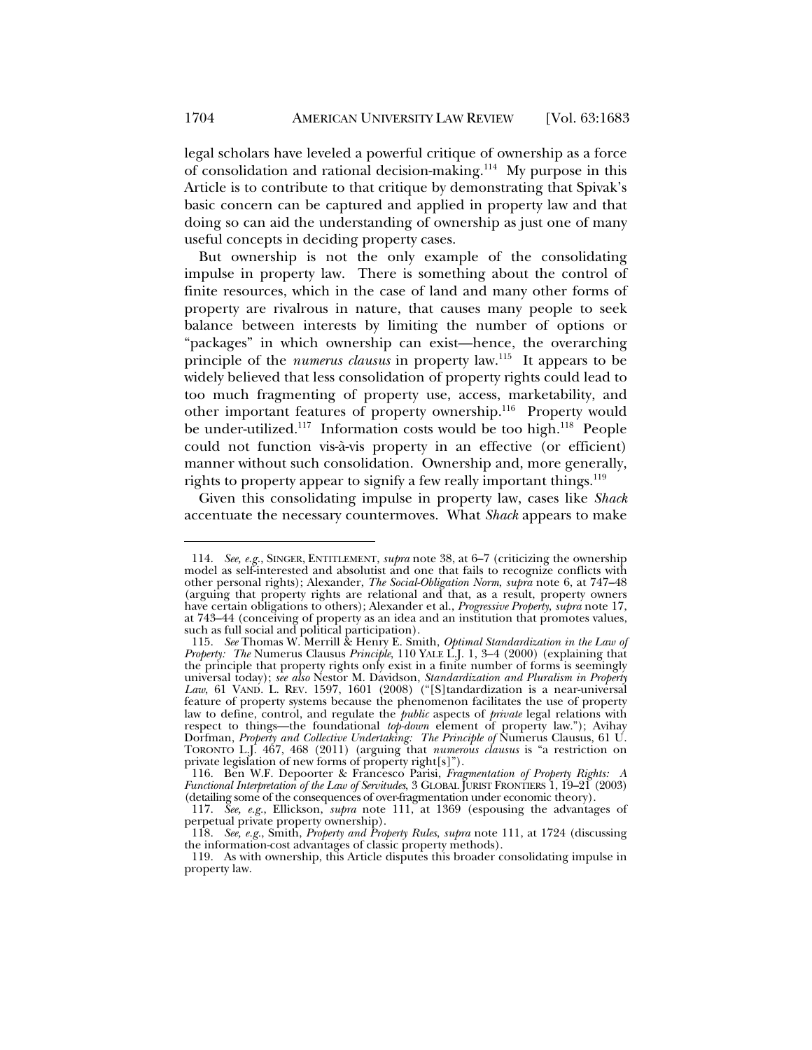legal scholars have leveled a powerful critique of ownership as a force of consolidation and rational decision-making.[114] My purpose in this Article is to contribute to that critique by demonstrating that Spivak's basic concern can be captured and applied in property law and that doing so can aid the understanding of ownership as just one of many useful concepts in deciding property cases.

But ownership is not the only example of the consolidating impulse in property law. There is something about the control of finite resources, which in the case of land and many other forms of property are rivalrous in nature, that causes many people to seek balance between interests by limiting the number of options or "packages" in which ownership can exist—hence, the overarching principle of the *numerus clausus* in property law.[115] It appears to be widely believed that less consolidation of property rights could lead to too much fragmenting of property use, access, marketability, and other important features of property ownership.[116] Property would be under-utilized.[117] Information costs would be too high.[118] People could not function vis-à-vis property in an effective (or efficient) manner without such consolidation. Ownership and, more generally, rights to property appear to signify a few really important things.[119]

Given this consolidating impulse in property law, cases like *Shack* accentuate the necessary countermoves. What *Shack* appears to make

---

114. *See, e.g.*, SINGER, ENTITLEMENT, *supra* note 38, at 6–7 (criticizing the ownership model as self-interested and absolutist and one that fails to recognize conflicts with other personal rights); Alexander, *The Social-Obligation Norm*, *supra* note 6, at 747–48 (arguing that property rights are relational and that, as a result, property owners have certain obligations to others); Alexander et al., *Progressive Property*, *supra* note 17, at 743–44 (conceiving of property as an idea and an institution that promotes values, such as full social and political participation).

115. *See* Thomas W. Merrill & Henry E. Smith, *Optimal Standardization in the Law of Property: The* Numerus Clausus *Principle*, 110 YALE L.J. 1, 3–4 (2000) (explaining that the principle that property rights only exist in a finite number of forms is seemingly universal today); *see also* Nestor M. Davidson, *Standardization and Pluralism in Property Law*, 61 VAND. L. REV. 1597, 1601 (2008) ("[S]tandardization is a near-universal feature of property systems because the phenomenon facilitates the use of property law to define, control, and regulate the *public* aspects of *private* legal relations with respect to things—the foundational *top-down* element of property law."); Avihay Dorfman, *Property and Collective Undertaking: The Principle of* Numerus Clausus, 61 U. TORONTO L.J. 467, 468 (2011) (arguing that *numerous clausus* is "a restriction on private legislation of new forms of property right[s]").

116. Ben W.F. Depoorter & Francesco Parisi, *Fragmentation of Property Rights: A Functional Interpretation of the Law of Servitudes*, 3 GLOBAL JURIST FRONTIERS 1, 19–21 (2003) (detailing some of the consequences of over-fragmentation under economic theory).

117. *See, e.g.*, Ellickson, *supra* note 111, at 1369 (espousing the advantages of perpetual private property ownership).

118. *See, e.g.*, Smith, *Property and Property Rules*, *supra* note 111, at 1724 (discussing the information-cost advantages of classic property methods).

119. As with ownership, this Article disputes this broader consolidating impulse in property law.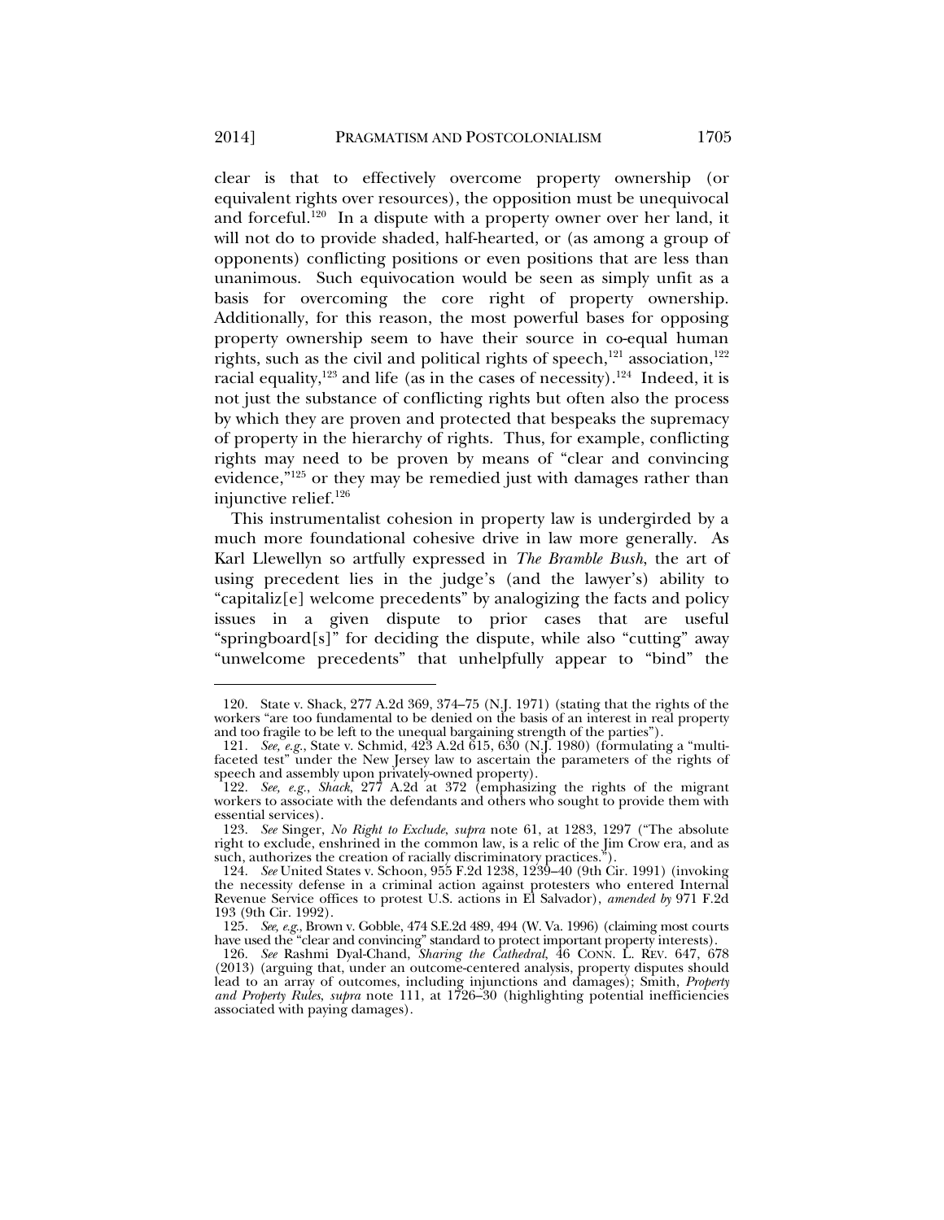clear is that to effectively overcome property ownership (or equivalent rights over resources), the opposition must be unequivocal and forceful.[120] In a dispute with a property owner over her land, it will not do to provide shaded, half-hearted, or (as among a group of opponents) conflicting positions or even positions that are less than unanimous. Such equivocation would be seen as simply unfit as a basis for overcoming the core right of property ownership. Additionally, for this reason, the most powerful bases for opposing property ownership seem to have their source in co-equal human rights, such as the civil and political rights of speech,[121] association,[122] racial equality,[123] and life (as in the cases of necessity).[124] Indeed, it is not just the substance of conflicting rights but often also the process by which they are proven and protected that bespeaks the supremacy of property in the hierarchy of rights. Thus, for example, conflicting rights may need to be proven by means of "clear and convincing evidence,"[125] or they may be remedied just with damages rather than injunctive relief.[126]

This instrumentalist cohesion in property law is undergirded by a much more foundational cohesive drive in law more generally. As Karl Llewellyn so artfully expressed in *The Bramble Bush*, the art of using precedent lies in the judge's (and the lawyer's) ability to "capitaliz[e] welcome precedents" by analogizing the facts and policy issues in a given dispute to prior cases that are useful "springboard[s]" for deciding the dispute, while also "cutting" away "unwelcome precedents" that unhelpfully appear to "bind" the

---

120. State v. Shack, 277 A.2d 369, 374–75 (N.J. 1971) (stating that the rights of the workers "are too fundamental to be denied on the basis of an interest in real property and too fragile to be left to the unequal bargaining strength of the parties").

121. *See, e.g.*, State v. Schmid, 423 A.2d 615, 630 (N.J. 1980) (formulating a "multi-faceted test" under the New Jersey law to ascertain the parameters of the rights of speech and assembly upon privately-owned property).

122. *See, e.g.*, *Shack*, 277 A.2d at 372 (emphasizing the rights of the migrant workers to associate with the defendants and others who sought to provide them with essential services).

123. *See* Singer, *No Right to Exclude*, *supra* note 61, at 1283, 1297 ("The absolute right to exclude, enshrined in the common law, is a relic of the Jim Crow era, and as such, authorizes the creation of racially discriminatory practices.").

124. *See* United States v. Schoon, 955 F.2d 1238, 1239–40 (9th Cir. 1991) (invoking the necessity defense in a criminal action against protesters who entered Internal Revenue Service offices to protest U.S. actions in El Salvador), *amended by* 971 F.2d 193 (9th Cir. 1992).

125. *See, e.g.*, Brown v. Gobble, 474 S.E.2d 489, 494 (W. Va. 1996) (claiming most courts have used the "clear and convincing" standard to protect important property interests).

126. *See* Rashmi Dyal-Chand, *Sharing the Cathedral*, 46 CONN. L. REV. 647, 678 (2013) (arguing that, under an outcome-centered analysis, property disputes should lead to an array of outcomes, including injunctions and damages); Smith, *Property and Property Rules*, *supra* note 111, at 1726–30 (highlighting potential inefficiencies associated with paying damages).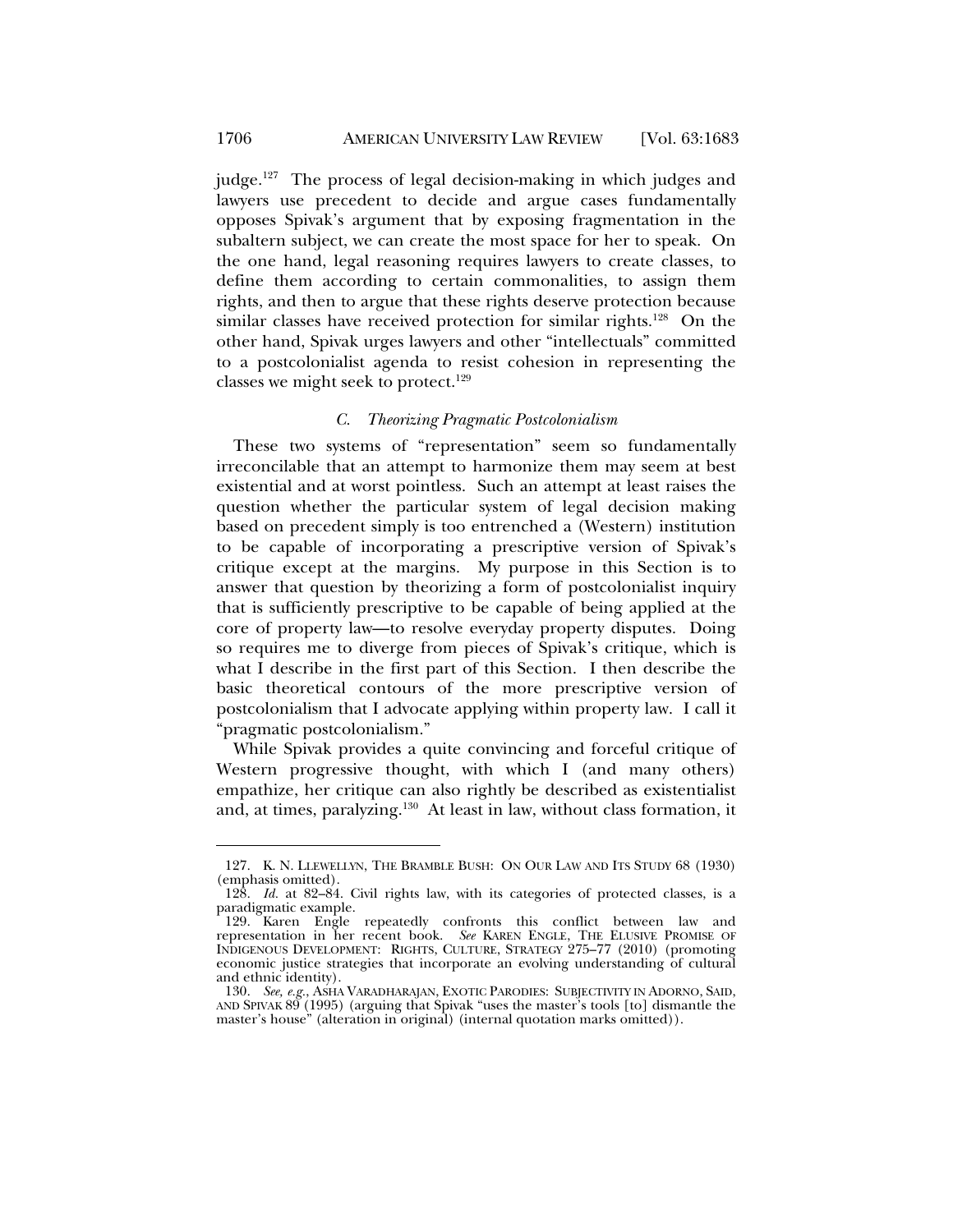judge.[127] The process of legal decision-making in which judges and lawyers use precedent to decide and argue cases fundamentally opposes Spivak's argument that by exposing fragmentation in the subaltern subject, we can create the most space for her to speak. On the one hand, legal reasoning requires lawyers to create classes, to define them according to certain commonalities, to assign them rights, and then to argue that these rights deserve protection because similar classes have received protection for similar rights.[128] On the other hand, Spivak urges lawyers and other "intellectuals" committed to a postcolonialist agenda to resist cohesion in representing the classes we might seek to protect.[129]

### *C. Theorizing Pragmatic Postcolonialism*

These two systems of "representation" seem so fundamentally irreconcilable that an attempt to harmonize them may seem at best existential and at worst pointless. Such an attempt at least raises the question whether the particular system of legal decision making based on precedent simply is too entrenched a (Western) institution to be capable of incorporating a prescriptive version of Spivak's critique except at the margins. My purpose in this Section is to answer that question by theorizing a form of postcolonialist inquiry that is sufficiently prescriptive to be capable of being applied at the core of property law—to resolve everyday property disputes. Doing so requires me to diverge from pieces of Spivak's critique, which is what I describe in the first part of this Section. I then describe the basic theoretical contours of the more prescriptive version of postcolonialism that I advocate applying within property law. I call it "pragmatic postcolonialism."

While Spivak provides a quite convincing and forceful critique of Western progressive thought, with which I (and many others) empathize, her critique can also rightly be described as existentialist and, at times, paralyzing.[130] At least in law, without class formation, it

---

127. K. N. LLEWELLYN, THE BRAMBLE BUSH: ON OUR LAW AND ITS STUDY 68 (1930) (emphasis omitted).

128. *Id.* at 82–84. Civil rights law, with its categories of protected classes, is a paradigmatic example.

129. Karen Engle repeatedly confronts this conflict between law and representation in her recent book. *See* KAREN ENGLE, THE ELUSIVE PROMISE OF INDIGENOUS DEVELOPMENT: RIGHTS, CULTURE, STRATEGY 275–77 (2010) (promoting economic justice strategies that incorporate an evolving understanding of cultural and ethnic identity).

130. *See, e.g.*, ASHA VARADHARAJAN, EXOTIC PARODIES: SUBJECTIVITY IN ADORNO, SAID, AND SPIVAK 89 (1995) (arguing that Spivak "uses the master's tools [to] dismantle the master's house" (alteration in original) (internal quotation marks omitted)).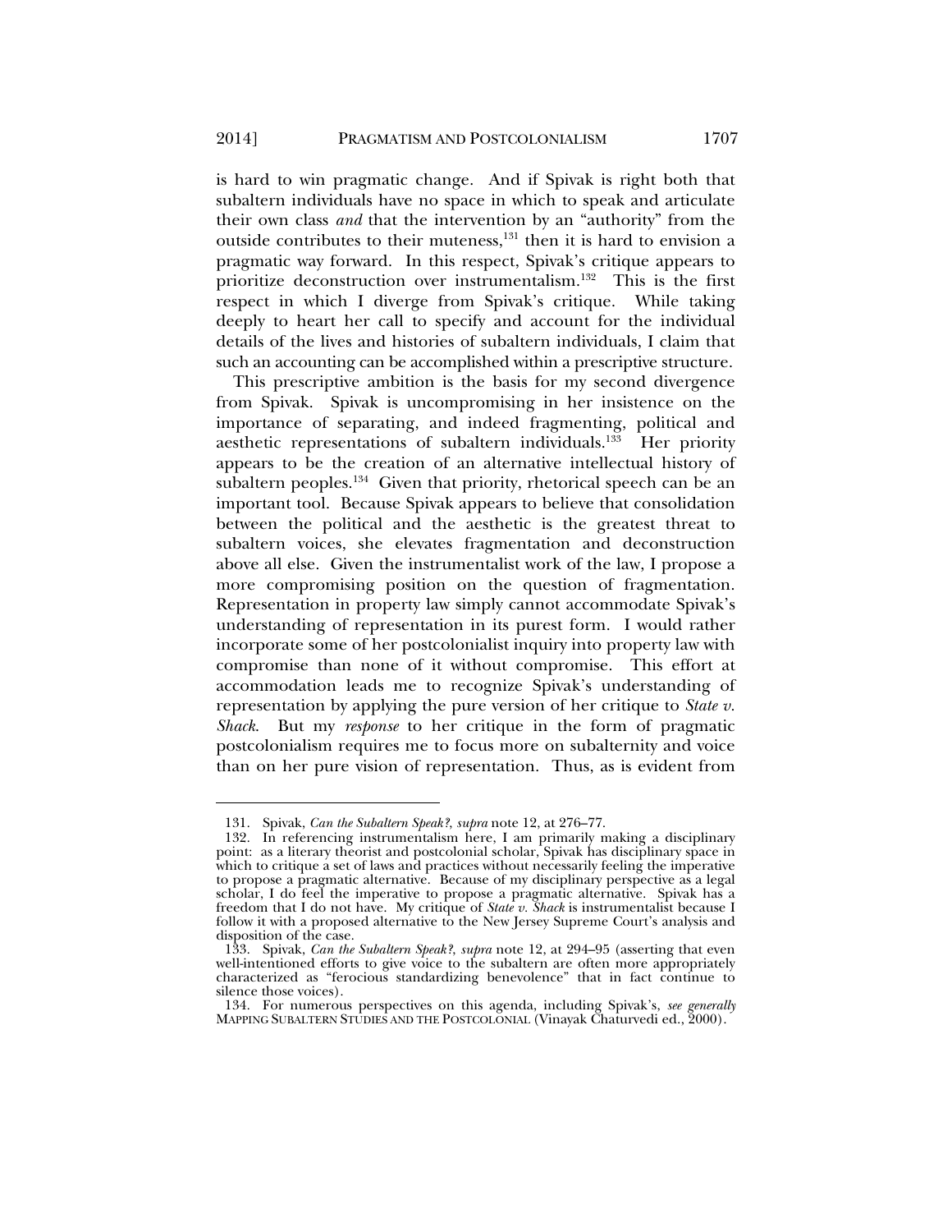is hard to win pragmatic change. And if Spivak is right both that subaltern individuals have no space in which to speak and articulate their own class *and* that the intervention by an "authority" from the outside contributes to their muteness,[131] then it is hard to envision a pragmatic way forward. In this respect, Spivak's critique appears to prioritize deconstruction over instrumentalism.[132] This is the first respect in which I diverge from Spivak's critique. While taking deeply to heart her call to specify and account for the individual details of the lives and histories of subaltern individuals, I claim that such an accounting can be accomplished within a prescriptive structure.

This prescriptive ambition is the basis for my second divergence from Spivak. Spivak is uncompromising in her insistence on the importance of separating, and indeed fragmenting, political and aesthetic representations of subaltern individuals.[133] Her priority appears to be the creation of an alternative intellectual history of subaltern peoples.[134] Given that priority, rhetorical speech can be an important tool. Because Spivak appears to believe that consolidation between the political and the aesthetic is the greatest threat to subaltern voices, she elevates fragmentation and deconstruction above all else. Given the instrumentalist work of the law, I propose a more compromising position on the question of fragmentation. Representation in property law simply cannot accommodate Spivak's understanding of representation in its purest form. I would rather incorporate some of her postcolonialist inquiry into property law with compromise than none of it without compromise. This effort at accommodation leads me to recognize Spivak's understanding of representation by applying the pure version of her critique to *State v. Shack*. But my *response* to her critique in the form of pragmatic postcolonialism requires me to focus more on subalternity and voice than on her pure vision of representation. Thus, as is evident from

---

131. Spivak, *Can the Subaltern Speak?*, *supra* note 12, at 276–77.

132. In referencing instrumentalism here, I am primarily making a disciplinary point: as a literary theorist and postcolonial scholar, Spivak has disciplinary space in which to critique a set of laws and practices without necessarily feeling the imperative to propose a pragmatic alternative. Because of my disciplinary perspective as a legal scholar, I do feel the imperative to propose a pragmatic alternative. Spivak has a freedom that I do not have. My critique of *State v. Shack* is instrumentalist because I follow it with a proposed alternative to the New Jersey Supreme Court's analysis and disposition of the case.

133. Spivak, *Can the Subaltern Speak?*, *supra* note 12, at 294–95 (asserting that even well-intentioned efforts to give voice to the subaltern are often more appropriately characterized as "ferocious standardizing benevolence" that in fact continue to silence those voices).

134. For numerous perspectives on this agenda, including Spivak's, *see generally* MAPPING SUBALTERN STUDIES AND THE POSTCOLONIAL (Vinayak Chaturvedi ed., 2000).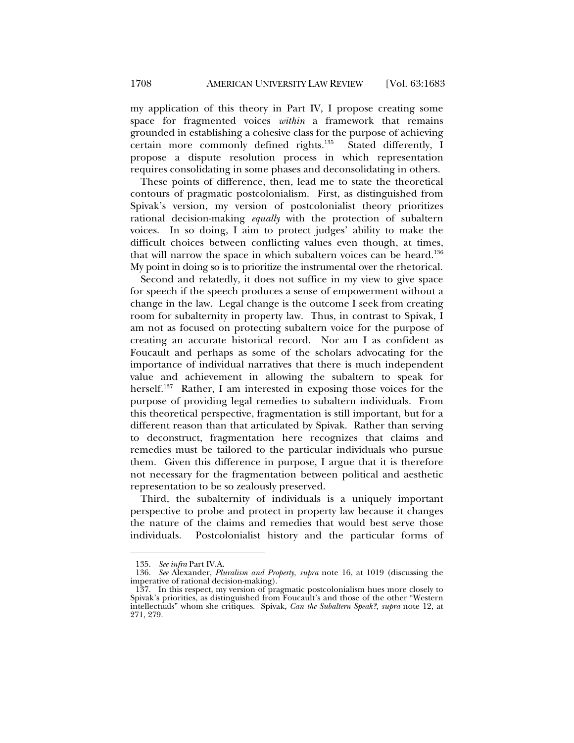my application of this theory in Part IV, I propose creating some space for fragmented voices *within* a framework that remains grounded in establishing a cohesive class for the purpose of achieving certain more commonly defined rights.[135] Stated differently, I propose a dispute resolution process in which representation requires consolidating in some phases and deconsolidating in others.

These points of difference, then, lead me to state the theoretical contours of pragmatic postcolonialism. First, as distinguished from Spivak's version, my version of postcolonialist theory prioritizes rational decision-making *equally* with the protection of subaltern voices. In so doing, I aim to protect judges' ability to make the difficult choices between conflicting values even though, at times, that will narrow the space in which subaltern voices can be heard.[136] My point in doing so is to prioritize the instrumental over the rhetorical.

Second and relatedly, it does not suffice in my view to give space for speech if the speech produces a sense of empowerment without a change in the law. Legal change is the outcome I seek from creating room for subalternity in property law. Thus, in contrast to Spivak, I am not as focused on protecting subaltern voice for the purpose of creating an accurate historical record. Nor am I as confident as Foucault and perhaps as some of the scholars advocating for the importance of individual narratives that there is much independent value and achievement in allowing the subaltern to speak for herself.[137] Rather, I am interested in exposing those voices for the purpose of providing legal remedies to subaltern individuals. From this theoretical perspective, fragmentation is still important, but for a different reason than that articulated by Spivak. Rather than serving to deconstruct, fragmentation here recognizes that claims and remedies must be tailored to the particular individuals who pursue them. Given this difference in purpose, I argue that it is therefore not necessary for the fragmentation between political and aesthetic representation to be so zealously preserved.

Third, the subalternity of individuals is a uniquely important perspective to probe and protect in property law because it changes the nature of the claims and remedies that would best serve those individuals. Postcolonialist history and the particular forms of

---

135. *See infra* Part IV.A.

136. *See* Alexander, *Pluralism and Property*, *supra* note 16, at 1019 (discussing the imperative of rational decision-making).

137. In this respect, my version of pragmatic postcolonialism hues more closely to Spivak's priorities, as distinguished from Foucault's and those of the other "Western intellectuals" whom she critiques. Spivak, *Can the Subaltern Speak?*, *supra* note 12, at 271, 279.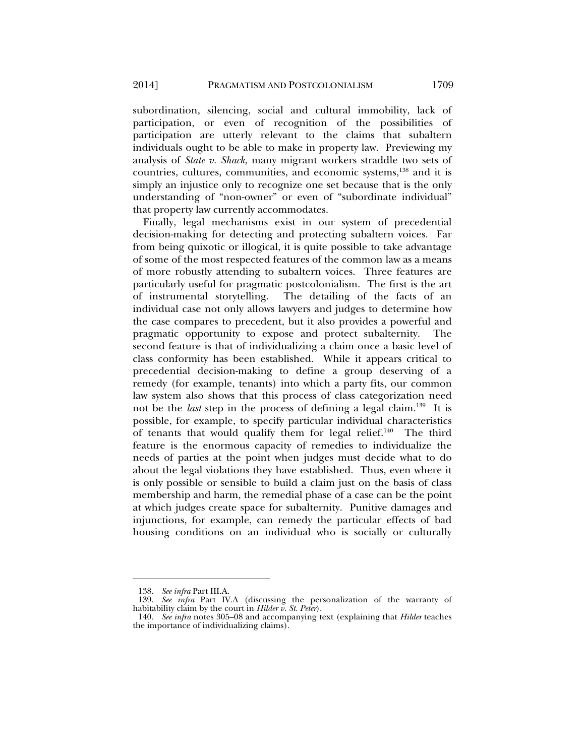subordination, silencing, social and cultural immobility, lack of participation, or even of recognition of the possibilities of participation are utterly relevant to the claims that subaltern individuals ought to be able to make in property law. Previewing my analysis of *State v. Shack*, many migrant workers straddle two sets of countries, cultures, communities, and economic systems,[138] and it is simply an injustice only to recognize one set because that is the only understanding of "non-owner" or even of "subordinate individual" that property law currently accommodates.

Finally, legal mechanisms exist in our system of precedential decision-making for detecting and protecting subaltern voices. Far from being quixotic or illogical, it is quite possible to take advantage of some of the most respected features of the common law as a means of more robustly attending to subaltern voices. Three features are particularly useful for pragmatic postcolonialism. The first is the art of instrumental storytelling. The detailing of the facts of an individual case not only allows lawyers and judges to determine how the case compares to precedent, but it also provides a powerful and pragmatic opportunity to expose and protect subalternity. The second feature is that of individualizing a claim once a basic level of class conformity has been established. While it appears critical to precedential decision-making to define a group deserving of a remedy (for example, tenants) into which a party fits, our common law system also shows that this process of class categorization need not be the *last* step in the process of defining a legal claim.[139] It is possible, for example, to specify particular individual characteristics of tenants that would qualify them for legal relief.[140] The third feature is the enormous capacity of remedies to individualize the needs of parties at the point when judges must decide what to do about the legal violations they have established. Thus, even where it is only possible or sensible to build a claim just on the basis of class membership and harm, the remedial phase of a case can be the point at which judges create space for subalternity. Punitive damages and injunctions, for example, can remedy the particular effects of bad housing conditions on an individual who is socially or culturally

---

138. *See infra* Part III.A.

139. *See infra* Part IV.A (discussing the personalization of the warranty of habitability claim by the court in *Hilder v. St. Peter*).

140. *See infra* notes 305–08 and accompanying text (explaining that *Hilder* teaches the importance of individualizing claims).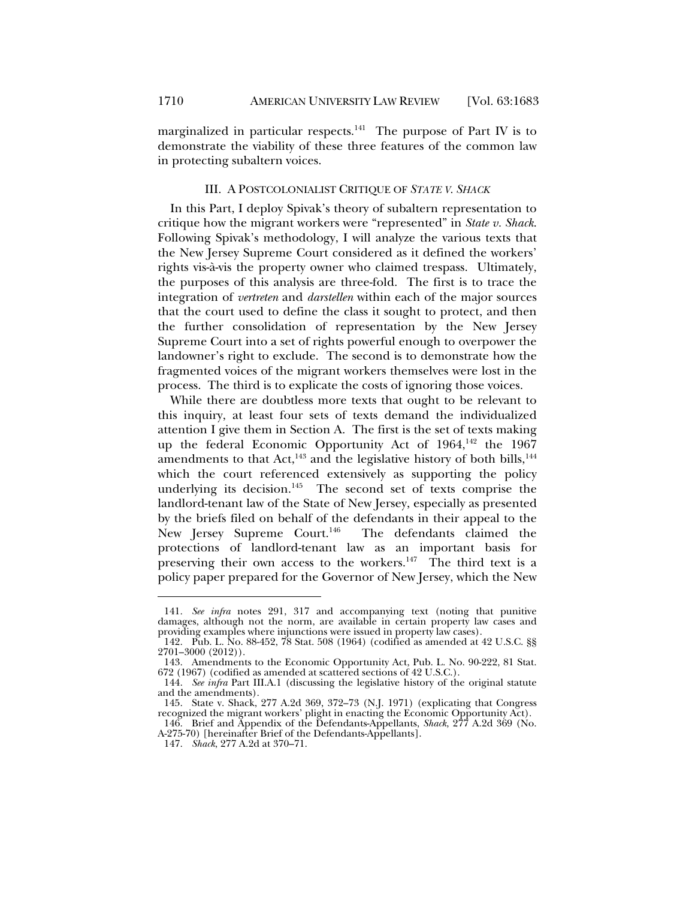marginalized in particular respects.[141] The purpose of Part IV is to demonstrate the viability of these three features of the common law in protecting subaltern voices.

## III. A POSTCOLONIALIST CRITIQUE OF *STATE V. SHACK*

In this Part, I deploy Spivak's theory of subaltern representation to critique how the migrant workers were "represented" in *State v. Shack*. Following Spivak's methodology, I will analyze the various texts that the New Jersey Supreme Court considered as it defined the workers' rights vis-à-vis the property owner who claimed trespass. Ultimately, the purposes of this analysis are three-fold. The first is to trace the integration of *vertreten* and *darstellen* within each of the major sources that the court used to define the class it sought to protect, and then the further consolidation of representation by the New Jersey Supreme Court into a set of rights powerful enough to overpower the landowner's right to exclude. The second is to demonstrate how the fragmented voices of the migrant workers themselves were lost in the process. The third is to explicate the costs of ignoring those voices.

While there are doubtless more texts that ought to be relevant to this inquiry, at least four sets of texts demand the individualized attention I give them in Section A. The first is the set of texts making up the federal Economic Opportunity Act of 1964,[142] the 1967 amendments to that Act,[143] and the legislative history of both bills,[144] which the court referenced extensively as supporting the policy underlying its decision.[145] The second set of texts comprise the landlord-tenant law of the State of New Jersey, especially as presented by the briefs filed on behalf of the defendants in their appeal to the New Jersey Supreme Court.[146] The defendants claimed the protections of landlord-tenant law as an important basis for preserving their own access to the workers.[147] The third text is a policy paper prepared for the Governor of New Jersey, which the New

---

141. *See infra* notes 291, 317 and accompanying text (noting that punitive damages, although not the norm, are available in certain property law cases and providing examples where injunctions were issued in property law cases).

142. Pub. L. No. 88-452, 78 Stat. 508 (1964) (codified as amended at 42 U.S.C. §§ 2701–3000 (2012)).

143. Amendments to the Economic Opportunity Act, Pub. L. No. 90-222, 81 Stat. 672 (1967) (codified as amended at scattered sections of 42 U.S.C.).

144. *See infra* Part III.A.1 (discussing the legislative history of the original statute and the amendments).

145. State v. Shack, 277 A.2d 369, 372–73 (N.J. 1971) (explicating that Congress recognized the migrant workers' plight in enacting the Economic Opportunity Act).

146. Brief and Appendix of the Defendants-Appellants, *Shack*, 277 A.2d 369 (No. A-275-70) [hereinafter Brief of the Defendants-Appellants].

147. *Shack*, 277 A.2d at 370–71.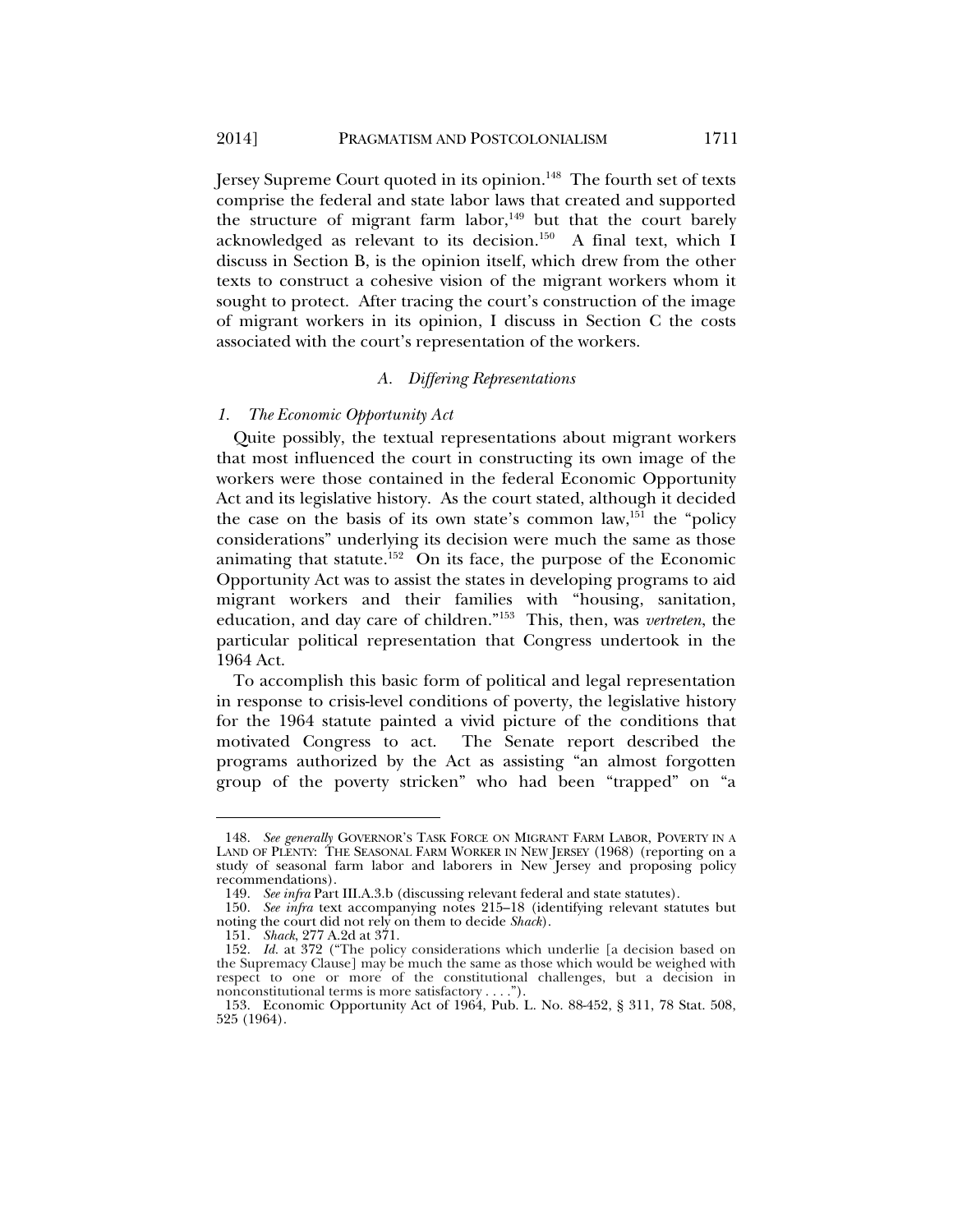Jersey Supreme Court quoted in its opinion.[148] The fourth set of texts comprise the federal and state labor laws that created and supported the structure of migrant farm labor,[149] but that the court barely acknowledged as relevant to its decision.[150] A final text, which I discuss in Section B, is the opinion itself, which drew from the other texts to construct a cohesive vision of the migrant workers whom it sought to protect. After tracing the court's construction of the image of migrant workers in its opinion, I discuss in Section C the costs associated with the court's representation of the workers.

### *A. Differing Representations*

#### *1. The Economic Opportunity Act*

Quite possibly, the textual representations about migrant workers that most influenced the court in constructing its own image of the workers were those contained in the federal Economic Opportunity Act and its legislative history. As the court stated, although it decided the case on the basis of its own state's common law,[151] the "policy considerations" underlying its decision were much the same as those animating that statute.[152] On its face, the purpose of the Economic Opportunity Act was to assist the states in developing programs to aid migrant workers and their families with "housing, sanitation, education, and day care of children."[153] This, then, was *vertreten*, the particular political representation that Congress undertook in the 1964 Act.

To accomplish this basic form of political and legal representation in response to crisis-level conditions of poverty, the legislative history for the 1964 statute painted a vivid picture of the conditions that motivated Congress to act. The Senate report described the programs authorized by the Act as assisting "an almost forgotten group of the poverty stricken" who had been "trapped" on "a

---

148. *See generally* GOVERNOR'S TASK FORCE ON MIGRANT FARM LABOR, POVERTY IN A LAND OF PLENTY: THE SEASONAL FARM WORKER IN NEW JERSEY (1968) (reporting on a study of seasonal farm labor and laborers in New Jersey and proposing policy recommendations).

149. *See infra* Part III.A.3.b (discussing relevant federal and state statutes).

150. *See infra* text accompanying notes 215–18 (identifying relevant statutes but noting the court did not rely on them to decide *Shack*).

151. *Shack*, 277 A.2d at 371.

152. *Id.* at 372 ("The policy considerations which underlie [a decision based on the Supremacy Clause] may be much the same as those which would be weighed with respect to one or more of the constitutional challenges, but a decision in nonconstitutional terms is more satisfactory . . . .").

153. Economic Opportunity Act of 1964, Pub. L. No. 88-452, § 311, 78 Stat. 508, 525 (1964).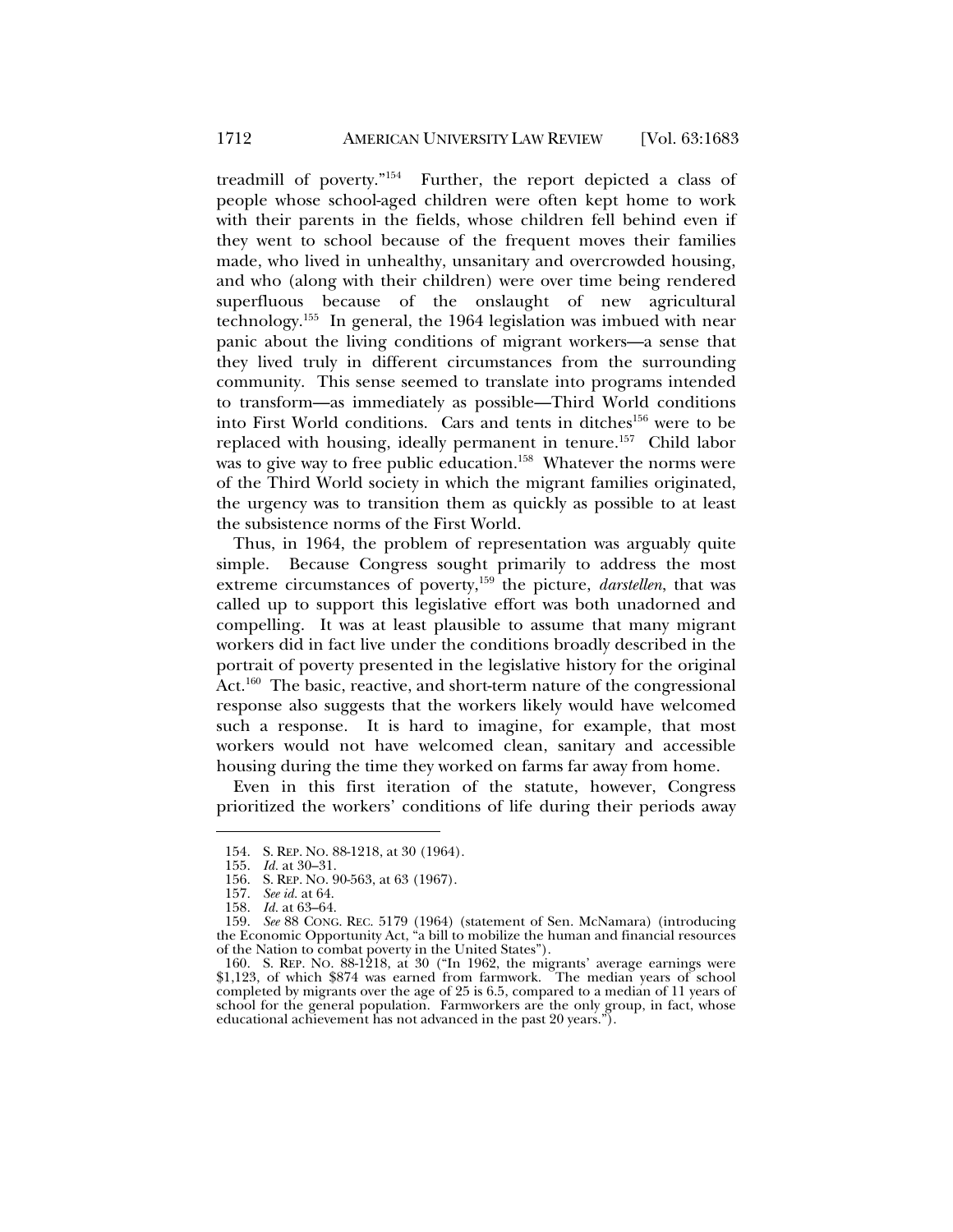treadmill of poverty."[154] Further, the report depicted a class of people whose school-aged children were often kept home to work with their parents in the fields, whose children fell behind even if they went to school because of the frequent moves their families made, who lived in unhealthy, unsanitary and overcrowded housing, and who (along with their children) were over time being rendered superfluous because of the onslaught of new agricultural technology.[155] In general, the 1964 legislation was imbued with near panic about the living conditions of migrant workers—a sense that they lived truly in different circumstances from the surrounding community. This sense seemed to translate into programs intended to transform—as immediately as possible—Third World conditions into First World conditions. Cars and tents in ditches[156] were to be replaced with housing, ideally permanent in tenure.[157] Child labor was to give way to free public education.[158] Whatever the norms were of the Third World society in which the migrant families originated, the urgency was to transition them as quickly as possible to at least the subsistence norms of the First World.

Thus, in 1964, the problem of representation was arguably quite simple. Because Congress sought primarily to address the most extreme circumstances of poverty,[159] the picture, *darstellen*, that was called up to support this legislative effort was both unadorned and compelling. It was at least plausible to assume that many migrant workers did in fact live under the conditions broadly described in the portrait of poverty presented in the legislative history for the original Act.[160] The basic, reactive, and short-term nature of the congressional response also suggests that the workers likely would have welcomed such a response. It is hard to imagine, for example, that most workers would not have welcomed clean, sanitary and accessible housing during the time they worked on farms far away from home.

Even in this first iteration of the statute, however, Congress prioritized the workers' conditions of life during their periods away

---

154. S. REP. NO. 88-1218, at 30 (1964).

155. *Id.* at 30–31.

156. S. REP. NO. 90-563, at 63 (1967).

157. *See id.* at 64.

158. *Id.* at 63–64.

159. *See* 88 CONG. REC. 5179 (1964) (statement of Sen. McNamara) (introducing the Economic Opportunity Act, "a bill to mobilize the human and financial resources of the Nation to combat poverty in the United States").

160. S. REP. NO. 88-1218, at 30 ("In 1962, the migrants' average earnings were $1,123, of which $874 was earned from farmwork. The median years of school completed by migrants over the age of 25 is 6.5, compared to a median of 11 years of school for the general population. Farmworkers are the only group, in fact, whose educational achievement has not advanced in the past 20 years.").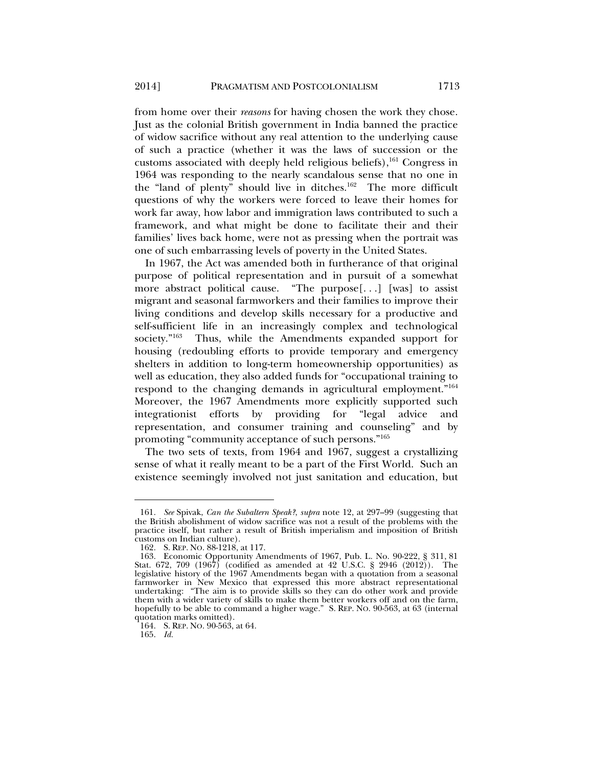from home over their *reasons* for having chosen the work they chose. Just as the colonial British government in India banned the practice of widow sacrifice without any real attention to the underlying cause of such a practice (whether it was the laws of succession or the customs associated with deeply held religious beliefs),[161] Congress in 1964 was responding to the nearly scandalous sense that no one in the "land of plenty" should live in ditches.[162] The more difficult questions of why the workers were forced to leave their homes for work far away, how labor and immigration laws contributed to such a framework, and what might be done to facilitate their and their families' lives back home, were not as pressing when the portrait was one of such embarrassing levels of poverty in the United States.

In 1967, the Act was amended both in furtherance of that original purpose of political representation and in pursuit of a somewhat more abstract political cause. "The purpose[. . .] [was] to assist migrant and seasonal farmworkers and their families to improve their living conditions and develop skills necessary for a productive and self-sufficient life in an increasingly complex and technological society."[163] Thus, while the Amendments expanded support for housing (redoubling efforts to provide temporary and emergency shelters in addition to long-term homeownership opportunities) as well as education, they also added funds for "occupational training to respond to the changing demands in agricultural employment."[164] Moreover, the 1967 Amendments more explicitly supported such integrationist efforts by providing for "legal advice and representation, and consumer training and counseling" and by promoting "community acceptance of such persons."[165]

The two sets of texts, from 1964 and 1967, suggest a crystallizing sense of what it really meant to be a part of the First World. Such an existence seemingly involved not just sanitation and education, but

---

161. *See* Spivak, *Can the Subaltern Speak?*, *supra* note 12, at 297–99 (suggesting that the British abolishment of widow sacrifice was not a result of the problems with the practice itself, but rather a result of British imperialism and imposition of British customs on Indian culture).

162. S. REP. NO. 88-1218, at 117.

163. Economic Opportunity Amendments of 1967, Pub. L. No. 90-222, § 311, 81 Stat. 672, 709 (1967) (codified as amended at 42 U.S.C. § 2946 (2012)). The legislative history of the 1967 Amendments began with a quotation from a seasonal farmworker in New Mexico that expressed this more abstract representational undertaking: "The aim is to provide skills so they can do other work and provide them with a wider variety of skills to make them better workers off and on the farm, hopefully to be able to command a higher wage." S. REP. NO. 90-563, at 63 (internal quotation marks omitted).

164. S. REP. NO. 90-563, at 64.

165. *Id.*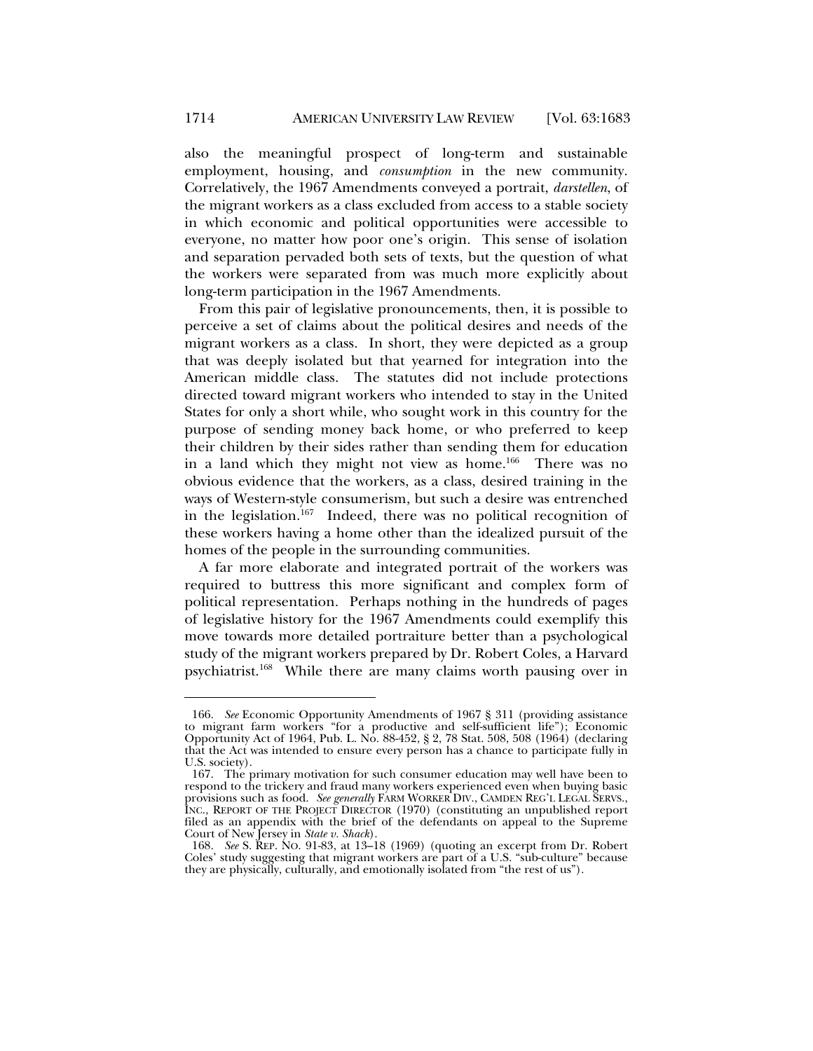also the meaningful prospect of long-term and sustainable employment, housing, and *consumption* in the new community. Correlatively, the 1967 Amendments conveyed a portrait, *darstellen*, of the migrant workers as a class excluded from access to a stable society in which economic and political opportunities were accessible to everyone, no matter how poor one's origin. This sense of isolation and separation pervaded both sets of texts, but the question of what the workers were separated from was much more explicitly about long-term participation in the 1967 Amendments.

From this pair of legislative pronouncements, then, it is possible to perceive a set of claims about the political desires and needs of the migrant workers as a class. In short, they were depicted as a group that was deeply isolated but that yearned for integration into the American middle class. The statutes did not include protections directed toward migrant workers who intended to stay in the United States for only a short while, who sought work in this country for the purpose of sending money back home, or who preferred to keep their children by their sides rather than sending them for education in a land which they might not view as home.[166] There was no obvious evidence that the workers, as a class, desired training in the ways of Western-style consumerism, but such a desire was entrenched in the legislation.[167] Indeed, there was no political recognition of these workers having a home other than the idealized pursuit of the homes of the people in the surrounding communities.

A far more elaborate and integrated portrait of the workers was required to buttress this more significant and complex form of political representation. Perhaps nothing in the hundreds of pages of legislative history for the 1967 Amendments could exemplify this move towards more detailed portraiture better than a psychological study of the migrant workers prepared by Dr. Robert Coles, a Harvard psychiatrist.[168] While there are many claims worth pausing over in

---

166. *See* Economic Opportunity Amendments of 1967 § 311 (providing assistance to migrant farm workers "for a productive and self-sufficient life"); Economic Opportunity Act of 1964, Pub. L. No. 88-452, § 2, 78 Stat. 508, 508 (1964) (declaring that the Act was intended to ensure every person has a chance to participate fully in U.S. society).

167. The primary motivation for such consumer education may well have been to respond to the trickery and fraud many workers experienced even when buying basic provisions such as food. *See generally* FARM WORKER DIV., CAMDEN REG'L LEGAL SERVS., INC., REPORT OF THE PROJECT DIRECTOR (1970) (constituting an unpublished report filed as an appendix with the brief of the defendants on appeal to the Supreme Court of New Jersey in *State v. Shack*).

168. *See* S. REP. NO. 91-83, at 13–18 (1969) (quoting an excerpt from Dr. Robert Coles' study suggesting that migrant workers are part of a U.S. "sub-culture" because they are physically, culturally, and emotionally isolated from "the rest of us").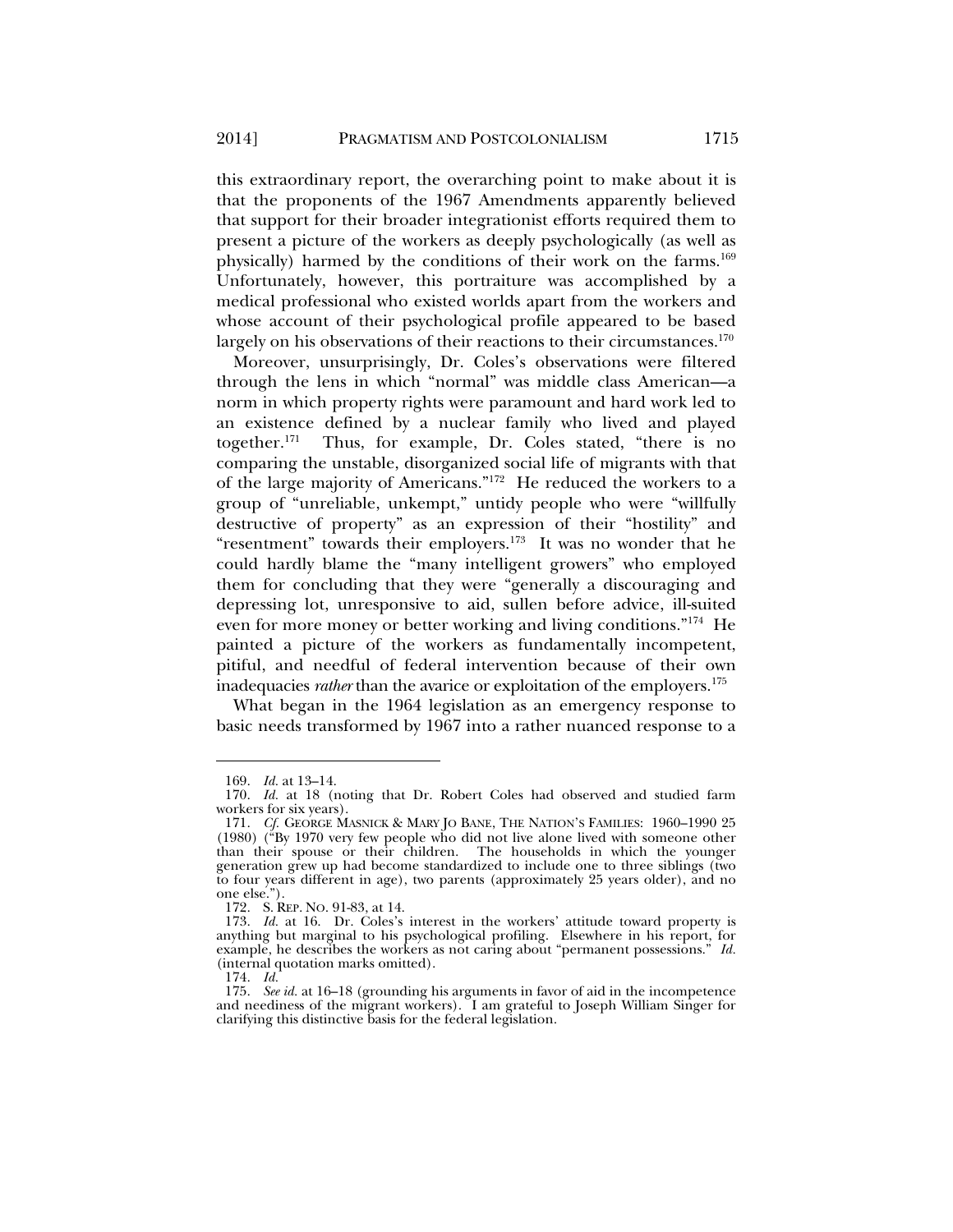this extraordinary report, the overarching point to make about it is that the proponents of the 1967 Amendments apparently believed that support for their broader integrationist efforts required them to present a picture of the workers as deeply psychologically (as well as physically) harmed by the conditions of their work on the farms.[169] Unfortunately, however, this portraiture was accomplished by a medical professional who existed worlds apart from the workers and whose account of their psychological profile appeared to be based largely on his observations of their reactions to their circumstances.[170]

Moreover, unsurprisingly, Dr. Coles's observations were filtered through the lens in which "normal" was middle class American—a norm in which property rights were paramount and hard work led to an existence defined by a nuclear family who lived and played together.[171] Thus, for example, Dr. Coles stated, "there is no comparing the unstable, disorganized social life of migrants with that of the large majority of Americans."[172] He reduced the workers to a group of "unreliable, unkempt," untidy people who were "willfully destructive of property" as an expression of their "hostility" and "resentment" towards their employers.[173] It was no wonder that he could hardly blame the "many intelligent growers" who employed them for concluding that they were "generally a discouraging and depressing lot, unresponsive to aid, sullen before advice, ill-suited even for more money or better working and living conditions."[174] He painted a picture of the workers as fundamentally incompetent, pitiful, and needful of federal intervention because of their own inadequacies *rather* than the avarice or exploitation of the employers.[175]

What began in the 1964 legislation as an emergency response to basic needs transformed by 1967 into a rather nuanced response to a

---

169. *Id.* at 13–14.

170. *Id.* at 18 (noting that Dr. Robert Coles had observed and studied farm workers for six years).

171. *Cf.* GEORGE MASNICK & MARY JO BANE, THE NATION'S FAMILIES: 1960–1990 25 (1980) ("By 1970 very few people who did not live alone lived with someone other than their spouse or their children. The households in which the younger generation grew up had become standardized to include one to three siblings (two to four years different in age), two parents (approximately 25 years older), and no one else.").

172. S. REP. NO. 91-83, at 14.

173. *Id.* at 16. Dr. Coles's interest in the workers' attitude toward property is anything but marginal to his psychological profiling. Elsewhere in his report, for example, he describes the workers as not caring about "permanent possessions." *Id.* (internal quotation marks omitted).

174. *Id.*

175. *See id.* at 16–18 (grounding his arguments in favor of aid in the incompetence and neediness of the migrant workers). I am grateful to Joseph William Singer for clarifying this distinctive basis for the federal legislation.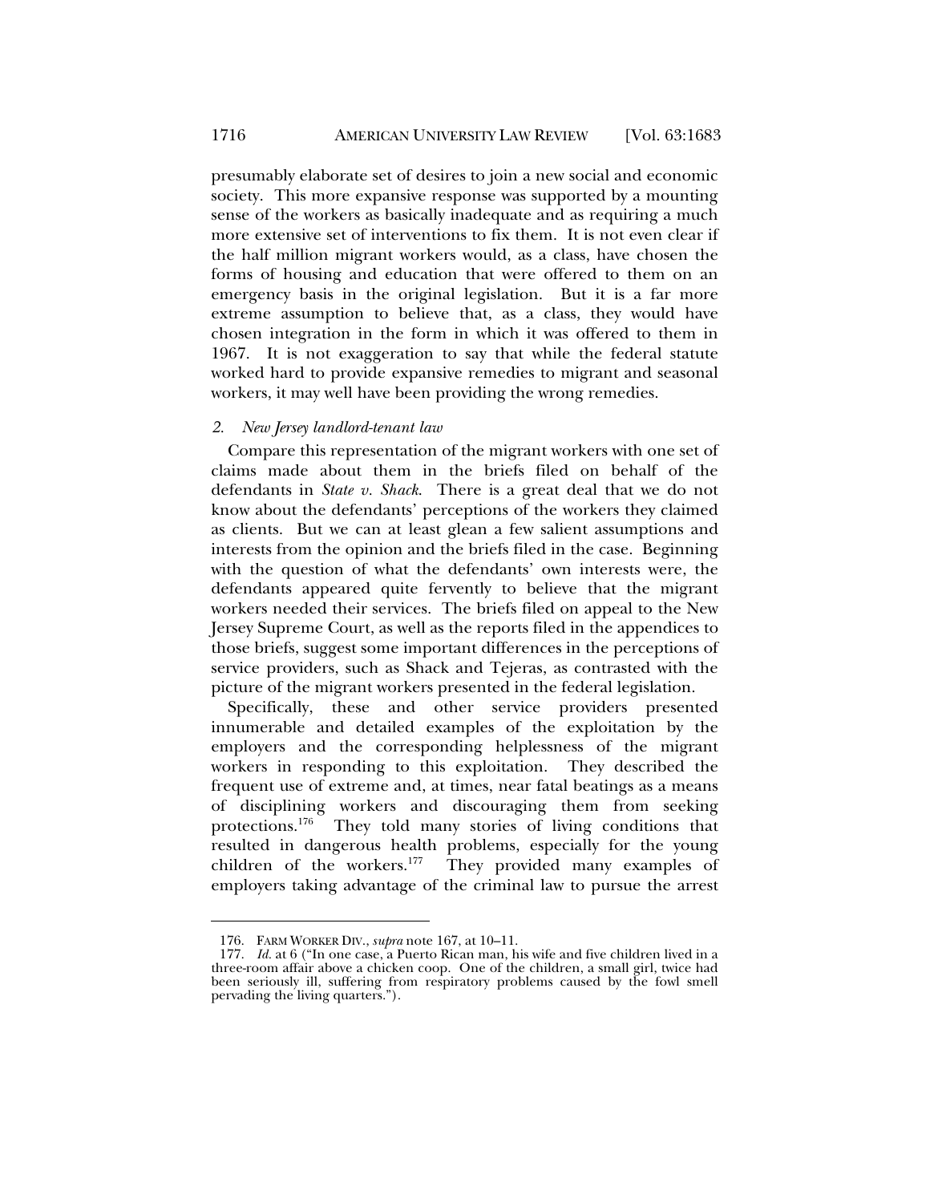presumably elaborate set of desires to join a new social and economic society. This more expansive response was supported by a mounting sense of the workers as basically inadequate and as requiring a much more extensive set of interventions to fix them. It is not even clear if the half million migrant workers would, as a class, have chosen the forms of housing and education that were offered to them on an emergency basis in the original legislation. But it is a far more extreme assumption to believe that, as a class, they would have chosen integration in the form in which it was offered to them in 1967. It is not exaggeration to say that while the federal statute worked hard to provide expansive remedies to migrant and seasonal workers, it may well have been providing the wrong remedies.

### *2. New Jersey landlord-tenant law*

Compare this representation of the migrant workers with one set of claims made about them in the briefs filed on behalf of the defendants in *State v. Shack*. There is a great deal that we do not know about the defendants' perceptions of the workers they claimed as clients. But we can at least glean a few salient assumptions and interests from the opinion and the briefs filed in the case. Beginning with the question of what the defendants' own interests were, the defendants appeared quite fervently to believe that the migrant workers needed their services. The briefs filed on appeal to the New Jersey Supreme Court, as well as the reports filed in the appendices to those briefs, suggest some important differences in the perceptions of service providers, such as Shack and Tejeras, as contrasted with the picture of the migrant workers presented in the federal legislation.

Specifically, these and other service providers presented innumerable and detailed examples of the exploitation by the employers and the corresponding helplessness of the migrant workers in responding to this exploitation. They described the frequent use of extreme and, at times, near fatal beatings as a means of disciplining workers and discouraging them from seeking protections.[176] They told many stories of living conditions that resulted in dangerous health problems, especially for the young children of the workers.[177] They provided many examples of employers taking advantage of the criminal law to pursue the arrest

---

176. FARM WORKER DIV., *supra* note 167, at 10–11.

177. *Id.* at 6 ("In one case, a Puerto Rican man, his wife and five children lived in a three-room affair above a chicken coop. One of the children, a small girl, twice had been seriously ill, suffering from respiratory problems caused by the fowl smell pervading the living quarters.").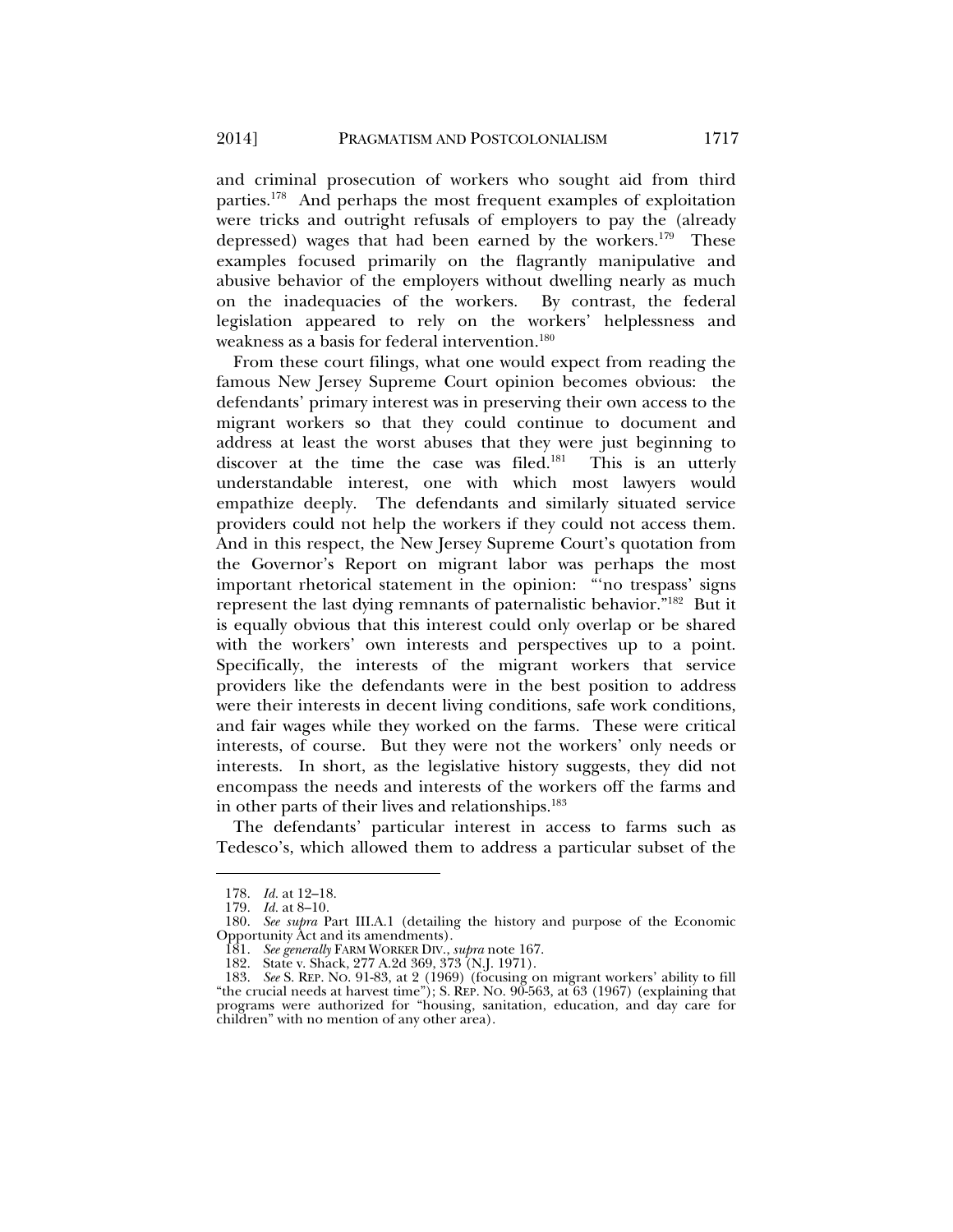and criminal prosecution of workers who sought aid from third parties.[178] And perhaps the most frequent examples of exploitation were tricks and outright refusals of employers to pay the (already depressed) wages that had been earned by the workers.[179] These examples focused primarily on the flagrantly manipulative and abusive behavior of the employers without dwelling nearly as much on the inadequacies of the workers. By contrast, the federal legislation appeared to rely on the workers' helplessness and weakness as a basis for federal intervention.[180]

From these court filings, what one would expect from reading the famous New Jersey Supreme Court opinion becomes obvious: the defendants' primary interest was in preserving their own access to the migrant workers so that they could continue to document and address at least the worst abuses that they were just beginning to discover at the time the case was filed.[181] This is an utterly understandable interest, one with which most lawyers would empathize deeply. The defendants and similarly situated service providers could not help the workers if they could not access them. And in this respect, the New Jersey Supreme Court's quotation from the Governor's Report on migrant labor was perhaps the most important rhetorical statement in the opinion: "'no trespass' signs represent the last dying remnants of paternalistic behavior."[182] But it is equally obvious that this interest could only overlap or be shared with the workers' own interests and perspectives up to a point. Specifically, the interests of the migrant workers that service providers like the defendants were in the best position to address were their interests in decent living conditions, safe work conditions, and fair wages while they worked on the farms. These were critical interests, of course. But they were not the workers' only needs or interests. In short, as the legislative history suggests, they did not encompass the needs and interests of the workers off the farms and in other parts of their lives and relationships.[183]

The defendants' particular interest in access to farms such as Tedesco's, which allowed them to address a particular subset of the

---

178. *Id.* at 12–18.

179. *Id.* at 8–10.

180. *See supra* Part III.A.1 (detailing the history and purpose of the Economic Opportunity Act and its amendments).

181. *See generally* FARM WORKER DIV., *supra* note 167.

182. State v. Shack, 277 A.2d 369, 373 (N.J. 1971).

183. *See* S. REP. NO. 91-83, at 2 (1969) (focusing on migrant workers' ability to fill "the crucial needs at harvest time"); S. REP. NO. 90-563, at 63 (1967) (explaining that programs were authorized for "housing, sanitation, education, and day care for children" with no mention of any other area).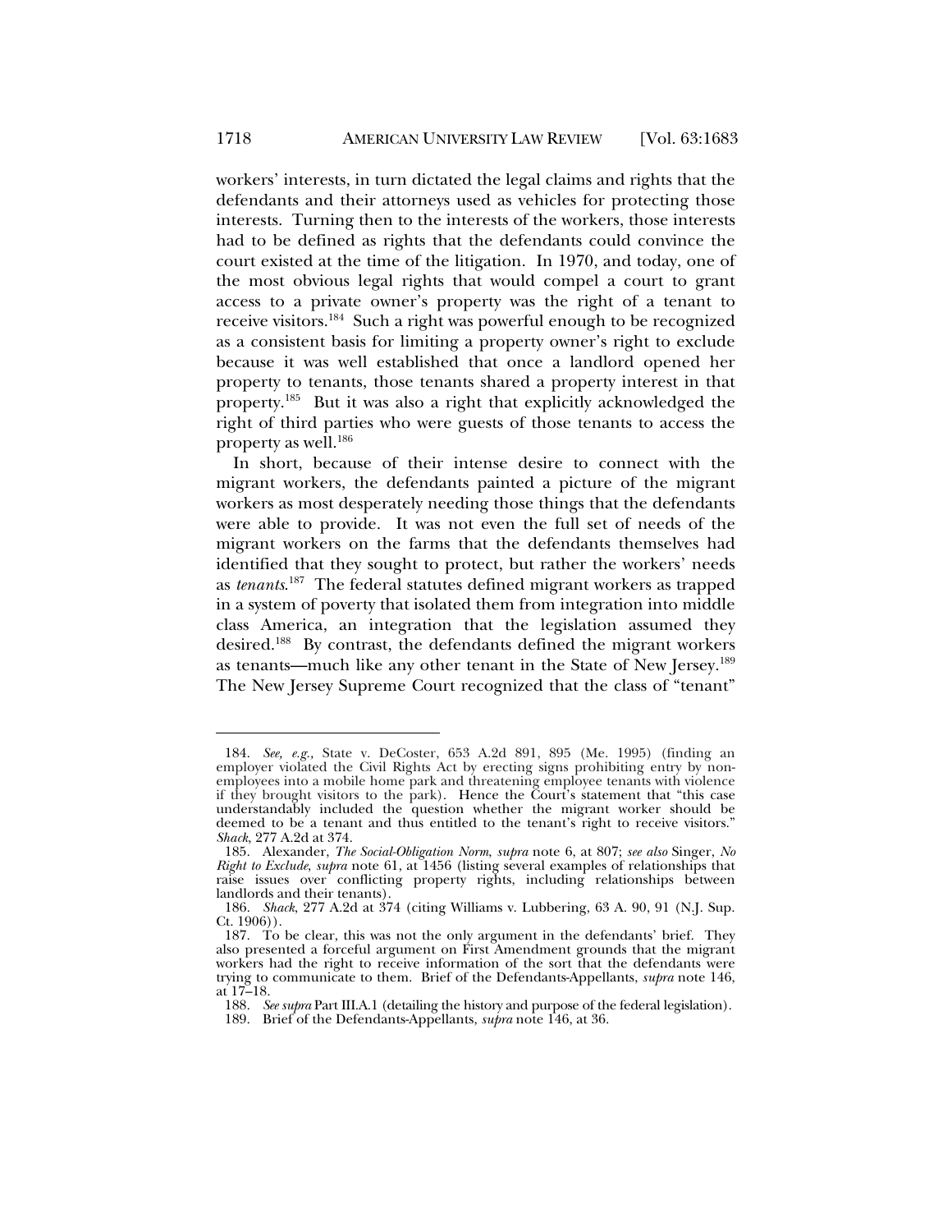workers' interests, in turn dictated the legal claims and rights that the defendants and their attorneys used as vehicles for protecting those interests. Turning then to the interests of the workers, those interests had to be defined as rights that the defendants could convince the court existed at the time of the litigation. In 1970, and today, one of the most obvious legal rights that would compel a court to grant access to a private owner's property was the right of a tenant to receive visitors.[184] Such a right was powerful enough to be recognized as a consistent basis for limiting a property owner's right to exclude because it was well established that once a landlord opened her property to tenants, those tenants shared a property interest in that property.[185] But it was also a right that explicitly acknowledged the right of third parties who were guests of those tenants to access the property as well.[186]

In short, because of their intense desire to connect with the migrant workers, the defendants painted a picture of the migrant workers as most desperately needing those things that the defendants were able to provide. It was not even the full set of needs of the migrant workers on the farms that the defendants themselves had identified that they sought to protect, but rather the workers' needs as *tenants*.[187] The federal statutes defined migrant workers as trapped in a system of poverty that isolated them from integration into middle class America, an integration that the legislation assumed they desired.[188] By contrast, the defendants defined the migrant workers as tenants—much like any other tenant in the State of New Jersey.[189] The New Jersey Supreme Court recognized that the class of "tenant"

---

184. *See, e.g.*, State v. DeCoster, 653 A.2d 891, 895 (Me. 1995) (finding an employer violated the Civil Rights Act by erecting signs prohibiting entry by non-employees into a mobile home park and threatening employee tenants with violence if they brought visitors to the park). Hence the Court's statement that "this case understandably included the question whether the migrant worker should be deemed to be a tenant and thus entitled to the tenant's right to receive visitors." *Shack*, 277 A.2d at 374.

185. Alexander, *The Social-Obligation Norm*, *supra* note 6, at 807; *see also* Singer, *No Right to Exclude*, *supra* note 61, at 1456 (listing several examples of relationships that raise issues over conflicting property rights, including relationships between landlords and their tenants).

186. *Shack*, 277 A.2d at 374 (citing Williams v. Lubbering, 63 A. 90, 91 (N.J. Sup. Ct. 1906)).

187. To be clear, this was not the only argument in the defendants' brief. They also presented a forceful argument on First Amendment grounds that the migrant workers had the right to receive information of the sort that the defendants were trying to communicate to them. Brief of the Defendants-Appellants, *supra* note 146, at 17–18.

188. *See supra* Part III.A.1 (detailing the history and purpose of the federal legislation).

189. Brief of the Defendants-Appellants, *supra* note 146, at 36.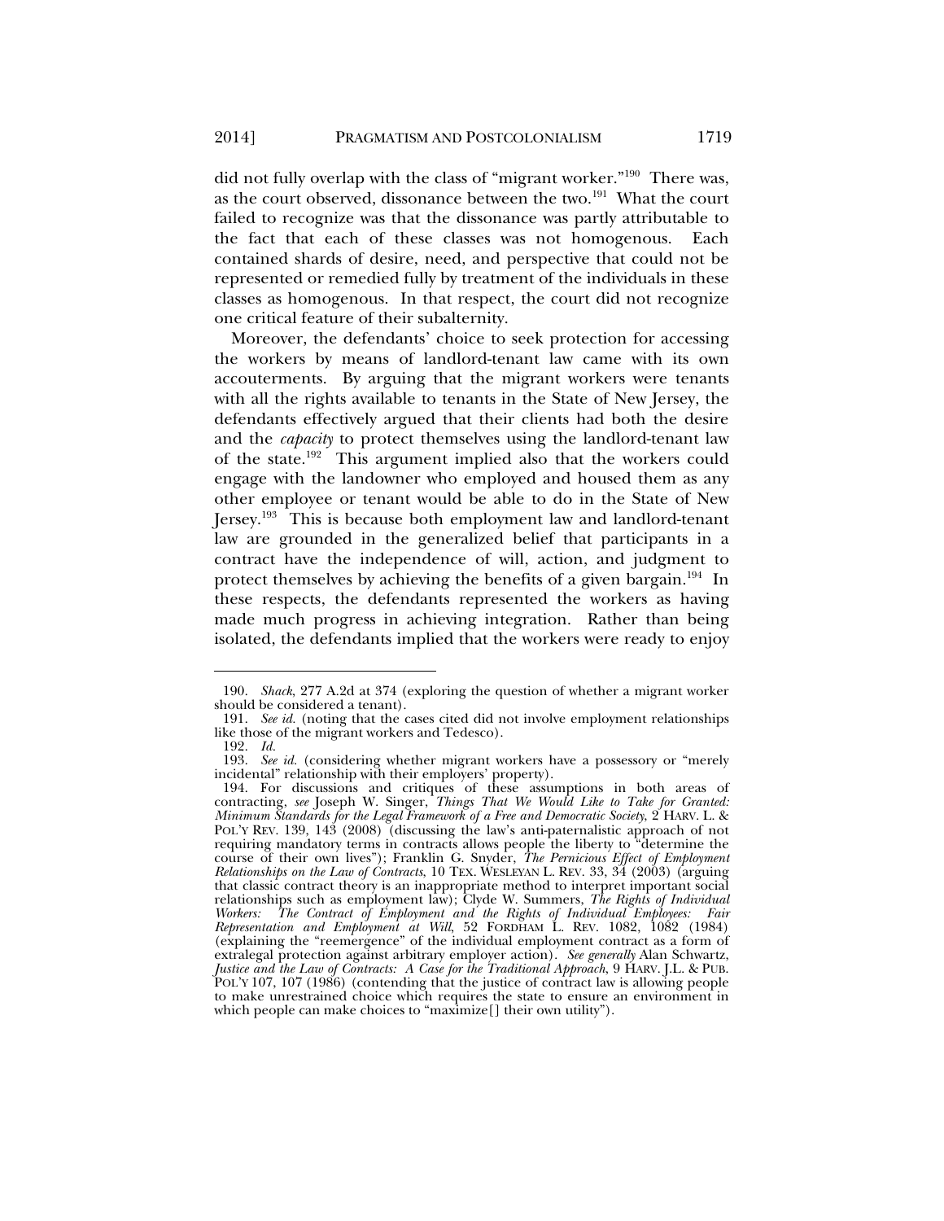did not fully overlap with the class of "migrant worker."[190] There was, as the court observed, dissonance between the two.[191] What the court failed to recognize was that the dissonance was partly attributable to the fact that each of these classes was not homogenous. Each contained shards of desire, need, and perspective that could not be represented or remedied fully by treatment of the individuals in these classes as homogenous. In that respect, the court did not recognize one critical feature of their subalternity.

Moreover, the defendants' choice to seek protection for accessing the workers by means of landlord-tenant law came with its own accouterments. By arguing that the migrant workers were tenants with all the rights available to tenants in the State of New Jersey, the defendants effectively argued that their clients had both the desire and the *capacity* to protect themselves using the landlord-tenant law of the state.[192] This argument implied also that the workers could engage with the landowner who employed and housed them as any other employee or tenant would be able to do in the State of New Jersey.[193] This is because both employment law and landlord-tenant law are grounded in the generalized belief that participants in a contract have the independence of will, action, and judgment to protect themselves by achieving the benefits of a given bargain.[194] In these respects, the defendants represented the workers as having made much progress in achieving integration. Rather than being isolated, the defendants implied that the workers were ready to enjoy

---

190. *Shack*, 277 A.2d at 374 (exploring the question of whether a migrant worker should be considered a tenant).

191. *See id.* (noting that the cases cited did not involve employment relationships like those of the migrant workers and Tedesco).

192. *Id.*

193. *See id.* (considering whether migrant workers have a possessory or "merely incidental" relationship with their employers' property).

194. For discussions and critiques of these assumptions in both areas of contracting, *see* Joseph W. Singer, *Things That We Would Like to Take for Granted: Minimum Standards for the Legal Framework of a Free and Democratic Society*, 2 HARV. L. & POL'Y REV. 139, 143 (2008) (discussing the law's anti-paternalistic approach of not requiring mandatory terms in contracts allows people the liberty to "determine the course of their own lives"); Franklin G. Snyder, *The Pernicious Effect of Employment Relationships on the Law of Contracts*, 10 TEX. WESLEYAN L. REV. 33, 34 (2003) (arguing that classic contract theory is an inappropriate method to interpret important social relationships such as employment law); Clyde W. Summers, *The Rights of Individual Workers: The Contract of Employment and the Rights of Individual Employees: Fair Representation and Employment at Will*, 52 FORDHAM L. REV. 1082, 1082 (1984) (explaining the "reemergence" of the individual employment contract as a form of extralegal protection against arbitrary employer action). *See generally* Alan Schwartz, *Justice and the Law of Contracts: A Case for the Traditional Approach*, 9 HARV. J.L. & PUB. POL'Y 107, 107 (1986) (contending that the justice of contract law is allowing people to make unrestrained choice which requires the state to ensure an environment in which people can make choices to "maximize[] their own utility").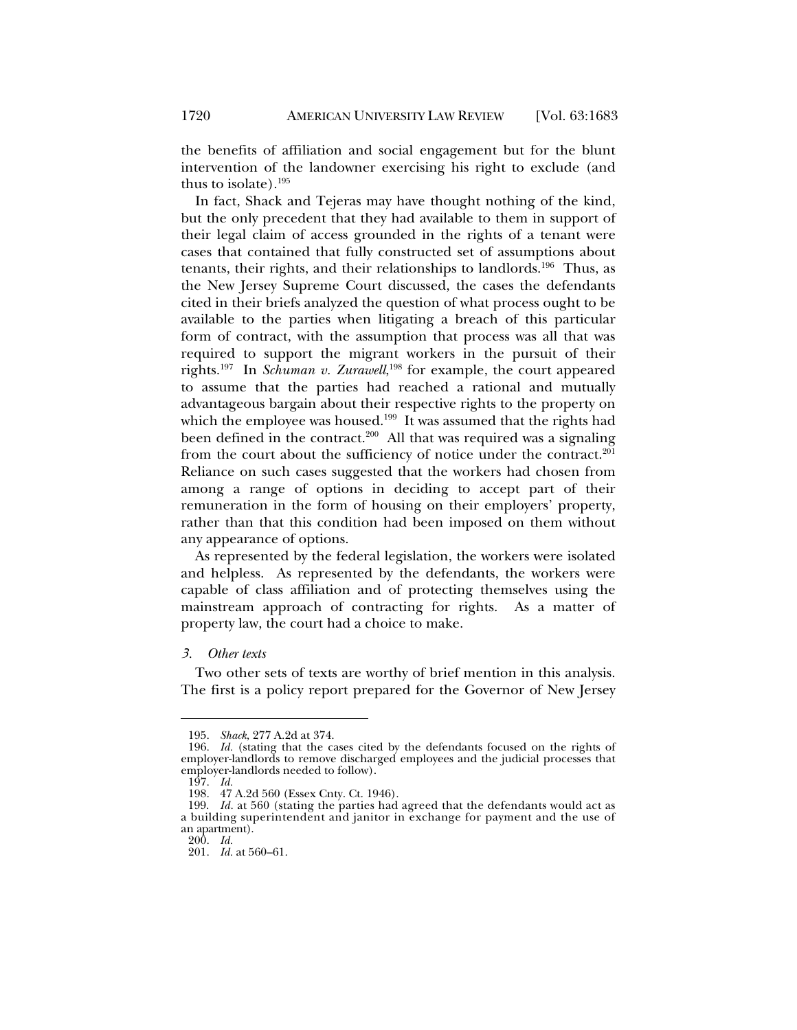the benefits of affiliation and social engagement but for the blunt intervention of the landowner exercising his right to exclude (and thus to isolate).[195]

In fact, Shack and Tejeras may have thought nothing of the kind, but the only precedent that they had available to them in support of their legal claim of access grounded in the rights of a tenant were cases that contained that fully constructed set of assumptions about tenants, their rights, and their relationships to landlords.[196] Thus, as the New Jersey Supreme Court discussed, the cases the defendants cited in their briefs analyzed the question of what process ought to be available to the parties when litigating a breach of this particular form of contract, with the assumption that process was all that was required to support the migrant workers in the pursuit of their rights.[197] In *Schuman v. Zurawell*,[198] for example, the court appeared to assume that the parties had reached a rational and mutually advantageous bargain about their respective rights to the property on which the employee was housed.[199] It was assumed that the rights had been defined in the contract.[200] All that was required was a signaling from the court about the sufficiency of notice under the contract.[201] Reliance on such cases suggested that the workers had chosen from among a range of options in deciding to accept part of their remuneration in the form of housing on their employers' property, rather than that this condition had been imposed on them without any appearance of options.

As represented by the federal legislation, the workers were isolated and helpless. As represented by the defendants, the workers were capable of class affiliation and of protecting themselves using the mainstream approach of contracting for rights. As a matter of property law, the court had a choice to make.

### *3. Other texts*

Two other sets of texts are worthy of brief mention in this analysis. The first is a policy report prepared for the Governor of New Jersey

---

195. *Shack*, 277 A.2d at 374.

196. *Id.* (stating that the cases cited by the defendants focused on the rights of employer-landlords to remove discharged employees and the judicial processes that employer-landlords needed to follow).

197. *Id.*

198. 47 A.2d 560 (Essex Cnty. Ct. 1946).

199. *Id.* at 560 (stating the parties had agreed that the defendants would act as a building superintendent and janitor in exchange for payment and the use of an apartment).

200. *Id.*

201. *Id.* at 560–61.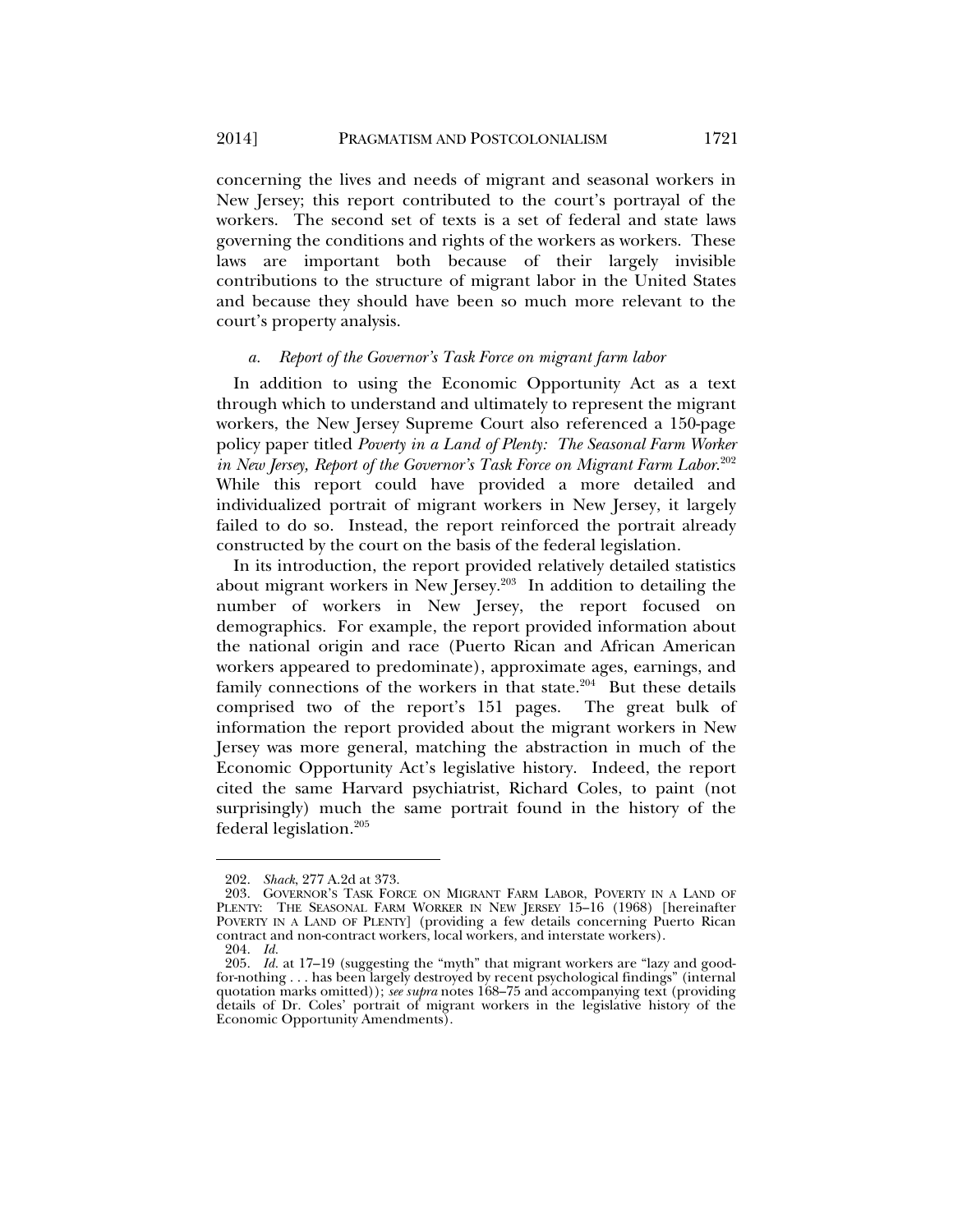concerning the lives and needs of migrant and seasonal workers in New Jersey; this report contributed to the court's portrayal of the workers. The second set of texts is a set of federal and state laws governing the conditions and rights of the workers as workers. These laws are important both because of their largely invisible contributions to the structure of migrant labor in the United States and because they should have been so much more relevant to the court's property analysis.

#### *a. Report of the Governor's Task Force on migrant farm labor*

In addition to using the Economic Opportunity Act as a text through which to understand and ultimately to represent the migrant workers, the New Jersey Supreme Court also referenced a 150-page policy paper titled *Poverty in a Land of Plenty: The Seasonal Farm Worker in New Jersey, Report of the Governor's Task Force on Migrant Farm Labor*.[202] While this report could have provided a more detailed and individualized portrait of migrant workers in New Jersey, it largely failed to do so. Instead, the report reinforced the portrait already constructed by the court on the basis of the federal legislation.

In its introduction, the report provided relatively detailed statistics about migrant workers in New Jersey.[203] In addition to detailing the number of workers in New Jersey, the report focused on demographics. For example, the report provided information about the national origin and race (Puerto Rican and African American workers appeared to predominate), approximate ages, earnings, and family connections of the workers in that state.[204] But these details comprised two of the report's 151 pages. The great bulk of information the report provided about the migrant workers in New Jersey was more general, matching the abstraction in much of the Economic Opportunity Act's legislative history. Indeed, the report cited the same Harvard psychiatrist, Richard Coles, to paint (not surprisingly) much the same portrait found in the history of the federal legislation.[205]

---

202. *Shack*, 277 A.2d at 373.

203. GOVERNOR'S TASK FORCE ON MIGRANT FARM LABOR, POVERTY IN A LAND OF PLENTY: THE SEASONAL FARM WORKER IN NEW JERSEY 15–16 (1968) [hereinafter POVERTY IN A LAND OF PLENTY] (providing a few details concerning Puerto Rican contract and non-contract workers, local workers, and interstate workers).

204. *Id.*

205. *Id.* at 17–19 (suggesting the "myth" that migrant workers are "lazy and good-for-nothing . . . has been largely destroyed by recent psychological findings" (internal quotation marks omitted)); *see supra* notes 168–75 and accompanying text (providing details of Dr. Coles' portrait of migrant workers in the legislative history of the Economic Opportunity Amendments).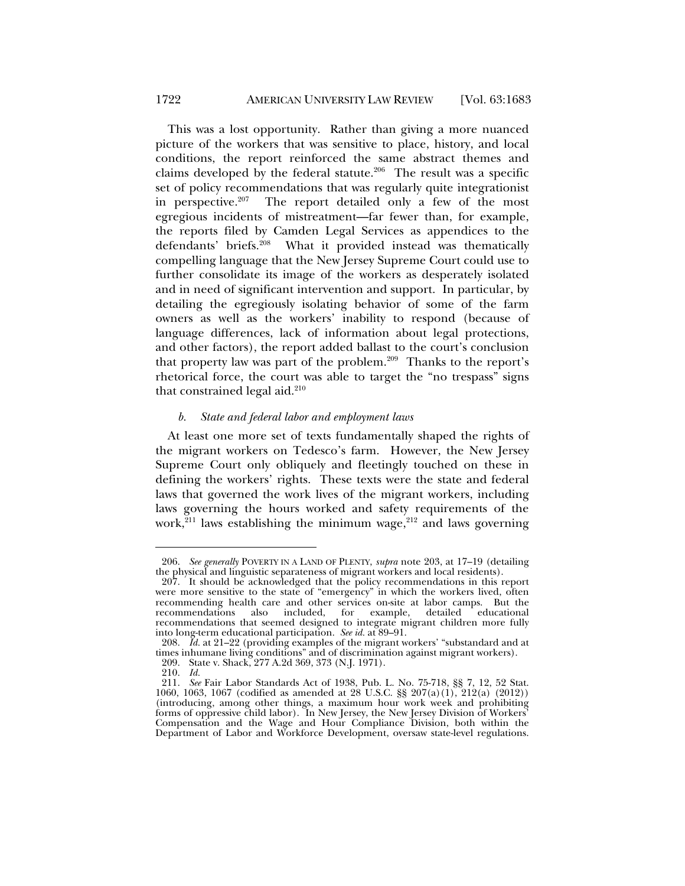This was a lost opportunity. Rather than giving a more nuanced picture of the workers that was sensitive to place, history, and local conditions, the report reinforced the same abstract themes and claims developed by the federal statute.[206] The result was a specific set of policy recommendations that was regularly quite integrationist in perspective.[207] The report detailed only a few of the most egregious incidents of mistreatment—far fewer than, for example, the reports filed by Camden Legal Services as appendices to the defendants' briefs.[208] What it provided instead was thematically compelling language that the New Jersey Supreme Court could use to further consolidate its image of the workers as desperately isolated and in need of significant intervention and support. In particular, by detailing the egregiously isolating behavior of some of the farm owners as well as the workers' inability to respond (because of language differences, lack of information about legal protections, and other factors), the report added ballast to the court's conclusion that property law was part of the problem.[209] Thanks to the report's rhetorical force, the court was able to target the "no trespass" signs that constrained legal aid.[210]

#### *b. State and federal labor and employment laws*

At least one more set of texts fundamentally shaped the rights of the migrant workers on Tedesco's farm. However, the New Jersey Supreme Court only obliquely and fleetingly touched on these in defining the workers' rights. These texts were the state and federal laws that governed the work lives of the migrant workers, including laws governing the hours worked and safety requirements of the work,[211] laws establishing the minimum wage,[212] and laws governing

---

206. *See generally* POVERTY IN A LAND OF PLENTY, *supra* note 203, at 17–19 (detailing the physical and linguistic separateness of migrant workers and local residents).

207. It should be acknowledged that the policy recommendations in this report were more sensitive to the state of "emergency" in which the workers lived, often recommending health care and other services on-site at labor camps. But the recommendations also included, for example, detailed educational recommendations that seemed designed to integrate migrant children more fully into long-term educational participation. *See id.* at 89–91.

208. *Id.* at 21–22 (providing examples of the migrant workers' "substandard and at times inhumane living conditions" and of discrimination against migrant workers).

209. State v. Shack, 277 A.2d 369, 373 (N.J. 1971).

210. *Id.*

211. *See* Fair Labor Standards Act of 1938, Pub. L. No. 75-718, §§ 7, 12, 52 Stat. 1060, 1063, 1067 (codified as amended at 28 U.S.C. §§ 207(a)(1), 212(a) (2012)) (introducing, among other things, a maximum hour work week and prohibiting forms of oppressive child labor). In New Jersey, the New Jersey Division of Workers' Compensation and the Wage and Hour Compliance Division, both within the Department of Labor and Workforce Development, oversaw state-level regulations.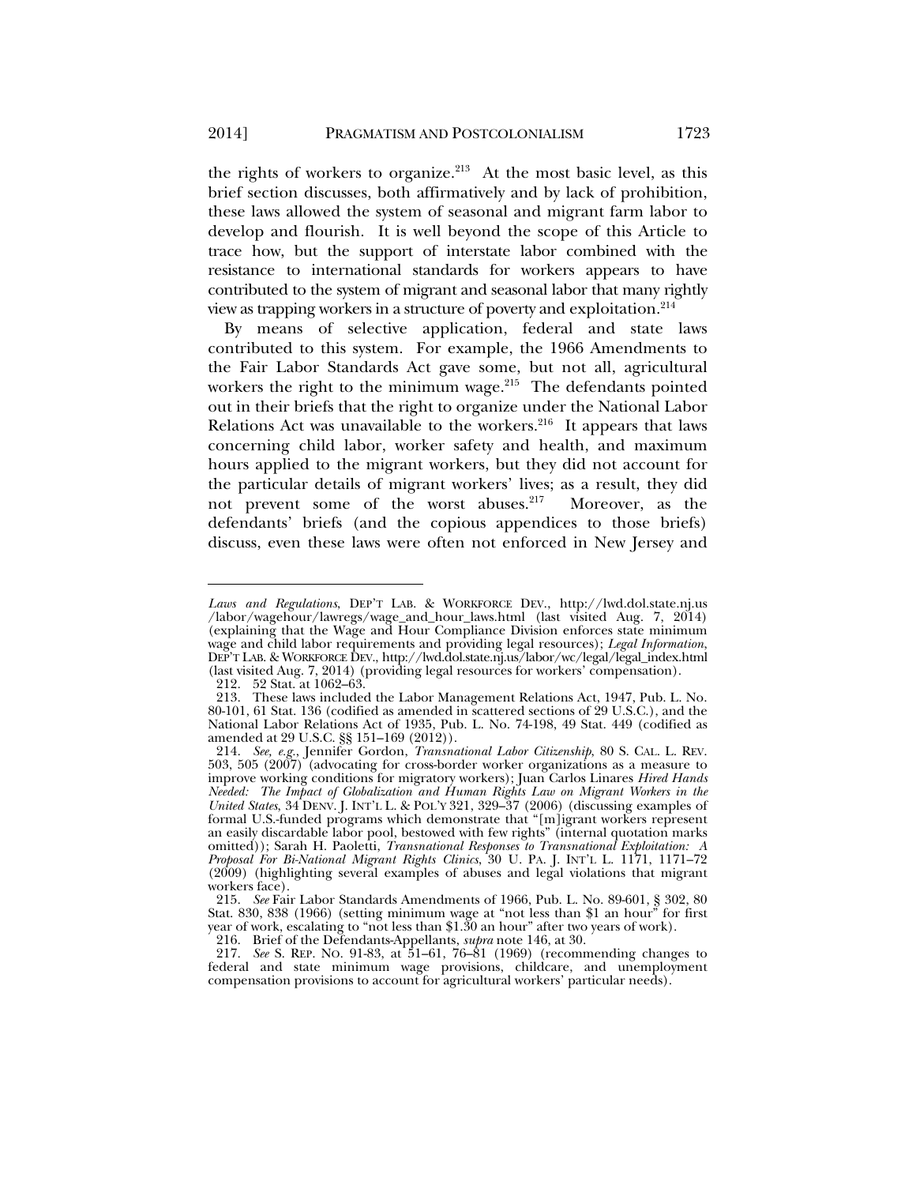the rights of workers to organize.[213] At the most basic level, as this brief section discusses, both affirmatively and by lack of prohibition, these laws allowed the system of seasonal and migrant farm labor to develop and flourish. It is well beyond the scope of this Article to trace how, but the support of interstate labor combined with the resistance to international standards for workers appears to have contributed to the system of migrant and seasonal labor that many rightly view as trapping workers in a structure of poverty and exploitation.[214]

By means of selective application, federal and state laws contributed to this system. For example, the 1966 Amendments to the Fair Labor Standards Act gave some, but not all, agricultural workers the right to the minimum wage.[215] The defendants pointed out in their briefs that the right to organize under the National Labor Relations Act was unavailable to the workers.[216] It appears that laws concerning child labor, worker safety and health, and maximum hours applied to the migrant workers, but they did not account for the particular details of migrant workers' lives; as a result, they did not prevent some of the worst abuses.[217] Moreover, as the defendants' briefs (and the copious appendices to those briefs) discuss, even these laws were often not enforced in New Jersey and

---

*Laws and Regulations*, DEP'T LAB. & WORKFORCE DEV., http://lwd.dol.state.nj.us/labor/wagehour/lawregs/wage_and_hour_laws.html (last visited Aug. 7, 2014) (explaining that the Wage and Hour Compliance Division enforces state minimum wage and child labor requirements and providing legal resources); *Legal Information*, DEP'T LAB. & WORKFORCE DEV., http://lwd.dol.state.nj.us/labor/wc/legal/legal_index.html (last visited Aug. 7, 2014) (providing legal resources for workers' compensation).

212. 52 Stat. at 1062–63.

213. These laws included the Labor Management Relations Act, 1947, Pub. L. No. 80-101, 61 Stat. 136 (codified as amended in scattered sections of 29 U.S.C.), and the National Labor Relations Act of 1935, Pub. L. No. 74-198, 49 Stat. 449 (codified as amended at 29 U.S.C. §§ 151–169 (2012)).

214. *See, e.g.*, Jennifer Gordon, *Transnational Labor Citizenship*, 80 S. CAL. L. REV. 503, 505 (2007) (advocating for cross-border worker organizations as a measure to improve working conditions for migratory workers); Juan Carlos Linares *Hired Hands Needed: The Impact of Globalization and Human Rights Law on Migrant Workers in the United States*, 34 DENV. J. INT'L L. & POL'Y 321, 329–37 (2006) (discussing examples of formal U.S.-funded programs which demonstrate that "[m]igrant workers represent an easily discardable labor pool, bestowed with few rights" (internal quotation marks omitted)); Sarah H. Paoletti, *Transnational Responses to Transnational Exploitation: A Proposal For Bi-National Migrant Rights Clinics*, 30 U. PA. J. INT'L L. 1171, 1171–72 (2009) (highlighting several examples of abuses and legal violations that migrant workers face).

215. *See* Fair Labor Standards Amendments of 1966, Pub. L. No. 89-601, § 302, 80 Stat. 830, 838 (1966) (setting minimum wage at "not less than $1 an hour" for first year of work, escalating to "not less than $1.30 an hour" after two years of work).

216. Brief of the Defendants-Appellants, *supra* note 146, at 30.

217. *See* S. REP. NO. 91-83, at 51–61, 76–81 (1969) (recommending changes to federal and state minimum wage provisions, childcare, and unemployment compensation provisions to account for agricultural workers' particular needs).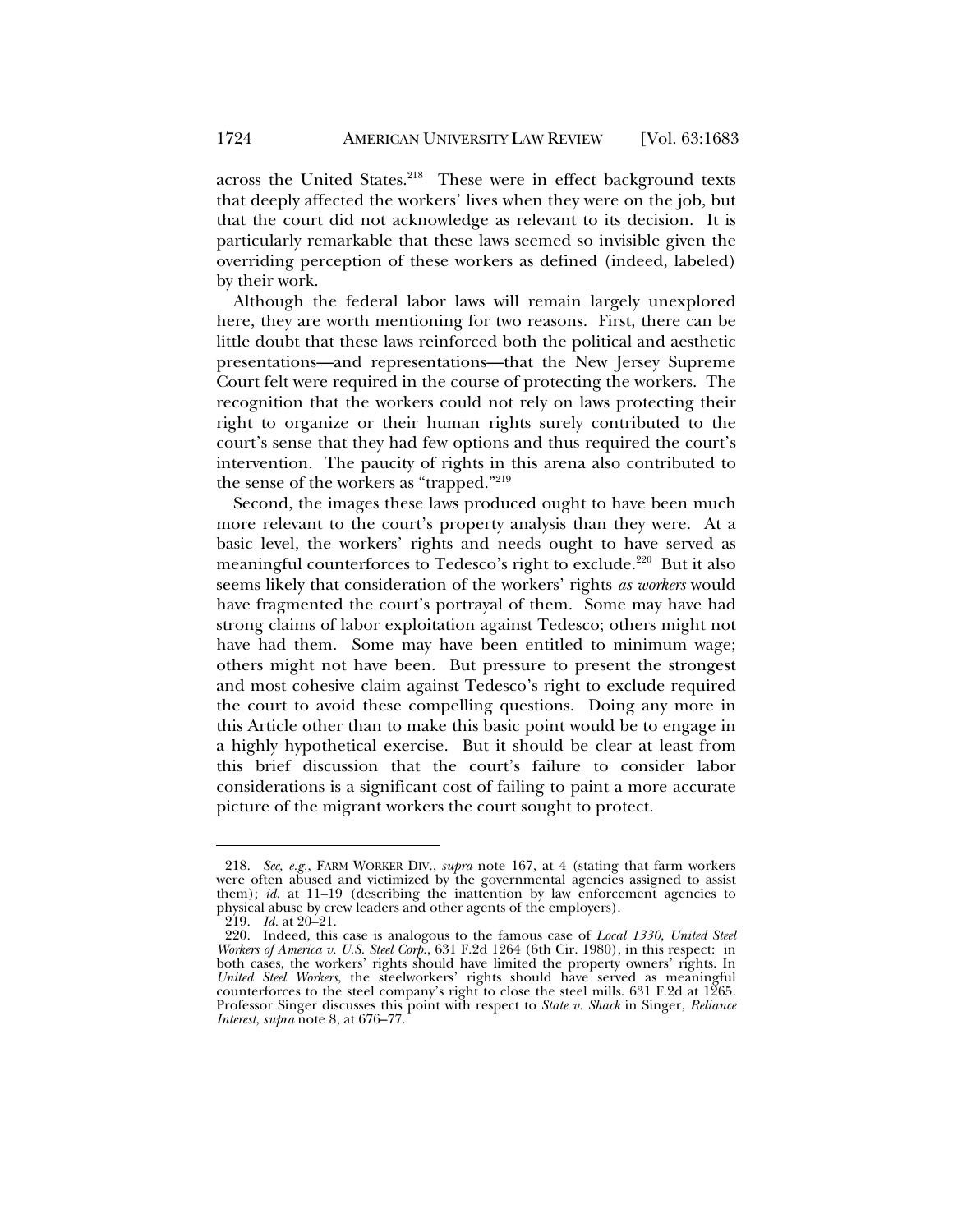across the United States.[218] These were in effect background texts that deeply affected the workers' lives when they were on the job, but that the court did not acknowledge as relevant to its decision. It is particularly remarkable that these laws seemed so invisible given the overriding perception of these workers as defined (indeed, labeled) by their work.

Although the federal labor laws will remain largely unexplored here, they are worth mentioning for two reasons. First, there can be little doubt that these laws reinforced both the political and aesthetic presentations—and representations—that the New Jersey Supreme Court felt were required in the course of protecting the workers. The recognition that the workers could not rely on laws protecting their right to organize or their human rights surely contributed to the court's sense that they had few options and thus required the court's intervention. The paucity of rights in this arena also contributed to the sense of the workers as "trapped."[219]

Second, the images these laws produced ought to have been much more relevant to the court's property analysis than they were. At a basic level, the workers' rights and needs ought to have served as meaningful counterforces to Tedesco's right to exclude.[220] But it also seems likely that consideration of the workers' rights *as workers* would have fragmented the court's portrayal of them. Some may have had strong claims of labor exploitation against Tedesco; others might not have had them. Some may have been entitled to minimum wage; others might not have been. But pressure to present the strongest and most cohesive claim against Tedesco's right to exclude required the court to avoid these compelling questions. Doing any more in this Article other than to make this basic point would be to engage in a highly hypothetical exercise. But it should be clear at least from this brief discussion that the court's failure to consider labor considerations is a significant cost of failing to paint a more accurate picture of the migrant workers the court sought to protect.

---

218. *See, e.g.*, FARM WORKER DIV., *supra* note 167, at 4 (stating that farm workers were often abused and victimized by the governmental agencies assigned to assist them); *id.* at 11–19 (describing the inattention by law enforcement agencies to physical abuse by crew leaders and other agents of the employers).

219. *Id.* at 20–21.

220. Indeed, this case is analogous to the famous case of *Local 1330, United Steel Workers of America v. U.S. Steel Corp.*, 631 F.2d 1264 (6th Cir. 1980), in this respect: in both cases, the workers' rights should have limited the property owners' rights. In *United Steel Workers*, the steelworkers' rights should have served as meaningful counterforces to the steel company's right to close the steel mills. 631 F.2d at 1265. Professor Singer discusses this point with respect to *State v. Shack* in Singer, *Reliance Interest*, *supra* note 8, at 676–77.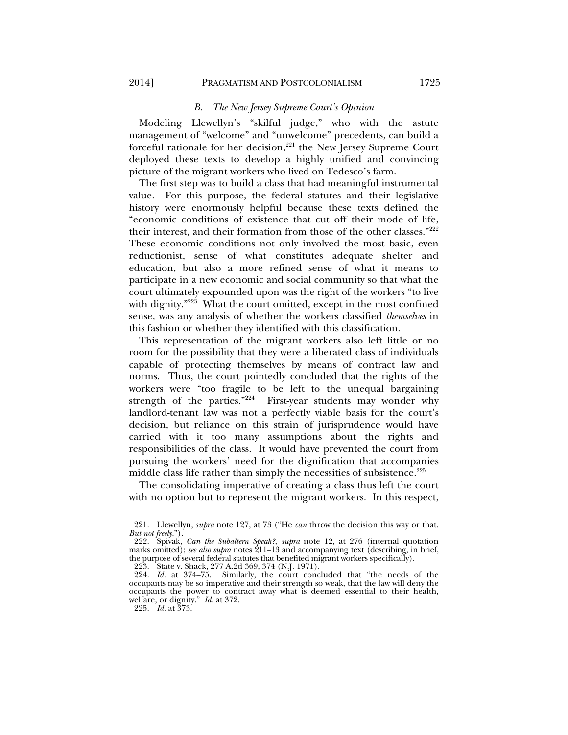### *B. The New Jersey Supreme Court's Opinion*

Modeling Llewellyn's "skilful judge," who with the astute management of "welcome" and "unwelcome" precedents, can build a forceful rationale for her decision,[221] the New Jersey Supreme Court deployed these texts to develop a highly unified and convincing picture of the migrant workers who lived on Tedesco's farm.

The first step was to build a class that had meaningful instrumental value. For this purpose, the federal statutes and their legislative history were enormously helpful because these texts defined the "economic conditions of existence that cut off their mode of life, their interest, and their formation from those of the other classes."[222] These economic conditions not only involved the most basic, even reductionist, sense of what constitutes adequate shelter and education, but also a more refined sense of what it means to participate in a new economic and social community so that what the court ultimately expounded upon was the right of the workers "to live with dignity."[223] What the court omitted, except in the most confined sense, was any analysis of whether the workers classified *themselves* in this fashion or whether they identified with this classification.

This representation of the migrant workers also left little or no room for the possibility that they were a liberated class of individuals capable of protecting themselves by means of contract law and norms. Thus, the court pointedly concluded that the rights of the workers were "too fragile to be left to the unequal bargaining strength of the parties."[224] First-year students may wonder why landlord-tenant law was not a perfectly viable basis for the court's decision, but reliance on this strain of jurisprudence would have carried with it too many assumptions about the rights and responsibilities of the class. It would have prevented the court from pursuing the workers' need for the dignification that accompanies middle class life rather than simply the necessities of subsistence.[225]

The consolidating imperative of creating a class thus left the court with no option but to represent the migrant workers. In this respect,

---

221. Llewellyn, *supra* note 127, at 73 ("He *can* throw the decision this way or that. *But not freely*.").

222. Spivak, *Can the Subaltern Speak?*, *supra* note 12, at 276 (internal quotation marks omitted); *see also supra* notes 211–13 and accompanying text (describing, in brief, the purpose of several federal statutes that benefited migrant workers specifically).

223. State v. Shack, 277 A.2d 369, 374 (N.J. 1971).

224. *Id.* at 374–75. Similarly, the court concluded that "the needs of the occupants may be so imperative and their strength so weak, that the law will deny the occupants the power to contract away what is deemed essential to their health, welfare, or dignity." *Id.* at 372.

225. *Id.* at 373.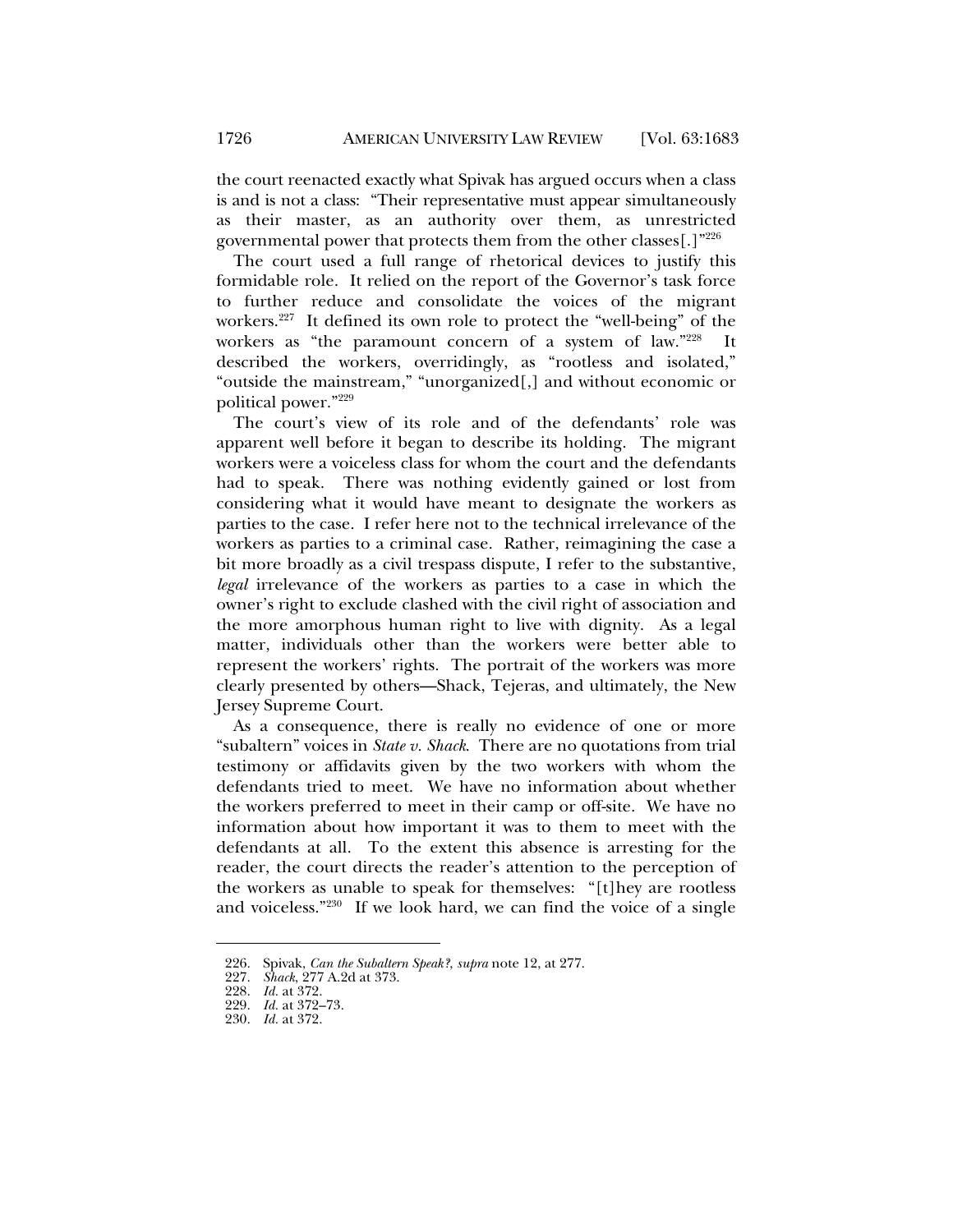the court reenacted exactly what Spivak has argued occurs when a class is and is not a class: "Their representative must appear simultaneously as their master, as an authority over them, as unrestricted governmental power that protects them from the other classes[.]"[226]

The court used a full range of rhetorical devices to justify this formidable role. It relied on the report of the Governor's task force to further reduce and consolidate the voices of the migrant workers.[227] It defined its own role to protect the "well-being" of the workers as "the paramount concern of a system of law."[228] It described the workers, overridingly, as "rootless and isolated," "outside the mainstream," "unorganized[,] and without economic or political power."[229]

The court's view of its role and of the defendants' role was apparent well before it began to describe its holding. The migrant workers were a voiceless class for whom the court and the defendants had to speak. There was nothing evidently gained or lost from considering what it would have meant to designate the workers as parties to the case. I refer here not to the technical irrelevance of the workers as parties to a criminal case. Rather, reimagining the case a bit more broadly as a civil trespass dispute, I refer to the substantive, *legal* irrelevance of the workers as parties to a case in which the owner's right to exclude clashed with the civil right of association and the more amorphous human right to live with dignity. As a legal matter, individuals other than the workers were better able to represent the workers' rights. The portrait of the workers was more clearly presented by others—Shack, Tejeras, and ultimately, the New Jersey Supreme Court.

As a consequence, there is really no evidence of one or more "subaltern" voices in *State v. Shack*. There are no quotations from trial testimony or affidavits given by the two workers with whom the defendants tried to meet. We have no information about whether the workers preferred to meet in their camp or off-site. We have no information about how important it was to them to meet with the defendants at all. To the extent this absence is arresting for the reader, the court directs the reader's attention to the perception of the workers as unable to speak for themselves: "[t]hey are rootless and voiceless."[230] If we look hard, we can find the voice of a single

---

226. Spivak, *Can the Subaltern Speak?*, *supra* note 12, at 277.
227. *Shack*, 277 A.2d at 373.
228. *Id.* at 372.
229. *Id.* at 372–73.
230. *Id.* at 372.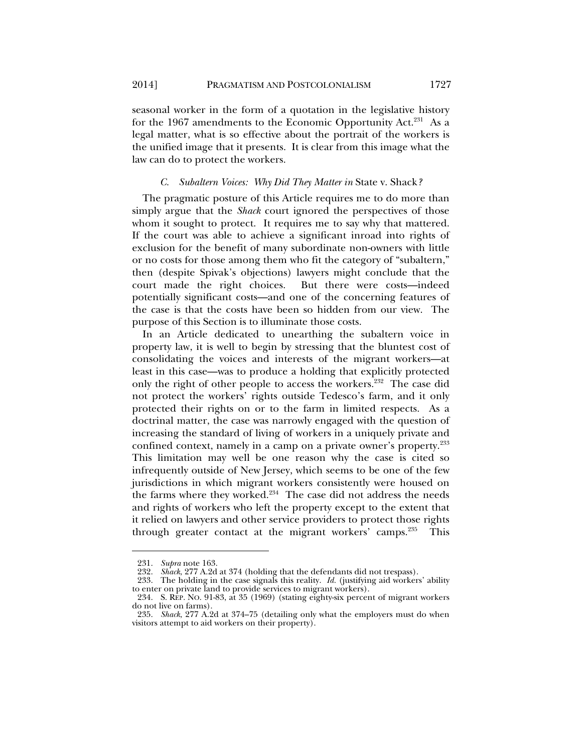seasonal worker in the form of a quotation in the legislative history for the 1967 amendments to the Economic Opportunity Act.[231] As a legal matter, what is so effective about the portrait of the workers is the unified image that it presents. It is clear from this image what the law can do to protect the workers.

### *C. Subaltern Voices: Why Did They Matter in* State v. Shack*?*

The pragmatic posture of this Article requires me to do more than simply argue that the *Shack* court ignored the perspectives of those whom it sought to protect. It requires me to say why that mattered. If the court was able to achieve a significant inroad into rights of exclusion for the benefit of many subordinate non-owners with little or no costs for those among them who fit the category of "subaltern," then (despite Spivak's objections) lawyers might conclude that the court made the right choices. But there were costs—indeed potentially significant costs—and one of the concerning features of the case is that the costs have been so hidden from our view. The purpose of this Section is to illuminate those costs.

In an Article dedicated to unearthing the subaltern voice in property law, it is well to begin by stressing that the bluntest cost of consolidating the voices and interests of the migrant workers—at least in this case—was to produce a holding that explicitly protected only the right of other people to access the workers.[232] The case did not protect the workers' rights outside Tedesco's farm, and it only protected their rights on or to the farm in limited respects. As a doctrinal matter, the case was narrowly engaged with the question of increasing the standard of living of workers in a uniquely private and confined context, namely in a camp on a private owner's property.[233] This limitation may well be one reason why the case is cited so infrequently outside of New Jersey, which seems to be one of the few jurisdictions in which migrant workers consistently were housed on the farms where they worked.[234] The case did not address the needs and rights of workers who left the property except to the extent that it relied on lawyers and other service providers to protect those rights through greater contact at the migrant workers' camps.[235] This

---

231. *Supra* note 163.

232. *Shack*, 277 A.2d at 374 (holding that the defendants did not trespass).

233. The holding in the case signals this reality. *Id.* (justifying aid workers' ability to enter on private land to provide services to migrant workers).

234. S. REP. NO. 91-83, at 35 (1969) (stating eighty-six percent of migrant workers do not live on farms).

235. *Shack*, 277 A.2d at 374–75 (detailing only what the employers must do when visitors attempt to aid workers on their property).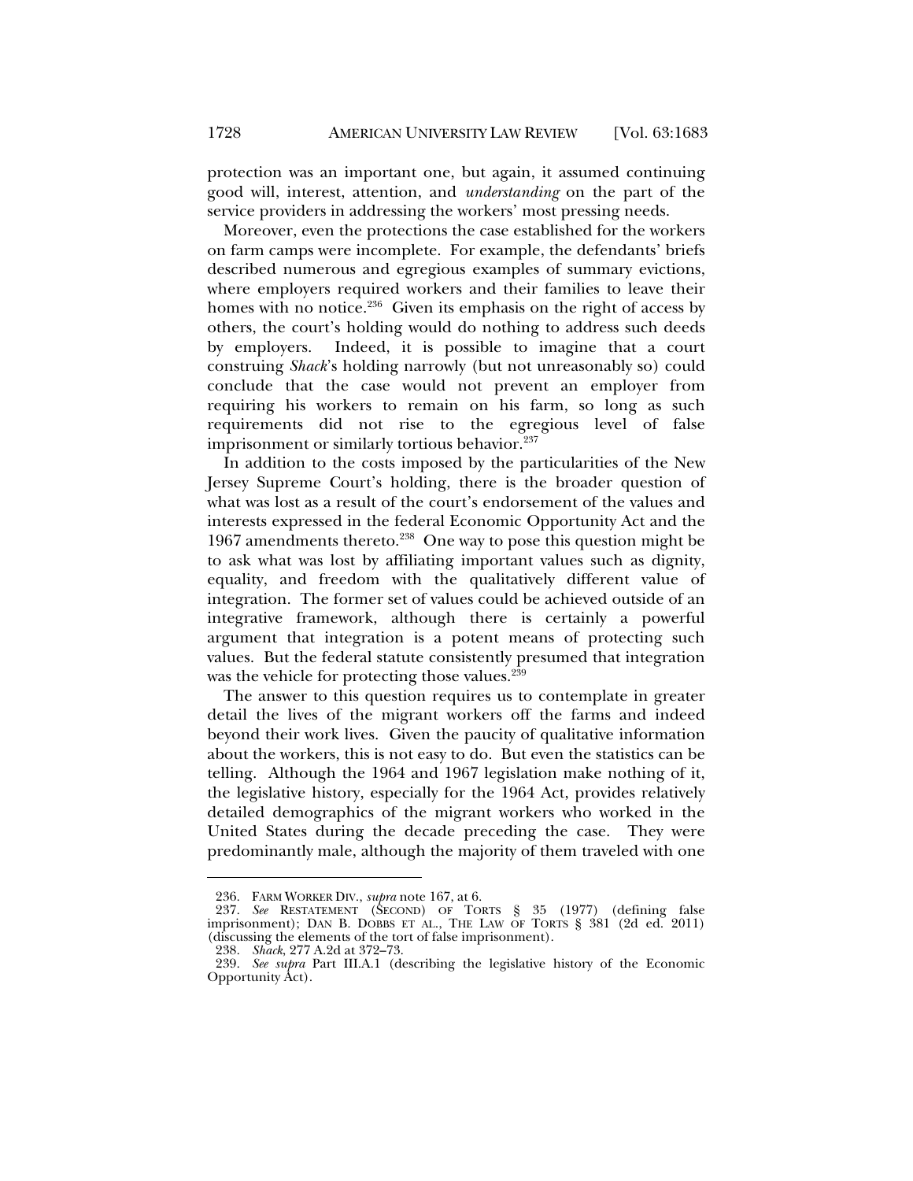protection was an important one, but again, it assumed continuing good will, interest, attention, and *understanding* on the part of the service providers in addressing the workers' most pressing needs.

Moreover, even the protections the case established for the workers on farm camps were incomplete. For example, the defendants' briefs described numerous and egregious examples of summary evictions, where employers required workers and their families to leave their homes with no notice.[236] Given its emphasis on the right of access by others, the court's holding would do nothing to address such deeds by employers. Indeed, it is possible to imagine that a court construing *Shack*'s holding narrowly (but not unreasonably so) could conclude that the case would not prevent an employer from requiring his workers to remain on his farm, so long as such requirements did not rise to the egregious level of false imprisonment or similarly tortious behavior.[237]

In addition to the costs imposed by the particularities of the New Jersey Supreme Court's holding, there is the broader question of what was lost as a result of the court's endorsement of the values and interests expressed in the federal Economic Opportunity Act and the 1967 amendments thereto.[238] One way to pose this question might be to ask what was lost by affiliating important values such as dignity, equality, and freedom with the qualitatively different value of integration. The former set of values could be achieved outside of an integrative framework, although there is certainly a powerful argument that integration is a potent means of protecting such values. But the federal statute consistently presumed that integration was the vehicle for protecting those values.[239]

The answer to this question requires us to contemplate in greater detail the lives of the migrant workers off the farms and indeed beyond their work lives. Given the paucity of qualitative information about the workers, this is not easy to do. But even the statistics can be telling. Although the 1964 and 1967 legislation make nothing of it, the legislative history, especially for the 1964 Act, provides relatively detailed demographics of the migrant workers who worked in the United States during the decade preceding the case. They were predominantly male, although the majority of them traveled with one

---

236. FARM WORKER DIV., *supra* note 167, at 6.

237. *See* RESTATEMENT (SECOND) OF TORTS § 35 (1977) (defining false imprisonment); DAN B. DOBBS ET AL., THE LAW OF TORTS § 381 (2d ed. 2011) (discussing the elements of the tort of false imprisonment).

238. *Shack*, 277 A.2d at 372–73.

239. *See supra* Part III.A.1 (describing the legislative history of the Economic Opportunity Act).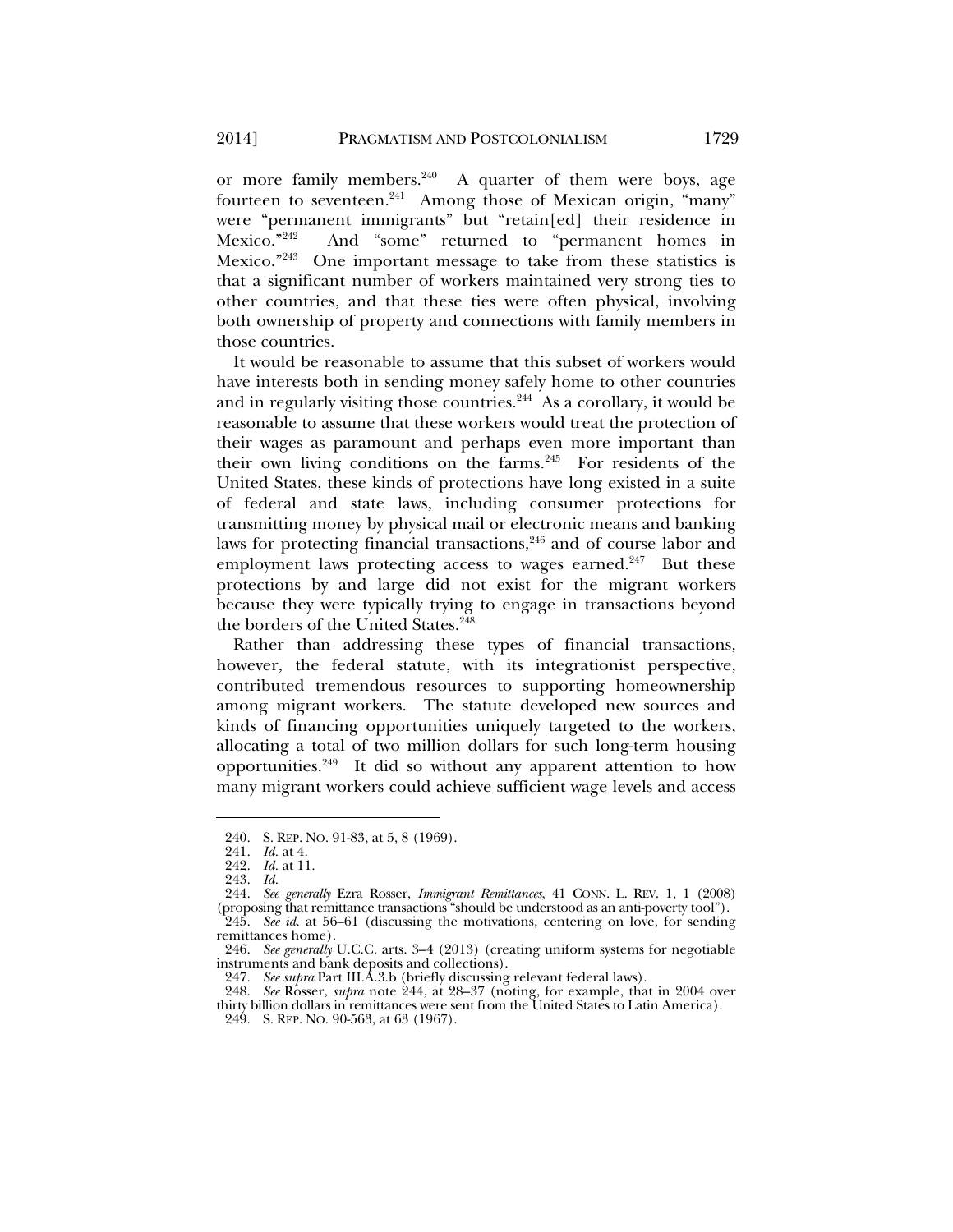or more family members.[240] A quarter of them were boys, age fourteen to seventeen.[241] Among those of Mexican origin, "many" were "permanent immigrants" but "retain[ed] their residence in Mexico."[242] And "some" returned to "permanent homes in Mexico."[243] One important message to take from these statistics is that a significant number of workers maintained very strong ties to other countries, and that these ties were often physical, involving both ownership of property and connections with family members in those countries.

It would be reasonable to assume that this subset of workers would have interests both in sending money safely home to other countries and in regularly visiting those countries.[244] As a corollary, it would be reasonable to assume that these workers would treat the protection of their wages as paramount and perhaps even more important than their own living conditions on the farms.[245] For residents of the United States, these kinds of protections have long existed in a suite of federal and state laws, including consumer protections for transmitting money by physical mail or electronic means and banking laws for protecting financial transactions,[246] and of course labor and employment laws protecting access to wages earned.[247] But these protections by and large did not exist for the migrant workers because they were typically trying to engage in transactions beyond the borders of the United States.[248]

Rather than addressing these types of financial transactions, however, the federal statute, with its integrationist perspective, contributed tremendous resources to supporting homeownership among migrant workers. The statute developed new sources and kinds of financing opportunities uniquely targeted to the workers, allocating a total of two million dollars for such long-term housing opportunities.[249] It did so without any apparent attention to how many migrant workers could achieve sufficient wage levels and access

---

240. S. REP. NO. 91-83, at 5, 8 (1969).

241. *Id.* at 4.

242. *Id.* at 11.

243. *Id.*

244. *See generally* Ezra Rosser, *Immigrant Remittances*, 41 CONN. L. REV. 1, 1 (2008) (proposing that remittance transactions "should be understood as an anti-poverty tool").

245. *See id.* at 56–61 (discussing the motivations, centering on love, for sending remittances home).

246. *See generally* U.C.C. arts. 3–4 (2013) (creating uniform systems for negotiable instruments and bank deposits and collections).

247. *See supra* Part III.A.3.b (briefly discussing relevant federal laws).

248. *See* Rosser, *supra* note 244, at 28–37 (noting, for example, that in 2004 over thirty billion dollars in remittances were sent from the United States to Latin America).

249. S. REP. NO. 90-563, at 63 (1967).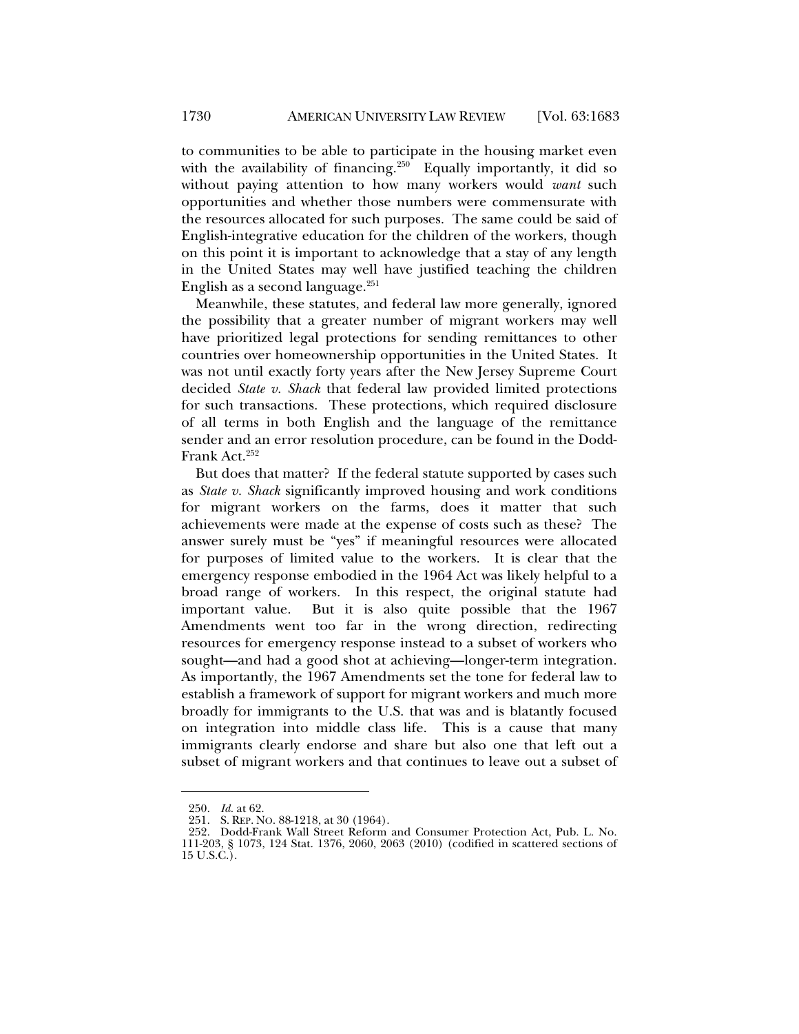to communities to be able to participate in the housing market even with the availability of financing.[250] Equally importantly, it did so without paying attention to how many workers would *want* such opportunities and whether those numbers were commensurate with the resources allocated for such purposes. The same could be said of English-integrative education for the children of the workers, though on this point it is important to acknowledge that a stay of any length in the United States may well have justified teaching the children English as a second language.[251]

Meanwhile, these statutes, and federal law more generally, ignored the possibility that a greater number of migrant workers may well have prioritized legal protections for sending remittances to other countries over homeownership opportunities in the United States. It was not until exactly forty years after the New Jersey Supreme Court decided *State v. Shack* that federal law provided limited protections for such transactions. These protections, which required disclosure of all terms in both English and the language of the remittance sender and an error resolution procedure, can be found in the Dodd-Frank Act.[252]

But does that matter? If the federal statute supported by cases such as *State v. Shack* significantly improved housing and work conditions for migrant workers on the farms, does it matter that such achievements were made at the expense of costs such as these? The answer surely must be "yes" if meaningful resources were allocated for purposes of limited value to the workers. It is clear that the emergency response embodied in the 1964 Act was likely helpful to a broad range of workers. In this respect, the original statute had important value. But it is also quite possible that the 1967 Amendments went too far in the wrong direction, redirecting resources for emergency response instead to a subset of workers who sought—and had a good shot at achieving—longer-term integration. As importantly, the 1967 Amendments set the tone for federal law to establish a framework of support for migrant workers and much more broadly for immigrants to the U.S. that was and is blatantly focused on integration into middle class life. This is a cause that many immigrants clearly endorse and share but also one that left out a subset of migrant workers and that continues to leave out a subset of

---

250. *Id.* at 62.

251. S. REP. NO. 88-1218, at 30 (1964).

252. Dodd-Frank Wall Street Reform and Consumer Protection Act, Pub. L. No. 111-203, § 1073, 124 Stat. 1376, 2060, 2063 (2010) (codified in scattered sections of 15 U.S.C.).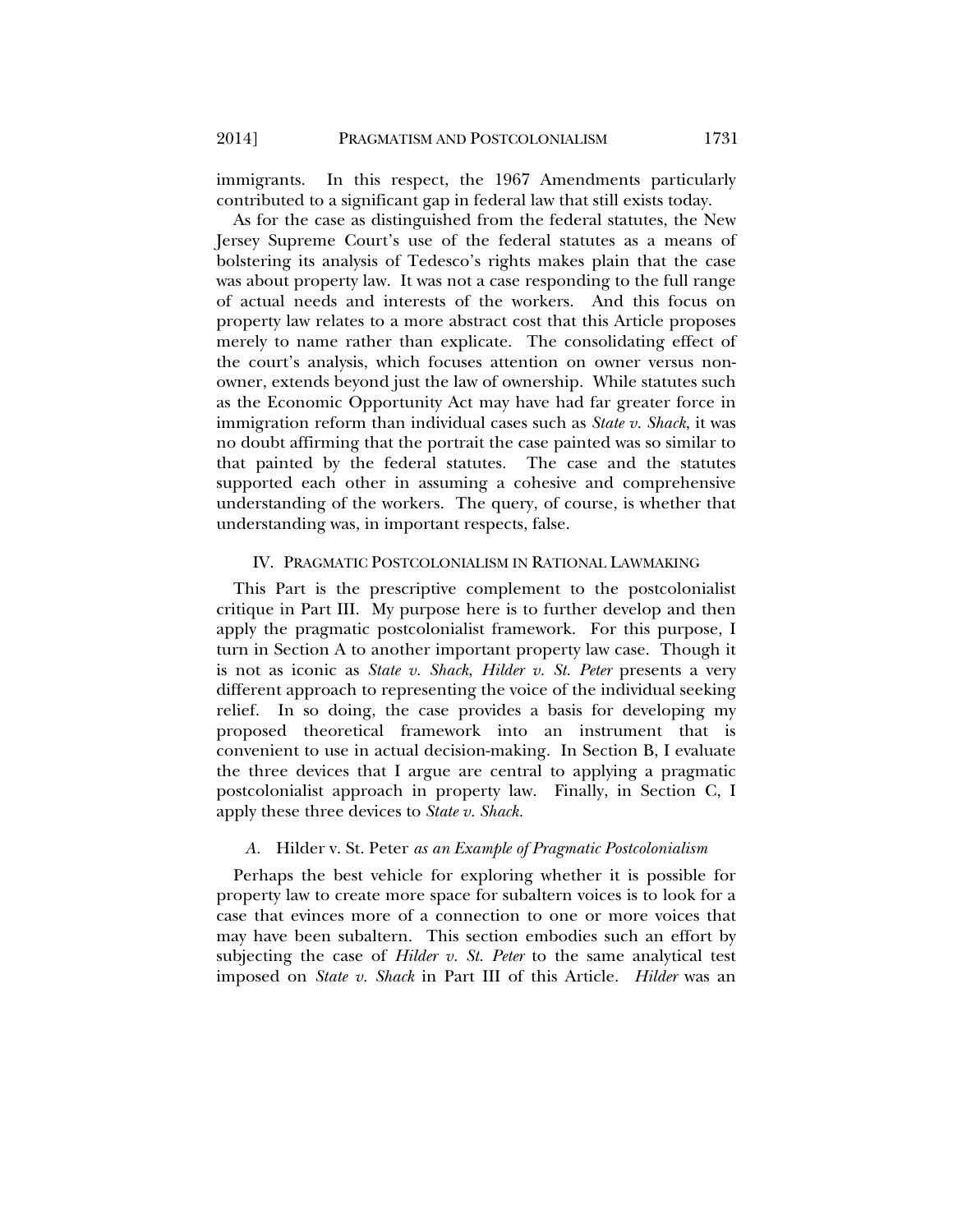immigrants. In this respect, the 1967 Amendments particularly contributed to a significant gap in federal law that still exists today.

As for the case as distinguished from the federal statutes, the New Jersey Supreme Court's use of the federal statutes as a means of bolstering its analysis of Tedesco's rights makes plain that the case was about property law. It was not a case responding to the full range of actual needs and interests of the workers. And this focus on property law relates to a more abstract cost that this Article proposes merely to name rather than explicate. The consolidating effect of the court's analysis, which focuses attention on owner versus non-owner, extends beyond just the law of ownership. While statutes such as the Economic Opportunity Act may have had far greater force in immigration reform than individual cases such as *State v. Shack*, it was no doubt affirming that the portrait the case painted was so similar to that painted by the federal statutes. The case and the statutes supported each other in assuming a cohesive and comprehensive understanding of the workers. The query, of course, is whether that understanding was, in important respects, false.

## IV. Pragmatic Postcolonialism in Rational Lawmaking

This Part is the prescriptive complement to the postcolonialist critique in Part III. My purpose here is to further develop and then apply the pragmatic postcolonialist framework. For this purpose, I turn in Section A to another important property law case. Though it is not as iconic as *State v. Shack*, *Hilder v. St. Peter* presents a very different approach to representing the voice of the individual seeking relief. In so doing, the case provides a basis for developing my proposed theoretical framework into an instrument that is convenient to use in actual decision-making. In Section B, I evaluate the three devices that I argue are central to applying a pragmatic postcolonialist approach in property law. Finally, in Section C, I apply these three devices to *State v. Shack*.

### *A.* Hilder v. St. Peter *as an Example of Pragmatic Postcolonialism*

Perhaps the best vehicle for exploring whether it is possible for property law to create more space for subaltern voices is to look for a case that evinces more of a connection to one or more voices that may have been subaltern. This section embodies such an effort by subjecting the case of *Hilder v. St. Peter* to the same analytical test imposed on *State v. Shack* in Part III of this Article. *Hilder* was an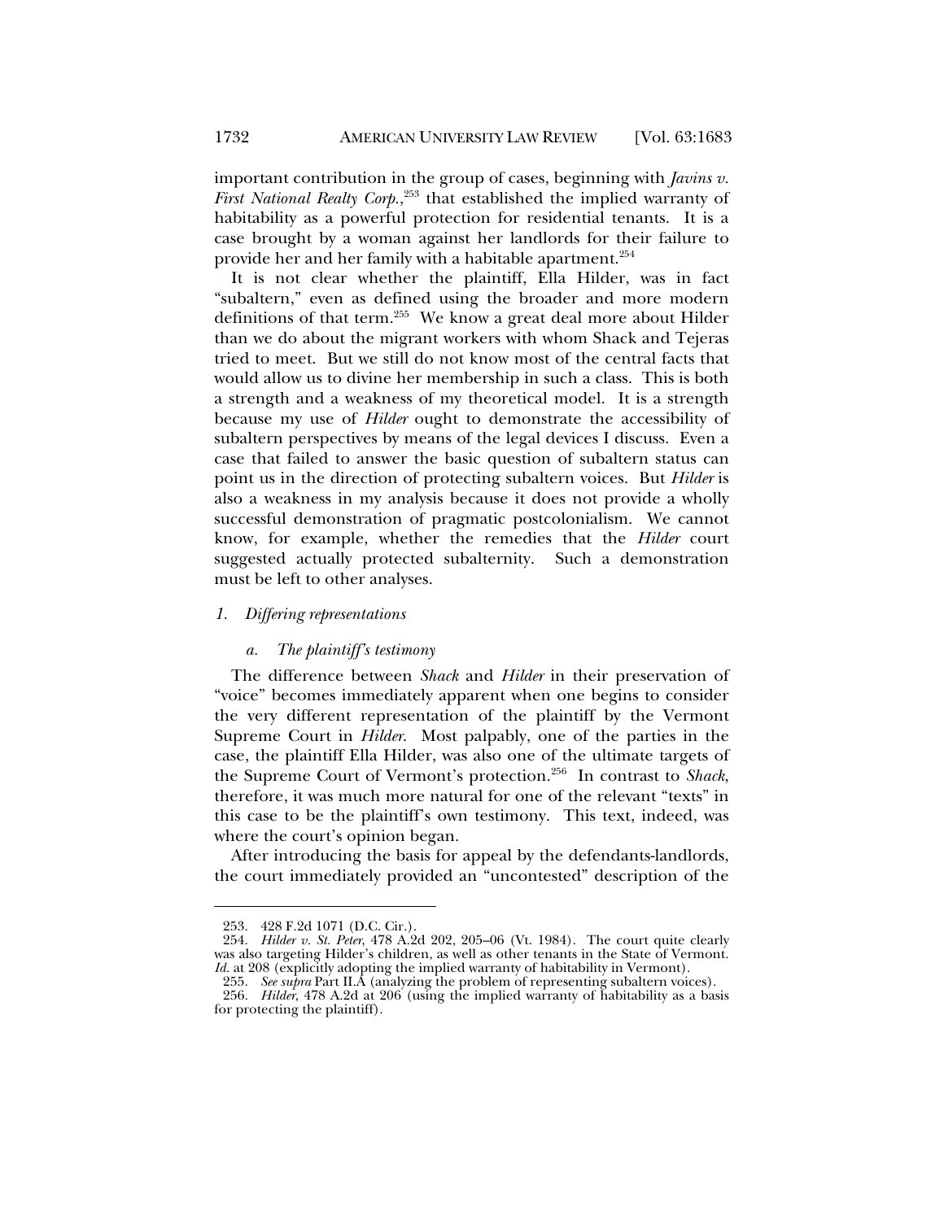important contribution in the group of cases, beginning with *Javins v. First National Realty Corp.*,[253] that established the implied warranty of habitability as a powerful protection for residential tenants. It is a case brought by a woman against her landlords for their failure to provide her and her family with a habitable apartment.[254]

It is not clear whether the plaintiff, Ella Hilder, was in fact "subaltern," even as defined using the broader and more modern definitions of that term.[255] We know a great deal more about Hilder than we do about the migrant workers with whom Shack and Tejeras tried to meet. But we still do not know most of the central facts that would allow us to divine her membership in such a class. This is both a strength and a weakness of my theoretical model. It is a strength because my use of *Hilder* ought to demonstrate the accessibility of subaltern perspectives by means of the legal devices I discuss. Even a case that failed to answer the basic question of subaltern status can point us in the direction of protecting subaltern voices. But *Hilder* is also a weakness in my analysis because it does not provide a wholly successful demonstration of pragmatic postcolonialism. We cannot know, for example, whether the remedies that the *Hilder* court suggested actually protected subalternity. Such a demonstration must be left to other analyses.

### *1. Differing representations*

#### *a. The plaintiff's testimony*

The difference between *Shack* and *Hilder* in their preservation of "voice" becomes immediately apparent when one begins to consider the very different representation of the plaintiff by the Vermont Supreme Court in *Hilder*. Most palpably, one of the parties in the case, the plaintiff Ella Hilder, was also one of the ultimate targets of the Supreme Court of Vermont's protection.[256] In contrast to *Shack*, therefore, it was much more natural for one of the relevant "texts" in this case to be the plaintiff's own testimony. This text, indeed, was where the court's opinion began.

After introducing the basis for appeal by the defendants-landlords, the court immediately provided an "uncontested" description of the

---

253. 428 F.2d 1071 (D.C. Cir.).

254. *Hilder v. St. Peter*, 478 A.2d 202, 205–06 (Vt. 1984). The court quite clearly was also targeting Hilder's children, as well as other tenants in the State of Vermont. *Id.* at 208 (explicitly adopting the implied warranty of habitability in Vermont).

255. *See supra* Part II.A (analyzing the problem of representing subaltern voices).

256. *Hilder*, 478 A.2d at 206 (using the implied warranty of habitability as a basis for protecting the plaintiff).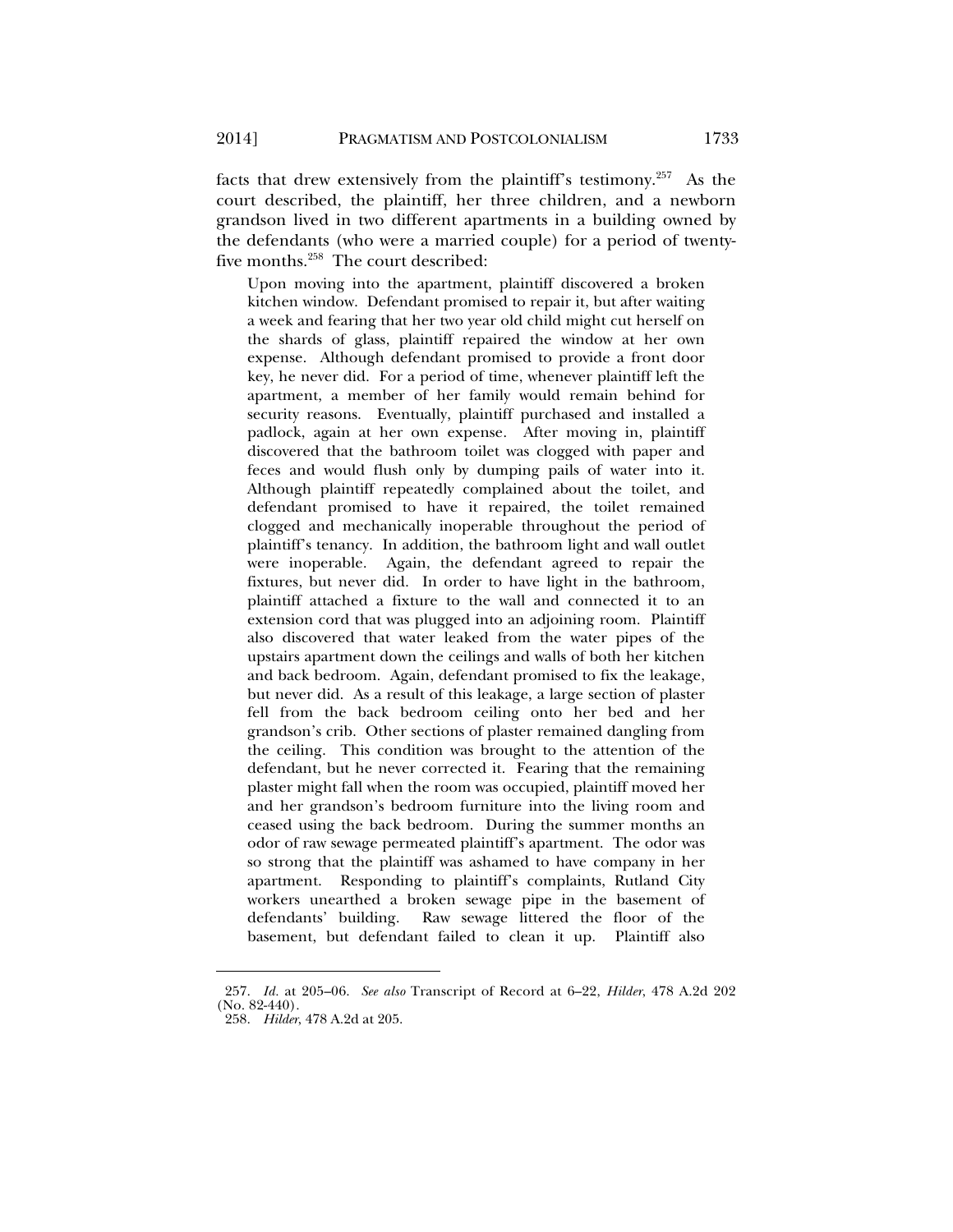facts that drew extensively from the plaintiff's testimony.[257] As the court described, the plaintiff, her three children, and a newborn grandson lived in two different apartments in a building owned by the defendants (who were a married couple) for a period of twenty-five months.[258] The court described:

> Upon moving into the apartment, plaintiff discovered a broken kitchen window. Defendant promised to repair it, but after waiting a week and fearing that her two year old child might cut herself on the shards of glass, plaintiff repaired the window at her own expense. Although defendant promised to provide a front door key, he never did. For a period of time, whenever plaintiff left the apartment, a member of her family would remain behind for security reasons. Eventually, plaintiff purchased and installed a padlock, again at her own expense. After moving in, plaintiff discovered that the bathroom toilet was clogged with paper and feces and would flush only by dumping pails of water into it. Although plaintiff repeatedly complained about the toilet, and defendant promised to have it repaired, the toilet remained clogged and mechanically inoperable throughout the period of plaintiff's tenancy. In addition, the bathroom light and wall outlet were inoperable. Again, the defendant agreed to repair the fixtures, but never did. In order to have light in the bathroom, plaintiff attached a fixture to the wall and connected it to an extension cord that was plugged into an adjoining room. Plaintiff also discovered that water leaked from the water pipes of the upstairs apartment down the ceilings and walls of both her kitchen and back bedroom. Again, defendant promised to fix the leakage, but never did. As a result of this leakage, a large section of plaster fell from the back bedroom ceiling onto her bed and her grandson's crib. Other sections of plaster remained dangling from the ceiling. This condition was brought to the attention of the defendant, but he never corrected it. Fearing that the remaining plaster might fall when the room was occupied, plaintiff moved her and her grandson's bedroom furniture into the living room and ceased using the back bedroom. During the summer months an odor of raw sewage permeated plaintiff's apartment. The odor was so strong that the plaintiff was ashamed to have company in her apartment. Responding to plaintiff's complaints, Rutland City workers unearthed a broken sewage pipe in the basement of defendants' building. Raw sewage littered the floor of the basement, but defendant failed to clean it up. Plaintiff also

---

257. *Id.* at 205–06. *See also* Transcript of Record at 6–22, *Hilder*, 478 A.2d 202 (No. 82-440).

258. *Hilder*, 478 A.2d at 205.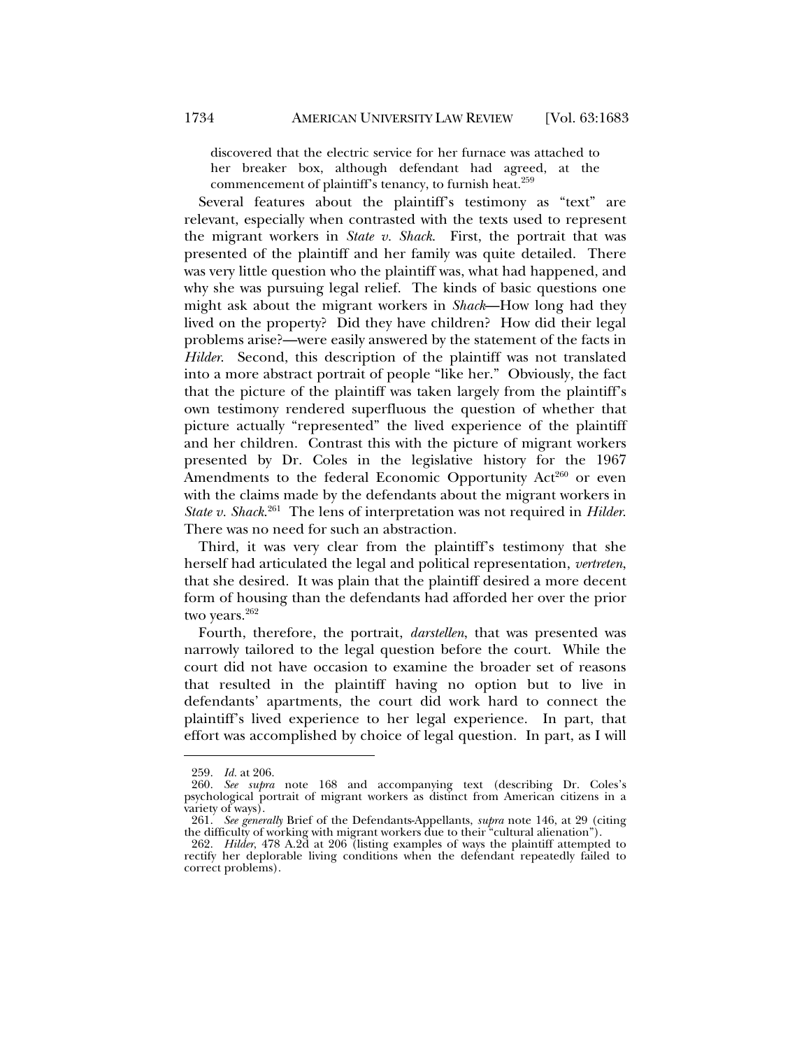> discovered that the electric service for her furnace was attached to her breaker box, although defendant had agreed, at the commencement of plaintiff's tenancy, to furnish heat.[259]

Several features about the plaintiff's testimony as "text" are relevant, especially when contrasted with the texts used to represent the migrant workers in *State v. Shack*. First, the portrait that was presented of the plaintiff and her family was quite detailed. There was very little question who the plaintiff was, what had happened, and why she was pursuing legal relief. The kinds of basic questions one might ask about the migrant workers in *Shack*—How long had they lived on the property? Did they have children? How did their legal problems arise?—were easily answered by the statement of the facts in *Hilder*. Second, this description of the plaintiff was not translated into a more abstract portrait of people "like her." Obviously, the fact that the picture of the plaintiff was taken largely from the plaintiff's own testimony rendered superfluous the question of whether that picture actually "represented" the lived experience of the plaintiff and her children. Contrast this with the picture of migrant workers presented by Dr. Coles in the legislative history for the 1967 Amendments to the federal Economic Opportunity Act[260] or even with the claims made by the defendants about the migrant workers in *State v. Shack*.[261] The lens of interpretation was not required in *Hilder*. There was no need for such an abstraction.

Third, it was very clear from the plaintiff's testimony that she herself had articulated the legal and political representation, *vertreten*, that she desired. It was plain that the plaintiff desired a more decent form of housing than the defendants had afforded her over the prior two years.[262]

Fourth, therefore, the portrait, *darstellen*, that was presented was narrowly tailored to the legal question before the court. While the court did not have occasion to examine the broader set of reasons that resulted in the plaintiff having no option but to live in defendants' apartments, the court did work hard to connect the plaintiff's lived experience to her legal experience. In part, that effort was accomplished by choice of legal question. In part, as I will

---

259. *Id.* at 206.

260. *See supra* note 168 and accompanying text (describing Dr. Coles's psychological portrait of migrant workers as distinct from American citizens in a variety of ways).

261. *See generally* Brief of the Defendants-Appellants, *supra* note 146, at 29 (citing the difficulty of working with migrant workers due to their "cultural alienation").

262. *Hilder*, 478 A.2d at 206 (listing examples of ways the plaintiff attempted to rectify her deplorable living conditions when the defendant repeatedly failed to correct problems).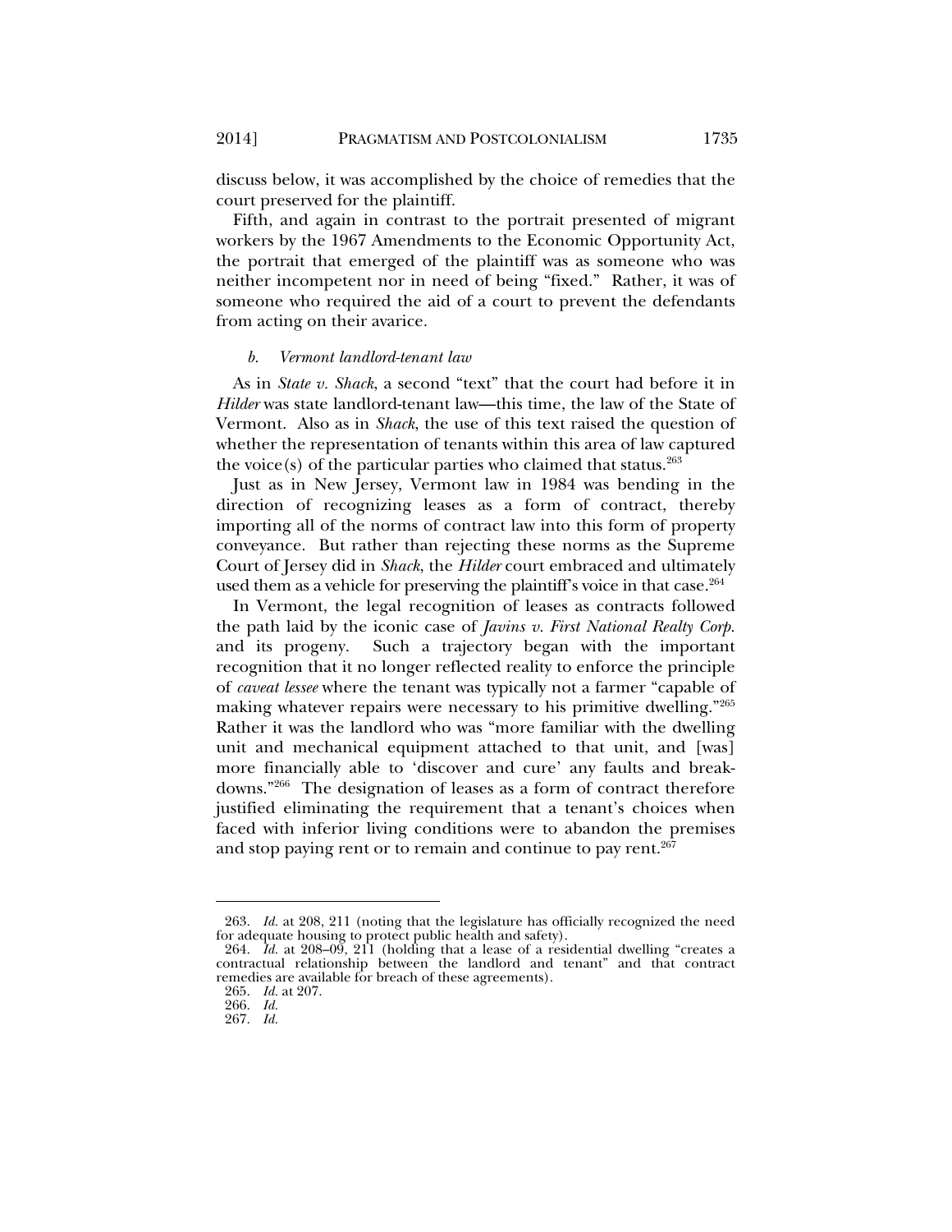discuss below, it was accomplished by the choice of remedies that the court preserved for the plaintiff.

Fifth, and again in contrast to the portrait presented of migrant workers by the 1967 Amendments to the Economic Opportunity Act, the portrait that emerged of the plaintiff was as someone who was neither incompetent nor in need of being "fixed." Rather, it was of someone who required the aid of a court to prevent the defendants from acting on their avarice.

#### *b. Vermont landlord-tenant law*

As in *State v. Shack*, a second "text" that the court had before it in *Hilder* was state landlord-tenant law—this time, the law of the State of Vermont. Also as in *Shack*, the use of this text raised the question of whether the representation of tenants within this area of law captured the voice(s) of the particular parties who claimed that status.[263]

Just as in New Jersey, Vermont law in 1984 was bending in the direction of recognizing leases as a form of contract, thereby importing all of the norms of contract law into this form of property conveyance. But rather than rejecting these norms as the Supreme Court of Jersey did in *Shack*, the *Hilder* court embraced and ultimately used them as a vehicle for preserving the plaintiff's voice in that case.[264]

In Vermont, the legal recognition of leases as contracts followed the path laid by the iconic case of *Javins v. First National Realty Corp.* and its progeny. Such a trajectory began with the important recognition that it no longer reflected reality to enforce the principle of *caveat lessee* where the tenant was typically not a farmer "capable of making whatever repairs were necessary to his primitive dwelling."[265] Rather it was the landlord who was "more familiar with the dwelling unit and mechanical equipment attached to that unit, and [was] more financially able to 'discover and cure' any faults and break-downs."[266] The designation of leases as a form of contract therefore justified eliminating the requirement that a tenant's choices when faced with inferior living conditions were to abandon the premises and stop paying rent or to remain and continue to pay rent.[267]

---

263. *Id.* at 208, 211 (noting that the legislature has officially recognized the need for adequate housing to protect public health and safety).

264. *Id.* at 208–09, 211 (holding that a lease of a residential dwelling "creates a contractual relationship between the landlord and tenant" and that contract remedies are available for breach of these agreements).

265. *Id.* at 207.

266. *Id.*

267. *Id.*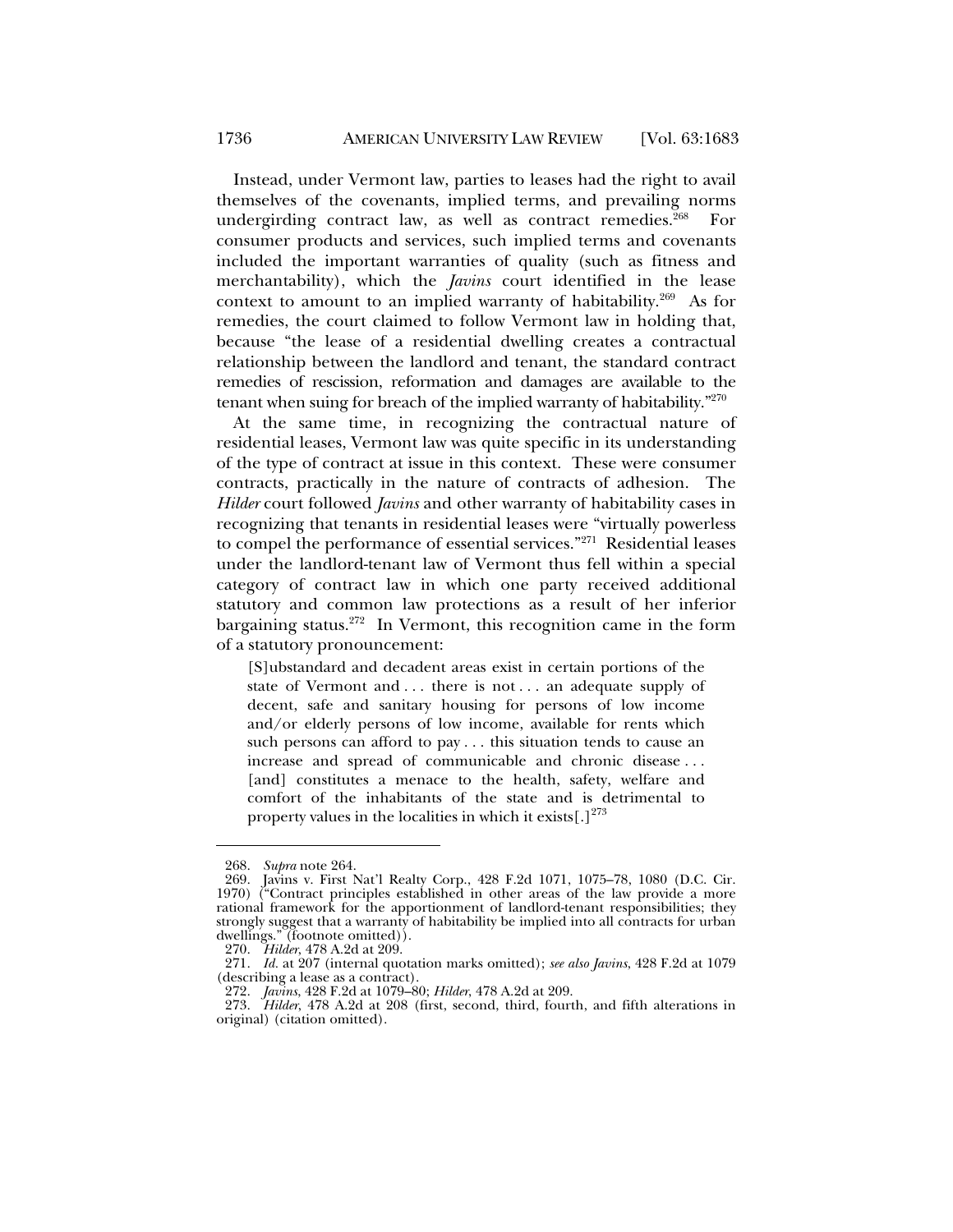Instead, under Vermont law, parties to leases had the right to avail themselves of the covenants, implied terms, and prevailing norms undergirding contract law, as well as contract remedies.[268] For consumer products and services, such implied terms and covenants included the important warranties of quality (such as fitness and merchantability), which the *Javins* court identified in the lease context to amount to an implied warranty of habitability.[269] As for remedies, the court claimed to follow Vermont law in holding that, because "the lease of a residential dwelling creates a contractual relationship between the landlord and tenant, the standard contract remedies of rescission, reformation and damages are available to the tenant when suing for breach of the implied warranty of habitability."[270]

At the same time, in recognizing the contractual nature of residential leases, Vermont law was quite specific in its understanding of the type of contract at issue in this context. These were consumer contracts, practically in the nature of contracts of adhesion. The *Hilder* court followed *Javins* and other warranty of habitability cases in recognizing that tenants in residential leases were "virtually powerless to compel the performance of essential services."[271] Residential leases under the landlord-tenant law of Vermont thus fell within a special category of contract law in which one party received additional statutory and common law protections as a result of her inferior bargaining status.[272] In Vermont, this recognition came in the form of a statutory pronouncement:

> [S]ubstandard and decadent areas exist in certain portions of the state of Vermont and . . . there is not . . . an adequate supply of decent, safe and sanitary housing for persons of low income and/or elderly persons of low income, available for rents which such persons can afford to pay . . . this situation tends to cause an increase and spread of communicable and chronic disease . . . [and] constitutes a menace to the health, safety, welfare and comfort of the inhabitants of the state and is detrimental to property values in the localities in which it exists[.][273]

---

268. *Supra* note 264.

269. Javins v. First Nat'l Realty Corp., 428 F.2d 1071, 1075–78, 1080 (D.C. Cir. 1970) ("Contract principles established in other areas of the law provide a more rational framework for the apportionment of landlord-tenant responsibilities; they strongly suggest that a warranty of habitability be implied into all contracts for urban dwellings." (footnote omitted)).

270. *Hilder*, 478 A.2d at 209.

271. *Id.* at 207 (internal quotation marks omitted); *see also Javins*, 428 F.2d at 1079 (describing a lease as a contract).

272. *Javins*, 428 F.2d at 1079–80; *Hilder*, 478 A.2d at 209.

273. *Hilder*, 478 A.2d at 208 (first, second, third, fourth, and fifth alterations in original) (citation omitted).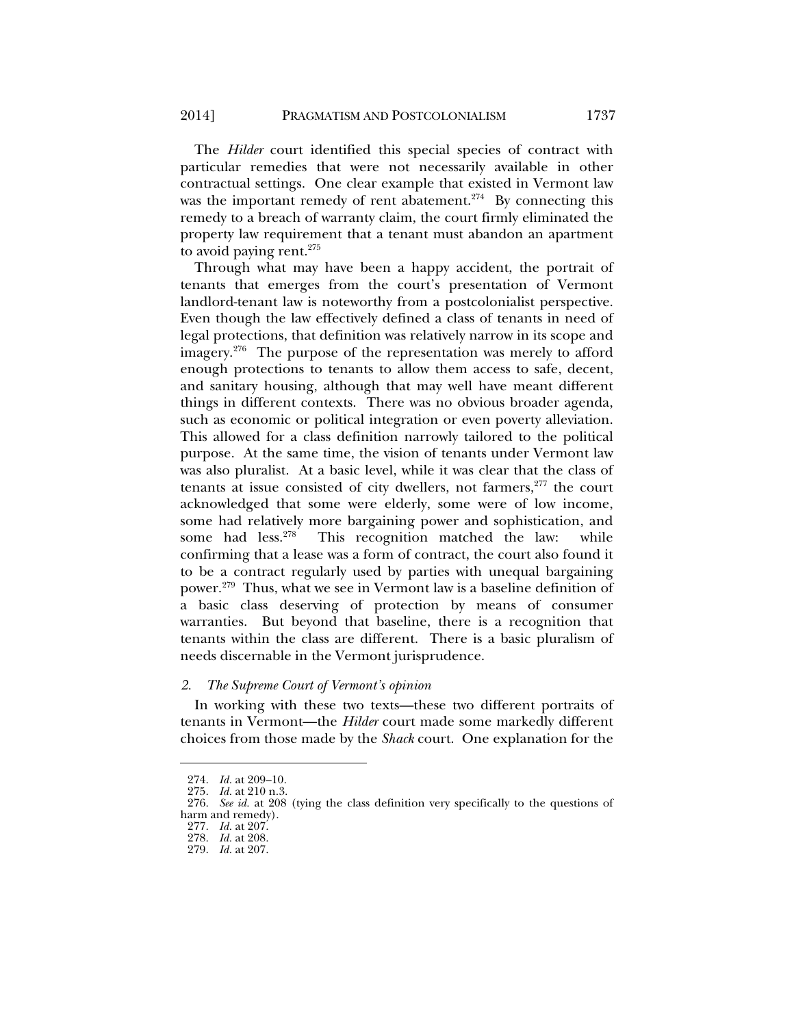The *Hilder* court identified this special species of contract with particular remedies that were not necessarily available in other contractual settings. One clear example that existed in Vermont law was the important remedy of rent abatement.[274] By connecting this remedy to a breach of warranty claim, the court firmly eliminated the property law requirement that a tenant must abandon an apartment to avoid paying rent.[275]

Through what may have been a happy accident, the portrait of tenants that emerges from the court's presentation of Vermont landlord-tenant law is noteworthy from a postcolonialist perspective. Even though the law effectively defined a class of tenants in need of legal protections, that definition was relatively narrow in its scope and imagery.[276] The purpose of the representation was merely to afford enough protections to tenants to allow them access to safe, decent, and sanitary housing, although that may well have meant different things in different contexts. There was no obvious broader agenda, such as economic or political integration or even poverty alleviation. This allowed for a class definition narrowly tailored to the political purpose. At the same time, the vision of tenants under Vermont law was also pluralist. At a basic level, while it was clear that the class of tenants at issue consisted of city dwellers, not farmers,[277] the court acknowledged that some were elderly, some were of low income, some had relatively more bargaining power and sophistication, and some had less.[278] This recognition matched the law: while confirming that a lease was a form of contract, the court also found it to be a contract regularly used by parties with unequal bargaining power.[279] Thus, what we see in Vermont law is a baseline definition of a basic class deserving of protection by means of consumer warranties. But beyond that baseline, there is a recognition that tenants within the class are different. There is a basic pluralism of needs discernable in the Vermont jurisprudence.

### *2. The Supreme Court of Vermont's opinion*

In working with these two texts—these two different portraits of tenants in Vermont—the *Hilder* court made some markedly different choices from those made by the *Shack* court. One explanation for the

---

274. *Id.* at 209–10.
275. *Id.* at 210 n.3.
276. *See id.* at 208 (tying the class definition very specifically to the questions of harm and remedy).
277. *Id.* at 207.
278. *Id.* at 208.
279. *Id.* at 207.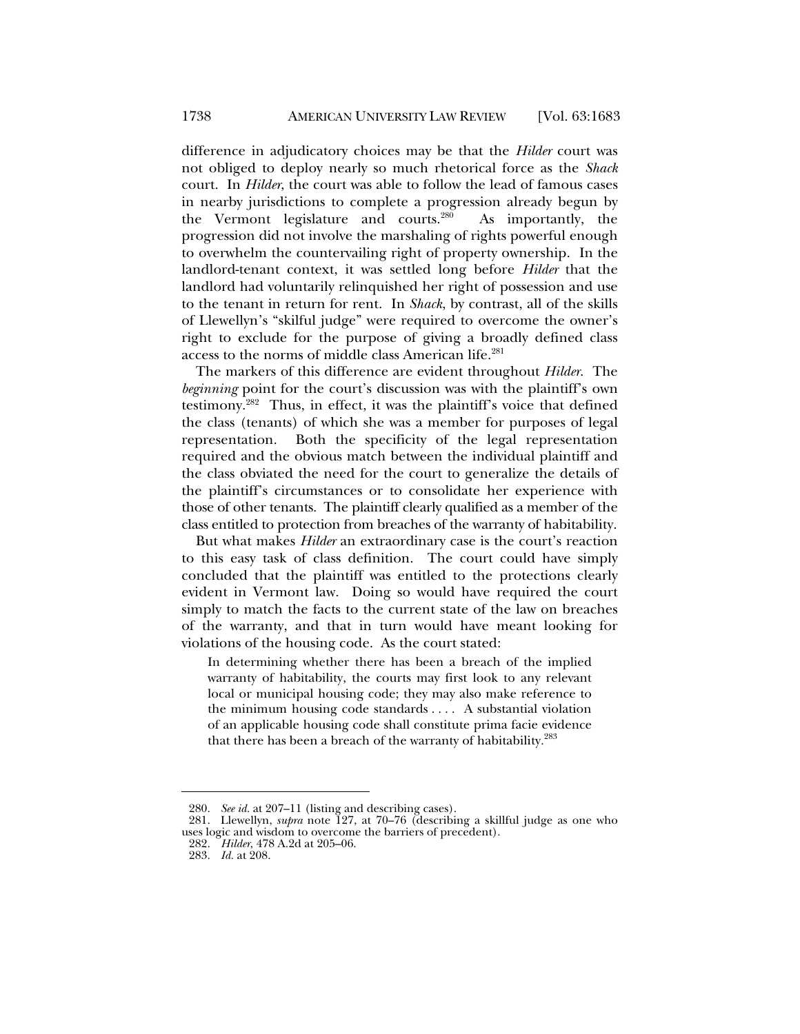difference in adjudicatory choices may be that the *Hilder* court was not obliged to deploy nearly so much rhetorical force as the *Shack* court. In *Hilder*, the court was able to follow the lead of famous cases in nearby jurisdictions to complete a progression already begun by the Vermont legislature and courts.[280] As importantly, the progression did not involve the marshaling of rights powerful enough to overwhelm the countervailing right of property ownership. In the landlord-tenant context, it was settled long before *Hilder* that the landlord had voluntarily relinquished her right of possession and use to the tenant in return for rent. In *Shack*, by contrast, all of the skills of Llewellyn's "skilful judge" were required to overcome the owner's right to exclude for the purpose of giving a broadly defined class access to the norms of middle class American life.[281]

The markers of this difference are evident throughout *Hilder*. The *beginning* point for the court's discussion was with the plaintiff's own testimony.[282] Thus, in effect, it was the plaintiff's voice that defined the class (tenants) of which she was a member for purposes of legal representation. Both the specificity of the legal representation required and the obvious match between the individual plaintiff and the class obviated the need for the court to generalize the details of the plaintiff's circumstances or to consolidate her experience with those of other tenants. The plaintiff clearly qualified as a member of the class entitled to protection from breaches of the warranty of habitability.

But what makes *Hilder* an extraordinary case is the court's reaction to this easy task of class definition. The court could have simply concluded that the plaintiff was entitled to the protections clearly evident in Vermont law. Doing so would have required the court simply to match the facts to the current state of the law on breaches of the warranty, and that in turn would have meant looking for violations of the housing code. As the court stated:

> In determining whether there has been a breach of the implied warranty of habitability, the courts may first look to any relevant local or municipal housing code; they may also make reference to the minimum housing code standards . . . . A substantial violation of an applicable housing code shall constitute prima facie evidence that there has been a breach of the warranty of habitability.[283]

---

280. *See id.* at 207–11 (listing and describing cases).

281. Llewellyn, *supra* note 127, at 70–76 (describing a skillful judge as one who uses logic and wisdom to overcome the barriers of precedent).

282. *Hilder*, 478 A.2d at 205–06.

283. *Id.* at 208.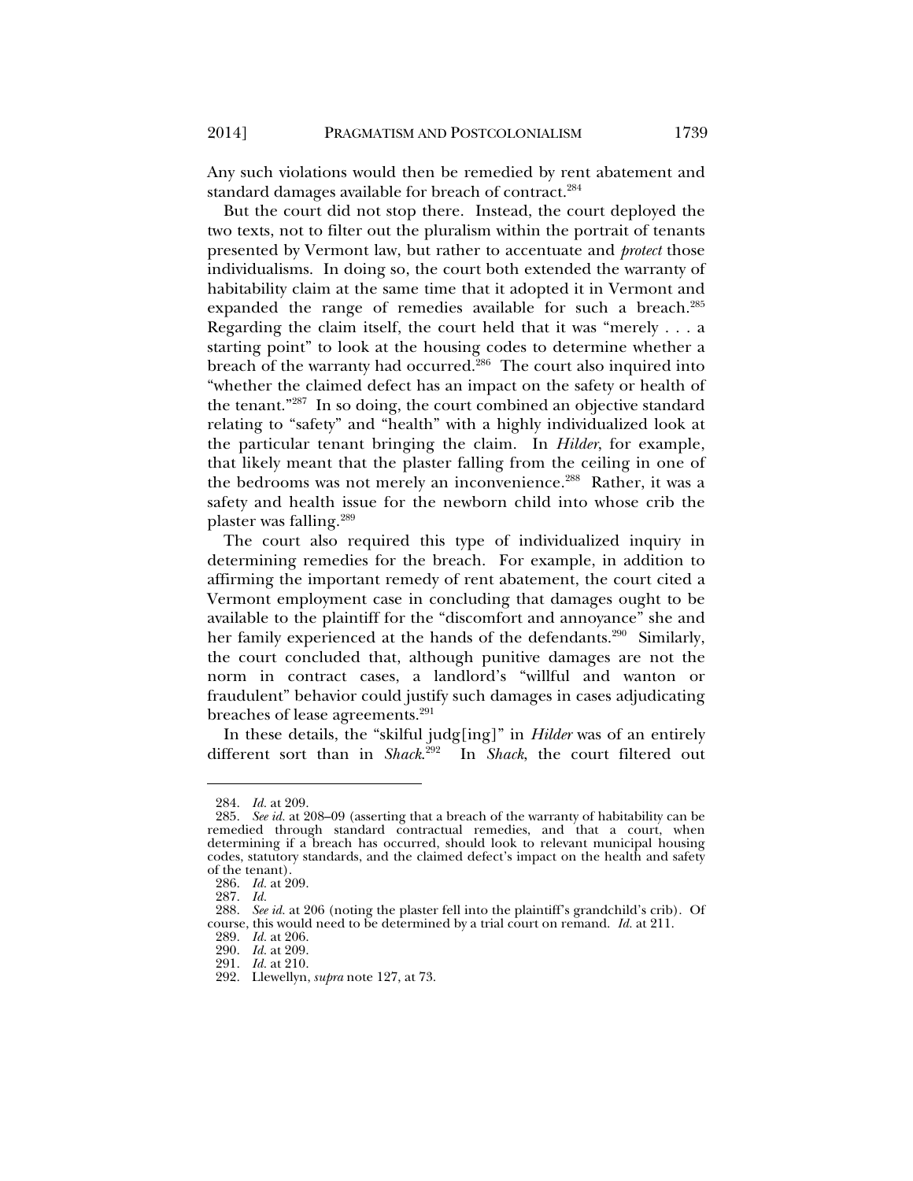Any such violations would then be remedied by rent abatement and standard damages available for breach of contract.[284]

But the court did not stop there. Instead, the court deployed the two texts, not to filter out the pluralism within the portrait of tenants presented by Vermont law, but rather to accentuate and *protect* those individualisms. In doing so, the court both extended the warranty of habitability claim at the same time that it adopted it in Vermont and expanded the range of remedies available for such a breach.[285] Regarding the claim itself, the court held that it was "merely . . . a starting point" to look at the housing codes to determine whether a breach of the warranty had occurred.[286] The court also inquired into "whether the claimed defect has an impact on the safety or health of the tenant."[287] In so doing, the court combined an objective standard relating to "safety" and "health" with a highly individualized look at the particular tenant bringing the claim. In *Hilder*, for example, that likely meant that the plaster falling from the ceiling in one of the bedrooms was not merely an inconvenience.[288] Rather, it was a safety and health issue for the newborn child into whose crib the plaster was falling.[289]

The court also required this type of individualized inquiry in determining remedies for the breach. For example, in addition to affirming the important remedy of rent abatement, the court cited a Vermont employment case in concluding that damages ought to be available to the plaintiff for the "discomfort and annoyance" she and her family experienced at the hands of the defendants.[290] Similarly, the court concluded that, although punitive damages are not the norm in contract cases, a landlord's "willful and wanton or fraudulent" behavior could justify such damages in cases adjudicating breaches of lease agreements.[291]

In these details, the "skilful judg[ing]" in *Hilder* was of an entirely different sort than in *Shack*.[292] In *Shack*, the court filtered out

---

284. *Id.* at 209.

285. *See id.* at 208–09 (asserting that a breach of the warranty of habitability can be remedied through standard contractual remedies, and that a court, when determining if a breach has occurred, should look to relevant municipal housing codes, statutory standards, and the claimed defect's impact on the health and safety of the tenant).

286. *Id.* at 209.

287. *Id.*

288. *See id.* at 206 (noting the plaster fell into the plaintiff's grandchild's crib). Of course, this would need to be determined by a trial court on remand. *Id.* at 211.

289. *Id.* at 206.

290. *Id.* at 209.

291. *Id.* at 210.

292. Llewellyn, *supra* note 127, at 73.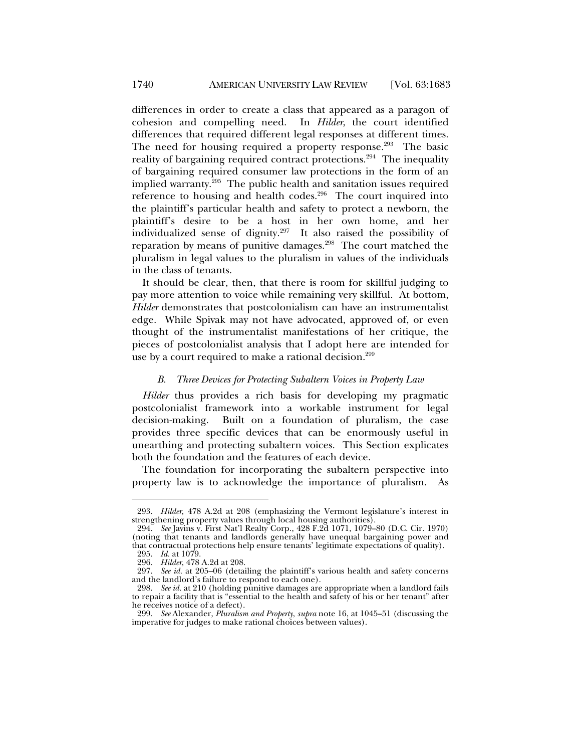differences in order to create a class that appeared as a paragon of cohesion and compelling need. In *Hilder*, the court identified differences that required different legal responses at different times. The need for housing required a property response.[293] The basic reality of bargaining required contract protections.[294] The inequality of bargaining required consumer law protections in the form of an implied warranty.[295] The public health and sanitation issues required reference to housing and health codes.[296] The court inquired into the plaintiff's particular health and safety to protect a newborn, the plaintiff's desire to be a host in her own home, and her individualized sense of dignity.[297] It also raised the possibility of reparation by means of punitive damages.[298] The court matched the pluralism in legal values to the pluralism in values of the individuals in the class of tenants.

It should be clear, then, that there is room for skillful judging to pay more attention to voice while remaining very skillful. At bottom, *Hilder* demonstrates that postcolonialism can have an instrumentalist edge. While Spivak may not have advocated, approved of, or even thought of the instrumentalist manifestations of her critique, the pieces of postcolonialist analysis that I adopt here are intended for use by a court required to make a rational decision.[299]

### *B. Three Devices for Protecting Subaltern Voices in Property Law*

*Hilder* thus provides a rich basis for developing my pragmatic postcolonialist framework into a workable instrument for legal decision-making. Built on a foundation of pluralism, the case provides three specific devices that can be enormously useful in unearthing and protecting subaltern voices. This Section explicates both the foundation and the features of each device.

The foundation for incorporating the subaltern perspective into property law is to acknowledge the importance of pluralism. As

---

293. *Hilder*, 478 A.2d at 208 (emphasizing the Vermont legislature's interest in strengthening property values through local housing authorities).

294. *See* Javins v. First Nat'l Realty Corp., 428 F.2d 1071, 1079–80 (D.C. Cir. 1970) (noting that tenants and landlords generally have unequal bargaining power and that contractual protections help ensure tenants' legitimate expectations of quality).

295. *Id.* at 1079.

296. *Hilder*, 478 A.2d at 208.

297. *See id.* at 205–06 (detailing the plaintiff's various health and safety concerns and the landlord's failure to respond to each one).

298. *See id.* at 210 (holding punitive damages are appropriate when a landlord fails to repair a facility that is "essential to the health and safety of his or her tenant" after he receives notice of a defect).

299. *See* Alexander, *Pluralism and Property*, *supra* note 16, at 1045–51 (discussing the imperative for judges to make rational choices between values).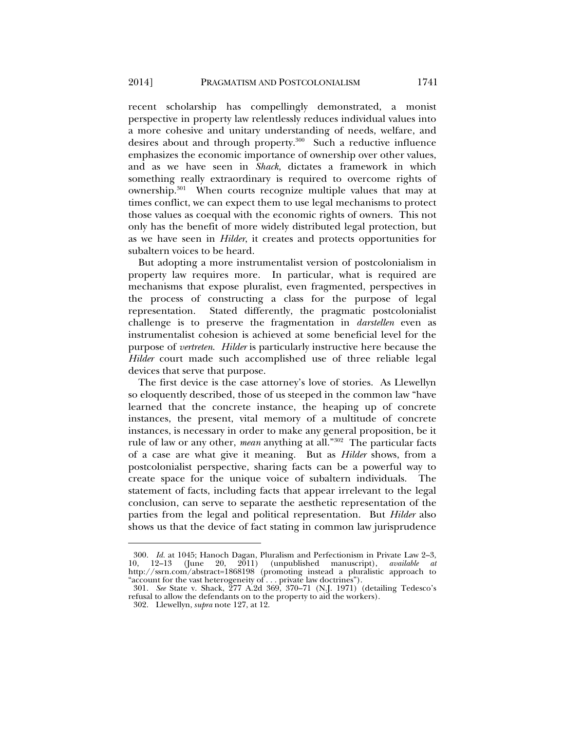recent scholarship has compellingly demonstrated, a monist perspective in property law relentlessly reduces individual values into a more cohesive and unitary understanding of needs, welfare, and desires about and through property.[300] Such a reductive influence emphasizes the economic importance of ownership over other values, and as we have seen in *Shack*, dictates a framework in which something really extraordinary is required to overcome rights of ownership.[301] When courts recognize multiple values that may at times conflict, we can expect them to use legal mechanisms to protect those values as coequal with the economic rights of owners. This not only has the benefit of more widely distributed legal protection, but as we have seen in *Hilder*, it creates and protects opportunities for subaltern voices to be heard.

But adopting a more instrumentalist version of postcolonialism in property law requires more. In particular, what is required are mechanisms that expose pluralist, even fragmented, perspectives in the process of constructing a class for the purpose of legal representation. Stated differently, the pragmatic postcolonialist challenge is to preserve the fragmentation in *darstellen* even as instrumentalist cohesion is achieved at some beneficial level for the purpose of *vertreten*. *Hilder* is particularly instructive here because the *Hilder* court made such accomplished use of three reliable legal devices that serve that purpose.

The first device is the case attorney's love of stories. As Llewellyn so eloquently described, those of us steeped in the common law "have learned that the concrete instance, the heaping up of concrete instances, the present, vital memory of a multitude of concrete instances, is necessary in order to make any general proposition, be it rule of law or any other, *mean* anything at all."[302] The particular facts of a case are what give it meaning. But as *Hilder* shows, from a postcolonialist perspective, sharing facts can be a powerful way to create space for the unique voice of subaltern individuals. The statement of facts, including facts that appear irrelevant to the legal conclusion, can serve to separate the aesthetic representation of the parties from the legal and political representation. But *Hilder* also shows us that the device of fact stating in common law jurisprudence

---

300. *Id.* at 1045; Hanoch Dagan, Pluralism and Perfectionism in Private Law 2–3, 10, 12–13 (June 20, 2011) (unpublished manuscript), *available at* http://ssrn.com/abstract=1868198 (promoting instead a pluralistic approach to "account for the vast heterogeneity of . . . private law doctrines").

301. *See* State v. Shack, 277 A.2d 369, 370–71 (N.J. 1971) (detailing Tedesco's refusal to allow the defendants on to the property to aid the workers).

302. Llewellyn, *supra* note 127, at 12.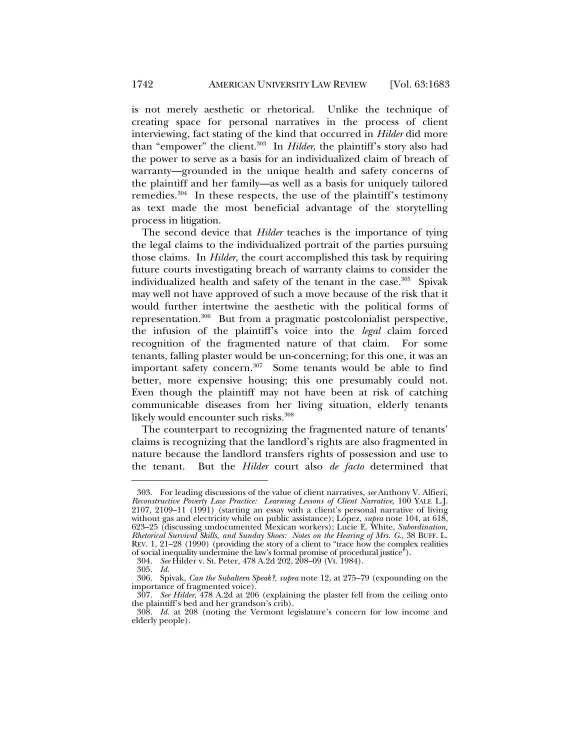is not merely aesthetic or rhetorical. Unlike the technique of creating space for personal narratives in the process of client interviewing, fact stating of the kind that occurred in *Hilder* did more than "empower" the client.[303] In *Hilder*, the plaintiff's story also had the power to serve as a basis for an individualized claim of breach of warranty—grounded in the unique health and safety concerns of the plaintiff and her family—as well as a basis for uniquely tailored remedies.[304] In these respects, the use of the plaintiff's testimony as text made the most beneficial advantage of the storytelling process in litigation.

The second device that *Hilder* teaches is the importance of tying the legal claims to the individualized portrait of the parties pursuing those claims. In *Hilder*, the court accomplished this task by requiring future courts investigating breach of warranty claims to consider the individualized health and safety of the tenant in the case.[305] Spivak may well not have approved of such a move because of the risk that it would further intertwine the aesthetic with the political forms of representation.[306] But from a pragmatic postcolonialist perspective, the infusion of the plaintiff's voice into the *legal* claim forced recognition of the fragmented nature of that claim. For some tenants, falling plaster would be un-concerning; for this one, it was an important safety concern.[307] Some tenants would be able to find better, more expensive housing; this one presumably could not. Even though the plaintiff may not have been at risk of catching communicable diseases from her living situation, elderly tenants likely would encounter such risks.[308]

The counterpart to recognizing the fragmented nature of tenants' claims is recognizing that the landlord's rights are also fragmented in nature because the landlord transfers rights of possession and use to the tenant. But the *Hilder* court also *de facto* determined that

---

303. For leading discussions of the value of client narratives, *see* Anthony V. Alfieri, *Reconstructive Poverty Law Practice: Learning Lessons of Client Narrative*, 100 YALE L.J. 2107, 2109–11 (1991) (starting an essay with a client's personal narrative of living without gas and electricity while on public assistance); López, *supra* note 104, at 618, 623–25 (discussing undocumented Mexican workers); Lucie E. White, *Subordination, Rhetorical Survival Skills, and Sunday Shoes: Notes on the Hearing of Mrs. G.*, 38 BUFF. L. REV. 1, 21–28 (1990) (providing the story of a client to "trace how the complex realities of social inequality undermine the law's formal promise of procedural justice").

304. *See* Hilder v. St. Peter, 478 A.2d 202, 208–09 (Vt. 1984).

305. *Id.*

306. Spivak, *Can the Subaltern Speak?*, *supra* note 12, at 275–79 (expounding on the importance of fragmented voice).

307. *See Hilder*, 478 A.2d at 206 (explaining the plaster fell from the ceiling onto the plaintiff's bed and her grandson's crib).

308. *Id.* at 208 (noting the Vermont legislature's concern for low income and elderly people).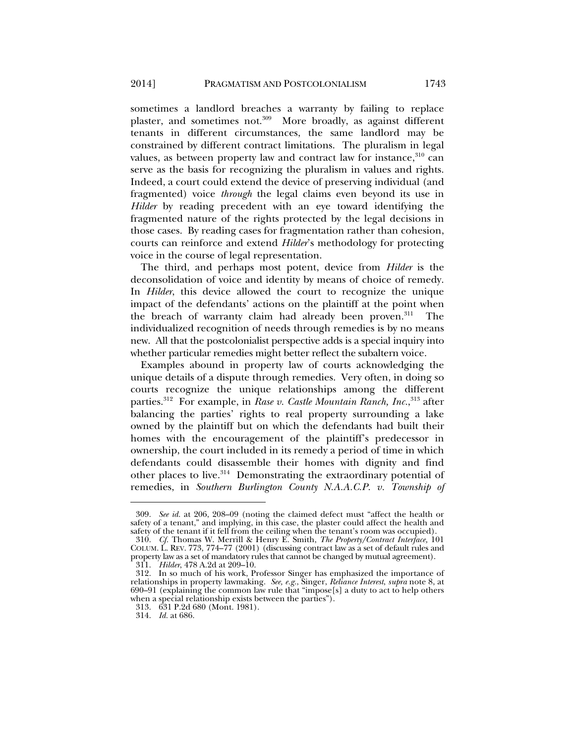sometimes a landlord breaches a warranty by failing to replace plaster, and sometimes not.[309] More broadly, as against different tenants in different circumstances, the same landlord may be constrained by different contract limitations. The pluralism in legal values, as between property law and contract law for instance,[310] can serve as the basis for recognizing the pluralism in values and rights. Indeed, a court could extend the device of preserving individual (and fragmented) voice *through* the legal claims even beyond its use in *Hilder* by reading precedent with an eye toward identifying the fragmented nature of the rights protected by the legal decisions in those cases. By reading cases for fragmentation rather than cohesion, courts can reinforce and extend *Hilder*'s methodology for protecting voice in the course of legal representation.

The third, and perhaps most potent, device from *Hilder* is the deconsolidation of voice and identity by means of choice of remedy. In *Hilder*, this device allowed the court to recognize the unique impact of the defendants' actions on the plaintiff at the point when the breach of warranty claim had already been proven.[311] The individualized recognition of needs through remedies is by no means new. All that the postcolonialist perspective adds is a special inquiry into whether particular remedies might better reflect the subaltern voice.

Examples abound in property law of courts acknowledging the unique details of a dispute through remedies. Very often, in doing so courts recognize the unique relationships among the different parties.[312] For example, in *Rase v. Castle Mountain Ranch, Inc.*,[313] after balancing the parties' rights to real property surrounding a lake owned by the plaintiff but on which the defendants had built their homes with the encouragement of the plaintiff's predecessor in ownership, the court included in its remedy a period of time in which defendants could disassemble their homes with dignity and find other places to live.[314] Demonstrating the extraordinary potential of remedies, in *Southern Burlington County N.A.A.C.P. v. Township of*

---

309. *See id.* at 206, 208–09 (noting the claimed defect must "affect the health or safety of a tenant," and implying, in this case, the plaster could affect the health and safety of the tenant if it fell from the ceiling when the tenant's room was occupied).

310. *Cf.* Thomas W. Merrill & Henry E. Smith, *The Property/Contract Interface*, 101 COLUM. L. REV. 773, 774–77 (2001) (discussing contract law as a set of default rules and property law as a set of mandatory rules that cannot be changed by mutual agreement).

311. *Hilder*, 478 A.2d at 209–10.

312. In so much of his work, Professor Singer has emphasized the importance of relationships in property lawmaking. *See, e.g.*, Singer, *Reliance Interest*, *supra* note 8, at 690–91 (explaining the common law rule that "impose[s] a duty to act to help others when a special relationship exists between the parties").

313. 631 P.2d 680 (Mont. 1981).

314. *Id.* at 686.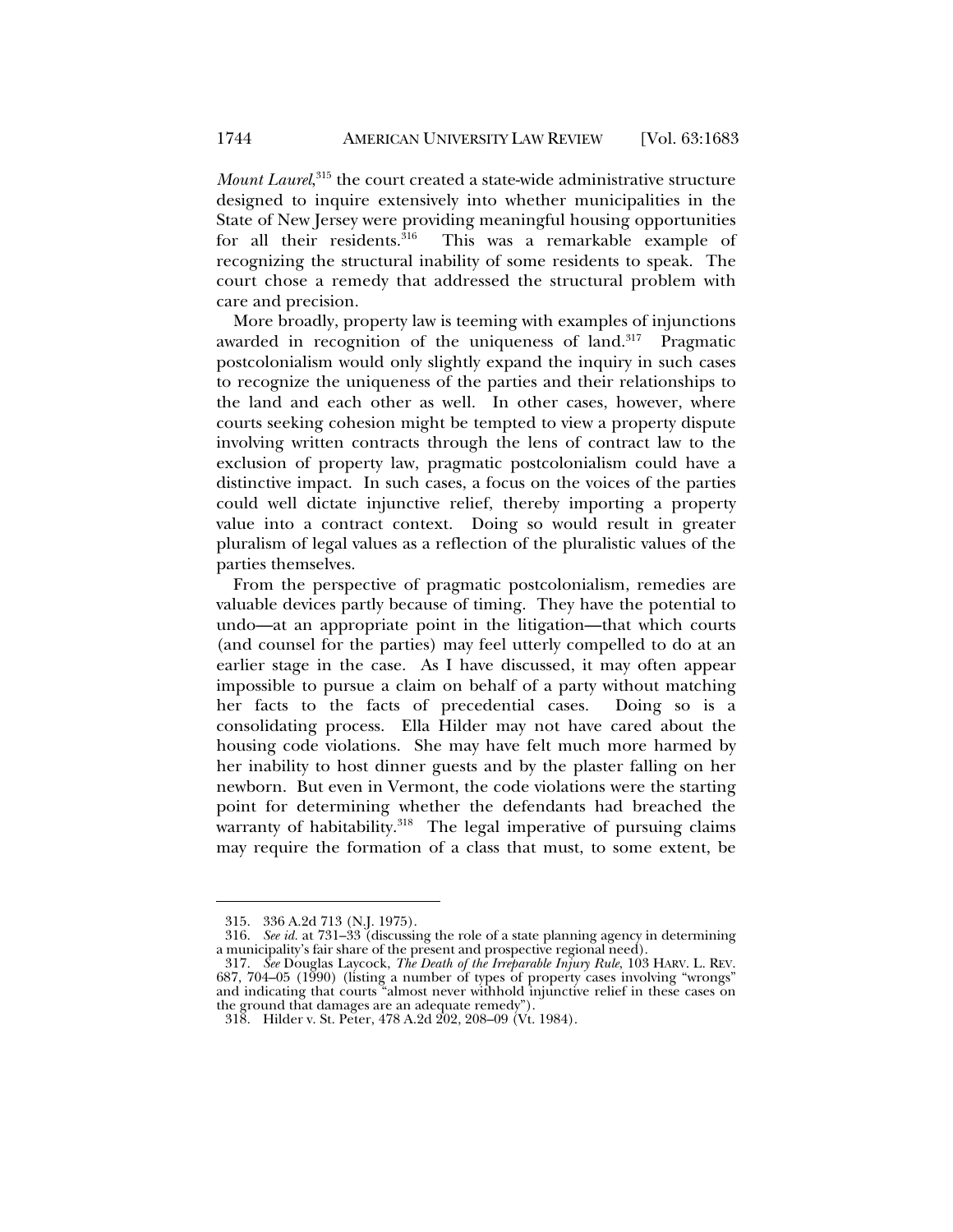*Mount Laurel*,[315] the court created a state-wide administrative structure designed to inquire extensively into whether municipalities in the State of New Jersey were providing meaningful housing opportunities for all their residents.[316] This was a remarkable example of recognizing the structural inability of some residents to speak. The court chose a remedy that addressed the structural problem with care and precision.

More broadly, property law is teeming with examples of injunctions awarded in recognition of the uniqueness of land.[317] Pragmatic postcolonialism would only slightly expand the inquiry in such cases to recognize the uniqueness of the parties and their relationships to the land and each other as well. In other cases, however, where courts seeking cohesion might be tempted to view a property dispute involving written contracts through the lens of contract law to the exclusion of property law, pragmatic postcolonialism could have a distinctive impact. In such cases, a focus on the voices of the parties could well dictate injunctive relief, thereby importing a property value into a contract context. Doing so would result in greater pluralism of legal values as a reflection of the pluralistic values of the parties themselves.

From the perspective of pragmatic postcolonialism, remedies are valuable devices partly because of timing. They have the potential to undo—at an appropriate point in the litigation—that which courts (and counsel for the parties) may feel utterly compelled to do at an earlier stage in the case. As I have discussed, it may often appear impossible to pursue a claim on behalf of a party without matching her facts to the facts of precedential cases. Doing so is a consolidating process. Ella Hilder may not have cared about the housing code violations. She may have felt much more harmed by her inability to host dinner guests and by the plaster falling on her newborn. But even in Vermont, the code violations were the starting point for determining whether the defendants had breached the warranty of habitability.[318] The legal imperative of pursuing claims may require the formation of a class that must, to some extent, be

---

315. 336 A.2d 713 (N.J. 1975).

316. *See id.* at 731–33 (discussing the role of a state planning agency in determining a municipality's fair share of the present and prospective regional need).

317. *See* Douglas Laycock, *The Death of the Irreparable Injury Rule*, 103 HARV. L. REV. 687, 704–05 (1990) (listing a number of types of property cases involving "wrongs" and indicating that courts "almost never withhold injunctive relief in these cases on the ground that damages are an adequate remedy").

318. Hilder v. St. Peter, 478 A.2d 202, 208–09 (Vt. 1984).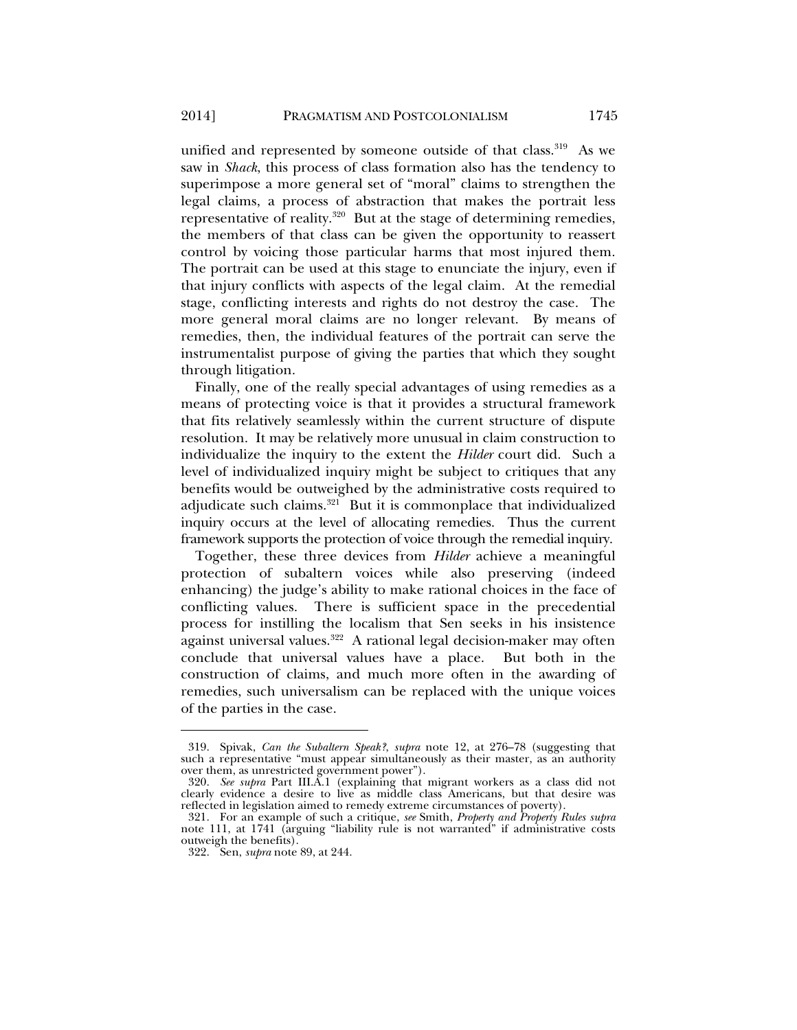unified and represented by someone outside of that class.[319] As we saw in *Shack*, this process of class formation also has the tendency to superimpose a more general set of "moral" claims to strengthen the legal claims, a process of abstraction that makes the portrait less representative of reality.[320] But at the stage of determining remedies, the members of that class can be given the opportunity to reassert control by voicing those particular harms that most injured them. The portrait can be used at this stage to enunciate the injury, even if that injury conflicts with aspects of the legal claim. At the remedial stage, conflicting interests and rights do not destroy the case. The more general moral claims are no longer relevant. By means of remedies, then, the individual features of the portrait can serve the instrumentalist purpose of giving the parties that which they sought through litigation.

Finally, one of the really special advantages of using remedies as a means of protecting voice is that it provides a structural framework that fits relatively seamlessly within the current structure of dispute resolution. It may be relatively more unusual in claim construction to individualize the inquiry to the extent the *Hilder* court did. Such a level of individualized inquiry might be subject to critiques that any benefits would be outweighed by the administrative costs required to adjudicate such claims.[321] But it is commonplace that individualized inquiry occurs at the level of allocating remedies. Thus the current framework supports the protection of voice through the remedial inquiry.

Together, these three devices from *Hilder* achieve a meaningful protection of subaltern voices while also preserving (indeed enhancing) the judge's ability to make rational choices in the face of conflicting values. There is sufficient space in the precedential process for instilling the localism that Sen seeks in his insistence against universal values.[322] A rational legal decision-maker may often conclude that universal values have a place. But both in the construction of claims, and much more often in the awarding of remedies, such universalism can be replaced with the unique voices of the parties in the case.

---

319. Spivak, *Can the Subaltern Speak?*, *supra* note 12, at 276–78 (suggesting that such a representative "must appear simultaneously as their master, as an authority over them, as unrestricted government power").

320. *See supra* Part III.A.1 (explaining that migrant workers as a class did not clearly evidence a desire to live as middle class Americans, but that desire was reflected in legislation aimed to remedy extreme circumstances of poverty).

321. For an example of such a critique, *see* Smith, *Property and Property Rules supra* note 111, at 1741 (arguing "liability rule is not warranted" if administrative costs outweigh the benefits).

322. Sen, *supra* note 89, at 244.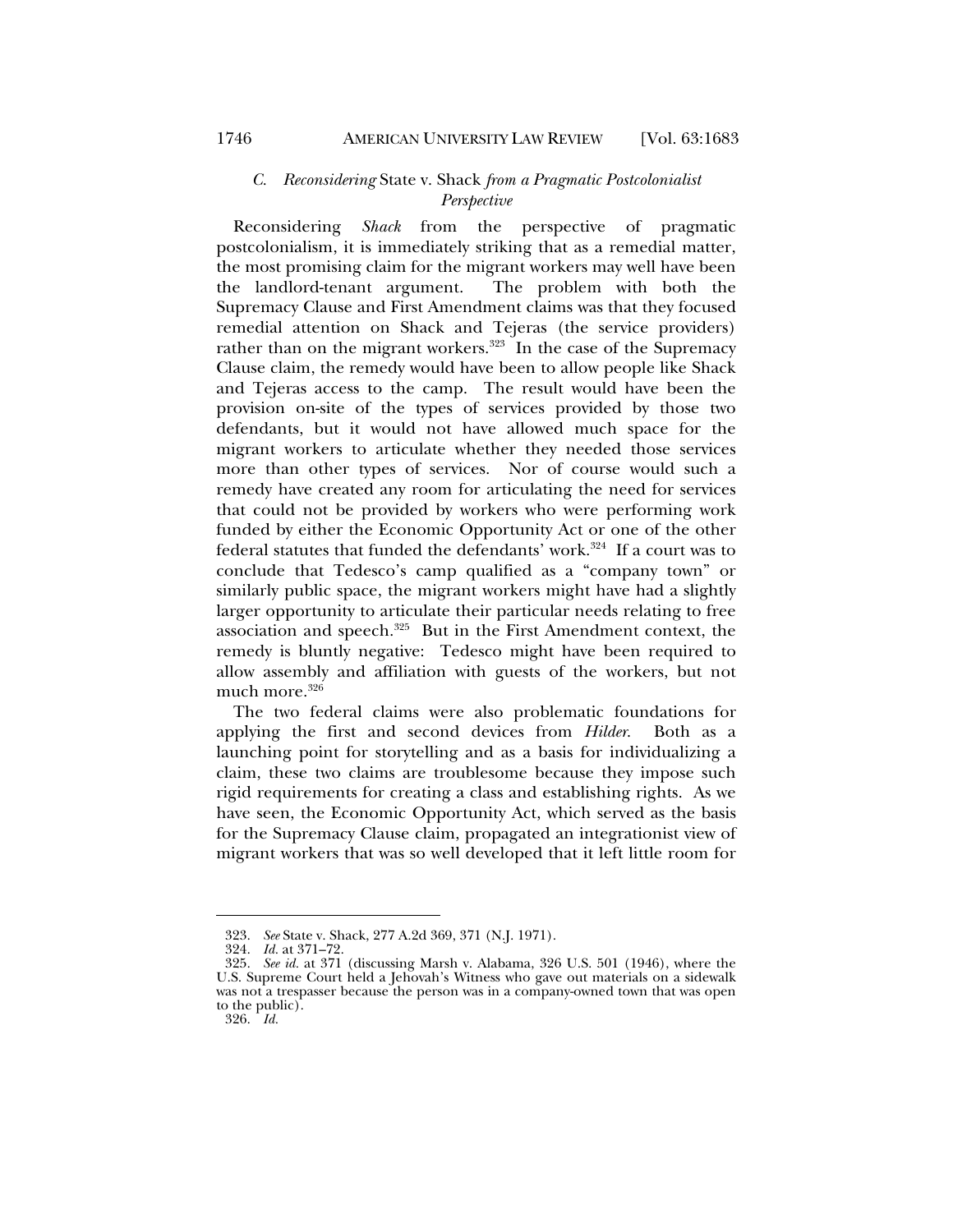### C. *Reconsidering* State v. Shack *from a Pragmatic Postcolonialist Perspective*

Reconsidering *Shack* from the perspective of pragmatic postcolonialism, it is immediately striking that as a remedial matter, the most promising claim for the migrant workers may well have been the landlord-tenant argument. The problem with both the Supremacy Clause and First Amendment claims was that they focused remedial attention on Shack and Tejeras (the service providers) rather than on the migrant workers.[323] In the case of the Supremacy Clause claim, the remedy would have been to allow people like Shack and Tejeras access to the camp. The result would have been the provision on-site of the types of services provided by those two defendants, but it would not have allowed much space for the migrant workers to articulate whether they needed those services more than other types of services. Nor of course would such a remedy have created any room for articulating the need for services that could not be provided by workers who were performing work funded by either the Economic Opportunity Act or one of the other federal statutes that funded the defendants' work.[324] If a court was to conclude that Tedesco's camp qualified as a "company town" or similarly public space, the migrant workers might have had a slightly larger opportunity to articulate their particular needs relating to free association and speech.[325] But in the First Amendment context, the remedy is bluntly negative: Tedesco might have been required to allow assembly and affiliation with guests of the workers, but not much more.[326]

The two federal claims were also problematic foundations for applying the first and second devices from *Hilder*. Both as a launching point for storytelling and as a basis for individualizing a claim, these two claims are troublesome because they impose such rigid requirements for creating a class and establishing rights. As we have seen, the Economic Opportunity Act, which served as the basis for the Supremacy Clause claim, propagated an integrationist view of migrant workers that was so well developed that it left little room for

---

323. *See* State v. Shack, 277 A.2d 369, 371 (N.J. 1971).

324. *Id.* at 371–72.

325. *See id.* at 371 (discussing Marsh v. Alabama, 326 U.S. 501 (1946), where the U.S. Supreme Court held a Jehovah's Witness who gave out materials on a sidewalk was not a trespasser because the person was in a company-owned town that was open to the public).

326. *Id.*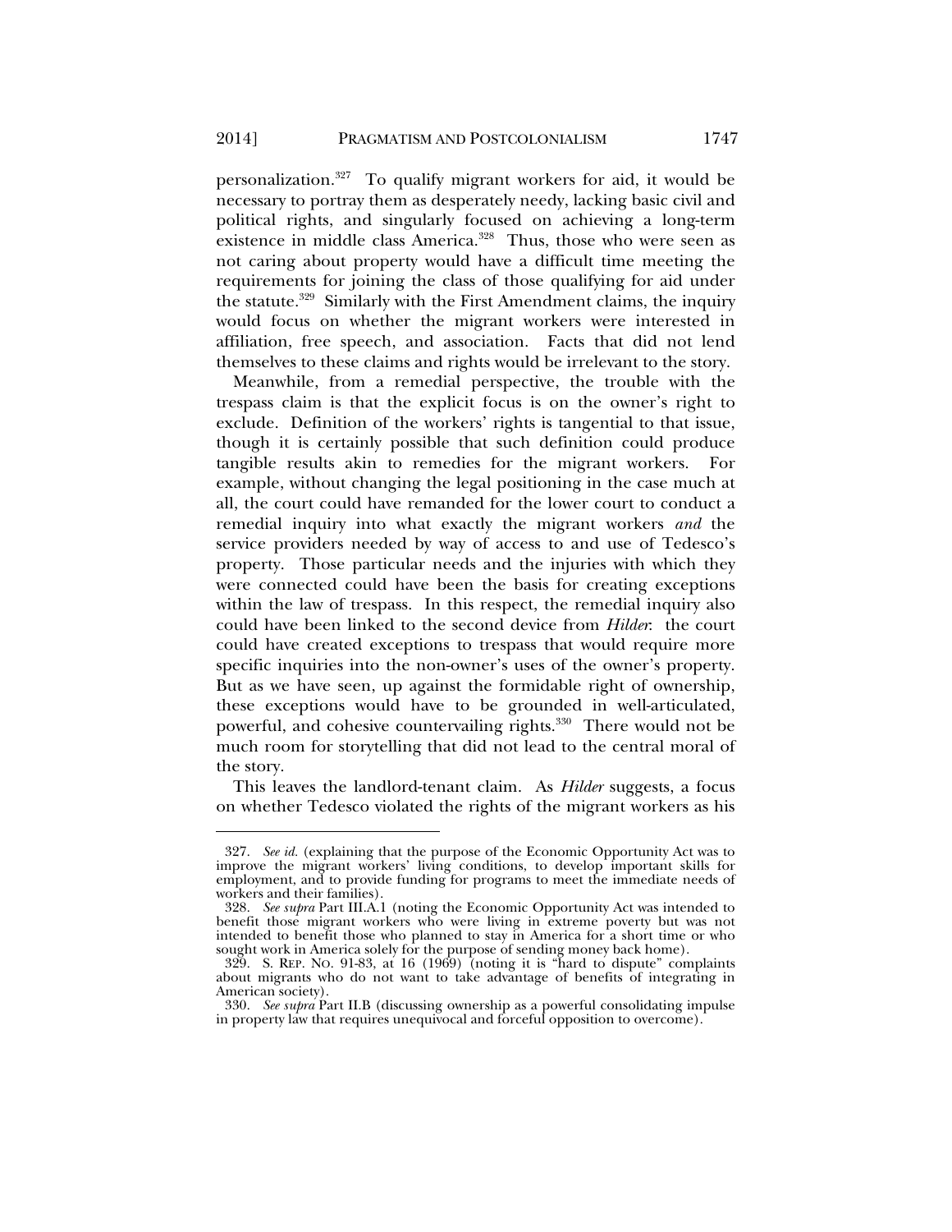personalization.[327] To qualify migrant workers for aid, it would be necessary to portray them as desperately needy, lacking basic civil and political rights, and singularly focused on achieving a long-term existence in middle class America.[328] Thus, those who were seen as not caring about property would have a difficult time meeting the requirements for joining the class of those qualifying for aid under the statute.[329] Similarly with the First Amendment claims, the inquiry would focus on whether the migrant workers were interested in affiliation, free speech, and association. Facts that did not lend themselves to these claims and rights would be irrelevant to the story.

Meanwhile, from a remedial perspective, the trouble with the trespass claim is that the explicit focus is on the owner's right to exclude. Definition of the workers' rights is tangential to that issue, though it is certainly possible that such definition could produce tangible results akin to remedies for the migrant workers. For example, without changing the legal positioning in the case much at all, the court could have remanded for the lower court to conduct a remedial inquiry into what exactly the migrant workers *and* the service providers needed by way of access to and use of Tedesco's property. Those particular needs and the injuries with which they were connected could have been the basis for creating exceptions within the law of trespass. In this respect, the remedial inquiry also could have been linked to the second device from *Hilder*: the court could have created exceptions to trespass that would require more specific inquiries into the non-owner's uses of the owner's property. But as we have seen, up against the formidable right of ownership, these exceptions would have to be grounded in well-articulated, powerful, and cohesive countervailing rights.[330] There would not be much room for storytelling that did not lead to the central moral of the story.

This leaves the landlord-tenant claim. As *Hilder* suggests, a focus on whether Tedesco violated the rights of the migrant workers as his

---

327. *See id.* (explaining that the purpose of the Economic Opportunity Act was to improve the migrant workers' living conditions, to develop important skills for employment, and to provide funding for programs to meet the immediate needs of workers and their families).

328. *See supra* Part III.A.1 (noting the Economic Opportunity Act was intended to benefit those migrant workers who were living in extreme poverty but was not intended to benefit those who planned to stay in America for a short time or who sought work in America solely for the purpose of sending money back home).

329. S. REP. NO. 91-83, at 16 (1969) (noting it is "hard to dispute" complaints about migrants who do not want to take advantage of benefits of integrating in American society).

330. *See supra* Part II.B (discussing ownership as a powerful consolidating impulse in property law that requires unequivocal and forceful opposition to overcome).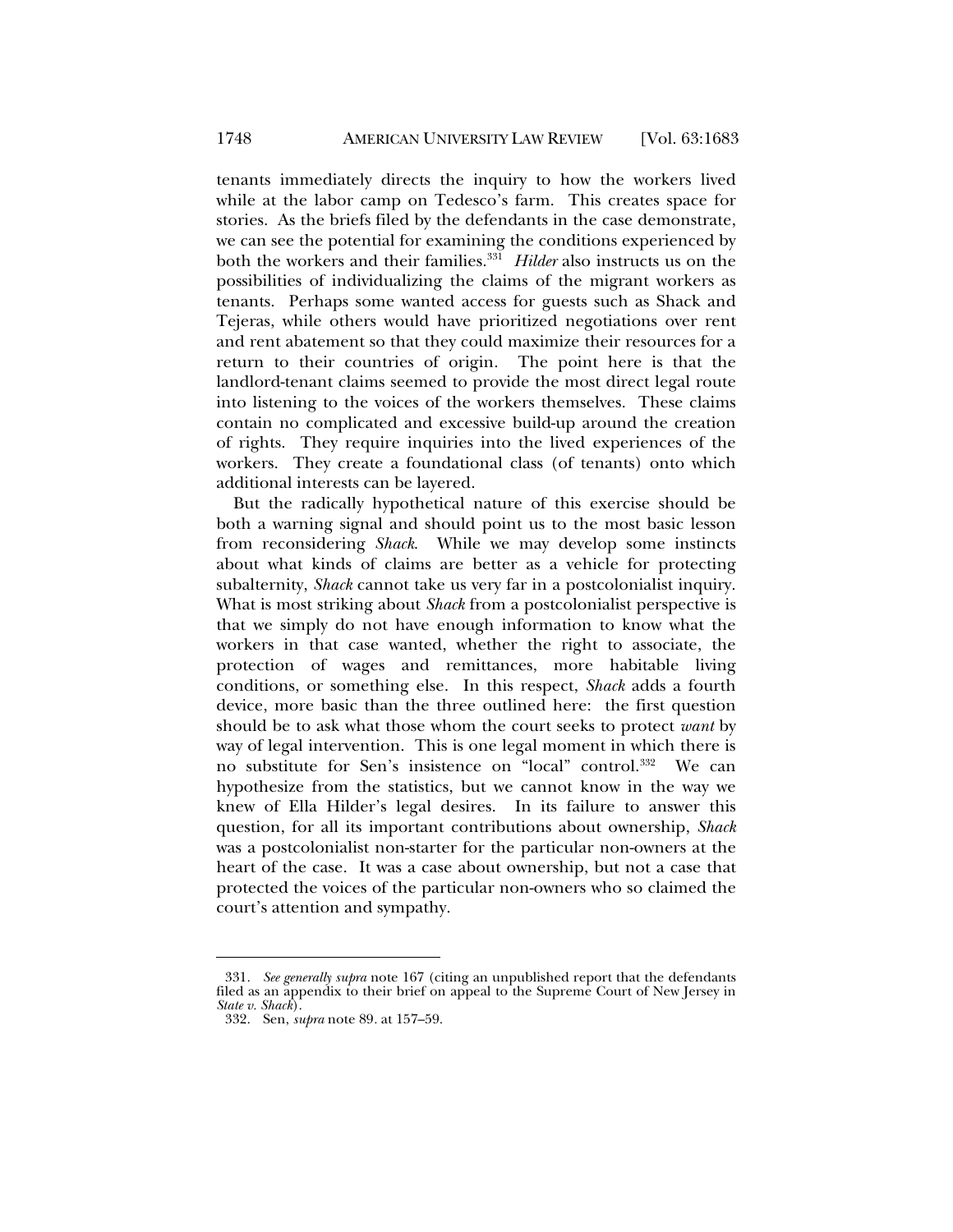tenants immediately directs the inquiry to how the workers lived while at the labor camp on Tedesco's farm. This creates space for stories. As the briefs filed by the defendants in the case demonstrate, we can see the potential for examining the conditions experienced by both the workers and their families.[331] *Hilder* also instructs us on the possibilities of individualizing the claims of the migrant workers as tenants. Perhaps some wanted access for guests such as Shack and Tejeras, while others would have prioritized negotiations over rent and rent abatement so that they could maximize their resources for a return to their countries of origin. The point here is that the landlord-tenant claims seemed to provide the most direct legal route into listening to the voices of the workers themselves. These claims contain no complicated and excessive build-up around the creation of rights. They require inquiries into the lived experiences of the workers. They create a foundational class (of tenants) onto which additional interests can be layered.

But the radically hypothetical nature of this exercise should be both a warning signal and should point us to the most basic lesson from reconsidering *Shack*. While we may develop some instincts about what kinds of claims are better as a vehicle for protecting subalternity, *Shack* cannot take us very far in a postcolonialist inquiry. What is most striking about *Shack* from a postcolonialist perspective is that we simply do not have enough information to know what the workers in that case wanted, whether the right to associate, the protection of wages and remittances, more habitable living conditions, or something else. In this respect, *Shack* adds a fourth device, more basic than the three outlined here: the first question should be to ask what those whom the court seeks to protect *want* by way of legal intervention. This is one legal moment in which there is no substitute for Sen's insistence on "local" control.[332] We can hypothesize from the statistics, but we cannot know in the way we knew of Ella Hilder's legal desires. In its failure to answer this question, for all its important contributions about ownership, *Shack* was a postcolonialist non-starter for the particular non-owners at the heart of the case. It was a case about ownership, but not a case that protected the voices of the particular non-owners who so claimed the court's attention and sympathy.

---

331. *See generally supra* note 167 (citing an unpublished report that the defendants filed as an appendix to their brief on appeal to the Supreme Court of New Jersey in *State v. Shack*).

332. Sen, *supra* note 89. at 157–59.